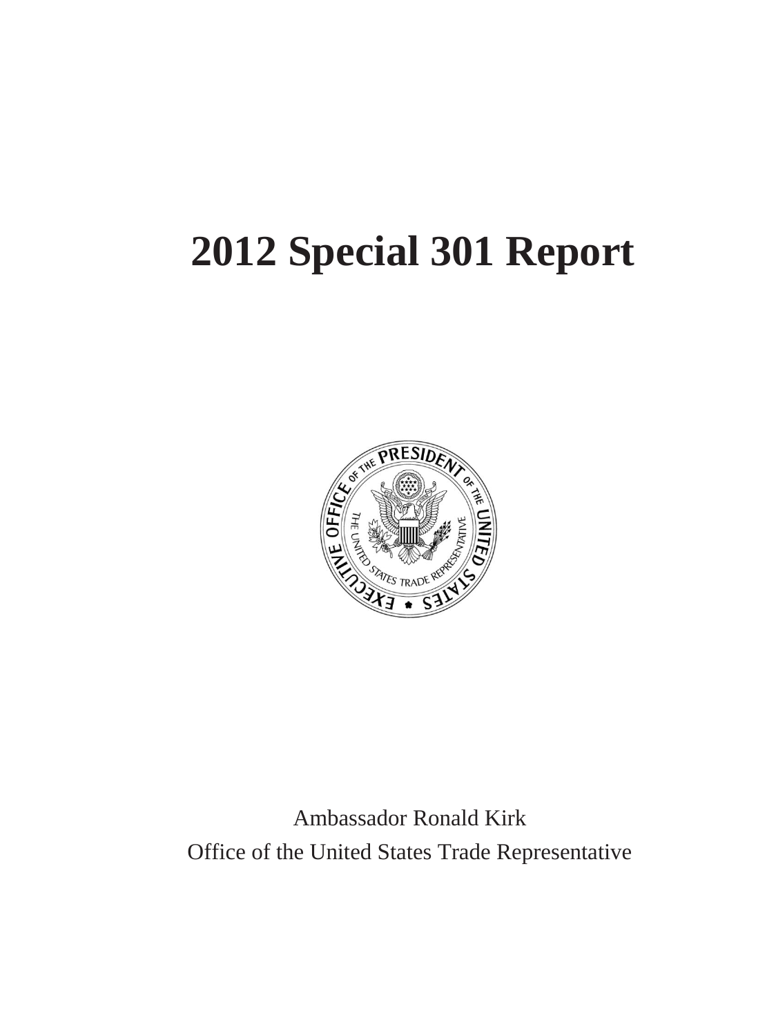# 2012 Special 301 Report

Ambassador Ronald Kirk

Office of the United States Trade Representative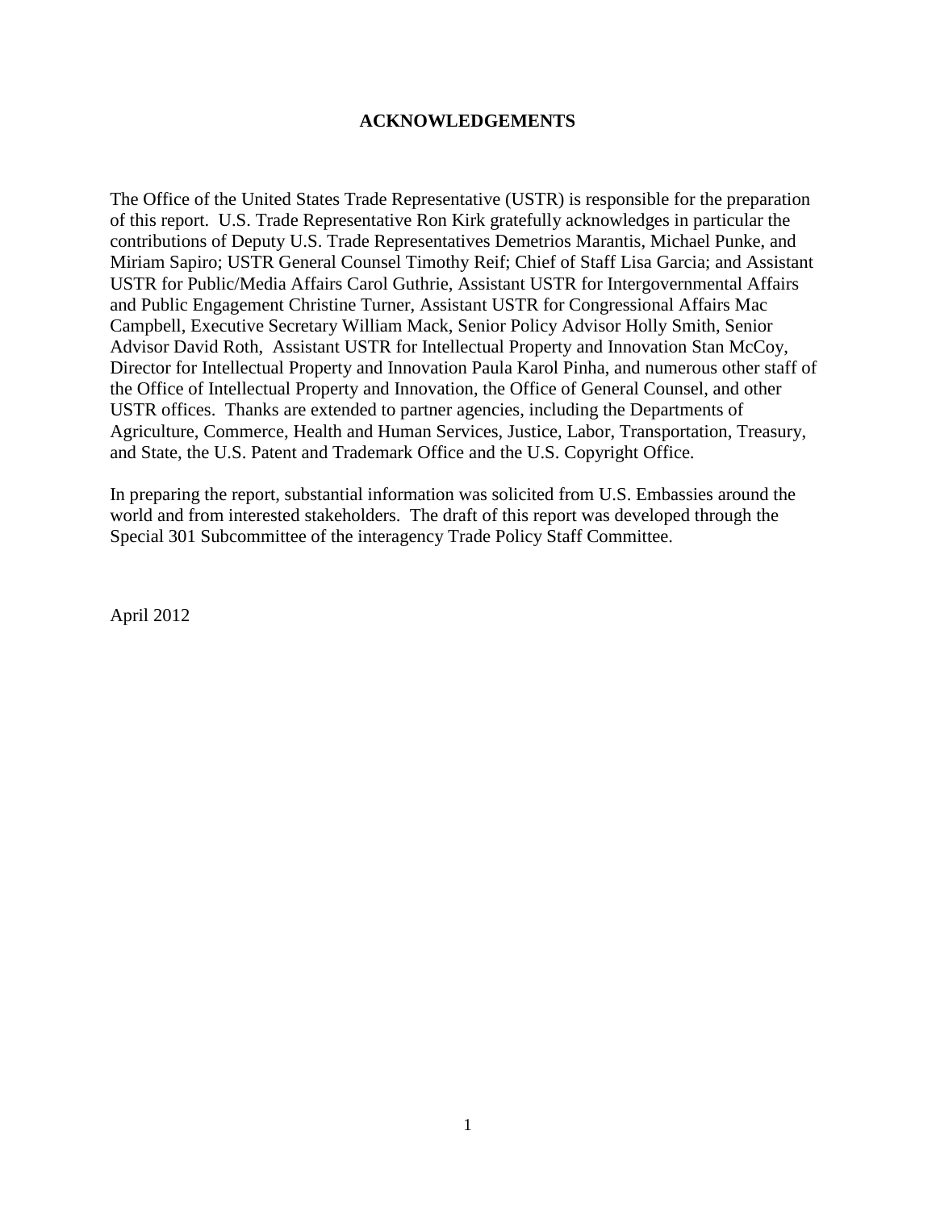# ACKNOWLEDGEMENTS

The Office of the United States Trade Representative (USTR) is responsible for the preparation of this report. U.S. Trade Representative Ron Kirk gratefully acknowledges in particular the contributions of Deputy U.S. Trade Representatives Demetrios Marantis, Michael Punke, and Miriam Sapiro; USTR General Counsel Timothy Reif; Chief of Staff Lisa Garcia; and Assistant USTR for Public/Media Affairs Carol Guthrie, Assistant USTR for Intergovernmental Affairs and Public Engagement Christine Turner, Assistant USTR for Congressional Affairs Mac Campbell, Executive Secretary William Mack, Senior Policy Advisor Holly Smith, Senior Advisor David Roth, Assistant USTR for Intellectual Property and Innovation Stan McCoy, Director for Intellectual Property and Innovation Paula Karol Pinha, and numerous other staff of the Office of Intellectual Property and Innovation, the Office of General Counsel, and other USTR offices. Thanks are extended to partner agencies, including the Departments of Agriculture, Commerce, Health and Human Services, Justice, Labor, Transportation, Treasury, and State, the U.S. Patent and Trademark Office and the U.S. Copyright Office.

In preparing the report, substantial information was solicited from U.S. Embassies around the world and from interested stakeholders. The draft of this report was developed through the Special 301 Subcommittee of the interagency Trade Policy Staff Committee.

April 2012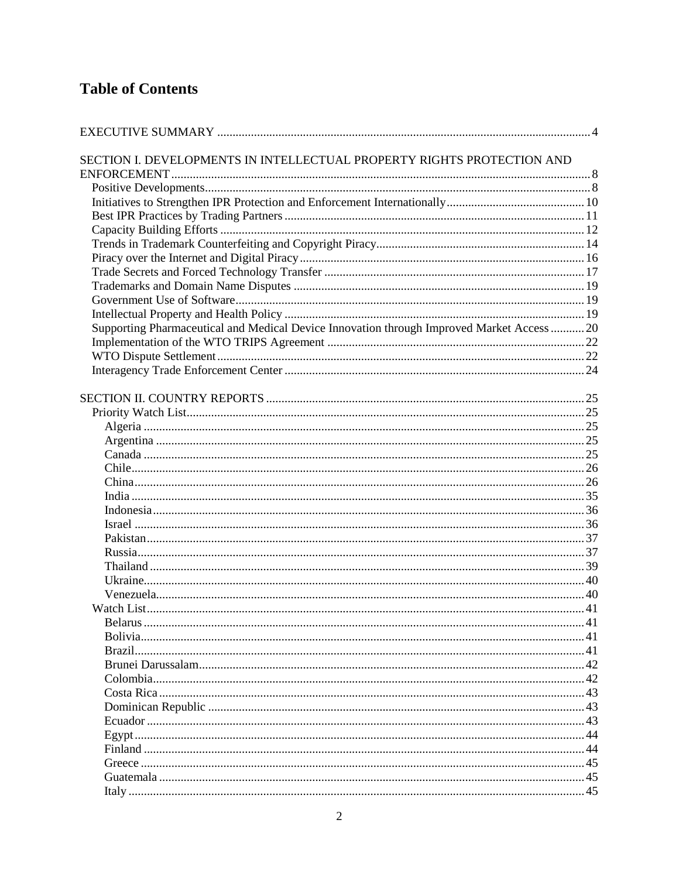# Table of Contents

EXECUTIVE SUMMARY ..... 4

SECTION I. DEVELOPMENTS IN INTELLECTUAL PROPERTY RIGHTS PROTECTION AND ENFORCEMENT ..... 8
- Positive Developments ..... 8
- Initiatives to Strengthen IPR Protection and Enforcement Internationally ..... 10
- Best IPR Practices by Trading Partners ..... 11
- Capacity Building Efforts ..... 12
- Trends in Trademark Counterfeiting and Copyright Piracy ..... 14
- Piracy over the Internet and Digital Piracy ..... 16
- Trade Secrets and Forced Technology Transfer ..... 17
- Trademarks and Domain Name Disputes ..... 19
- Government Use of Software ..... 19
- Intellectual Property and Health Policy ..... 19
- Supporting Pharmaceutical and Medical Device Innovation through Improved Market Access ..... 20
- Implementation of the WTO TRIPS Agreement ..... 22
- WTO Dispute Settlement ..... 22
- Interagency Trade Enforcement Center ..... 24

SECTION II. COUNTRY REPORTS ..... 25
- Priority Watch List ..... 25
  - Algeria ..... 25
  - Argentina ..... 25
  - Canada ..... 25
  - Chile ..... 26
  - China ..... 26
  - India ..... 35
  - Indonesia ..... 36
  - Israel ..... 36
  - Pakistan ..... 37
  - Russia ..... 37
  - Thailand ..... 39
  - Ukraine ..... 40
  - Venezuela ..... 40
- Watch List ..... 41
  - Belarus ..... 41
  - Bolivia ..... 41
  - Brazil ..... 41
  - Brunei Darussalam ..... 42
  - Colombia ..... 42
  - Costa Rica ..... 43
  - Dominican Republic ..... 43
  - Ecuador ..... 43
  - Egypt ..... 44
  - Finland ..... 44
  - Greece ..... 45
  - Guatemala ..... 45
  - Italy ..... 45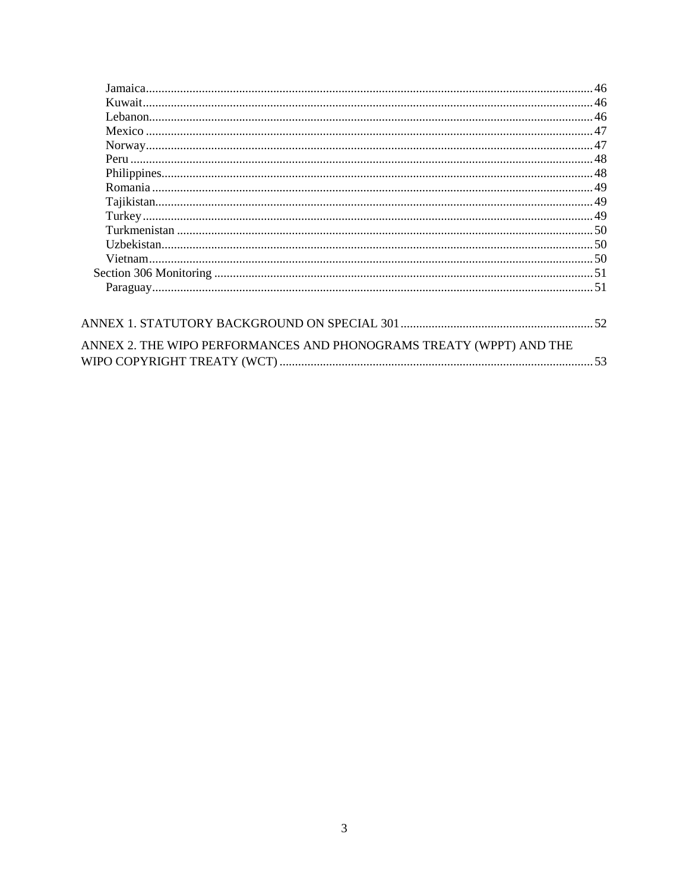Jamaica ... 46
Kuwait ... 46
Lebanon ... 46
Mexico ... 47
Norway ... 47
Peru ... 48
Philippines ... 48
Romania ... 49
Tajikistan ... 49
Turkey ... 49
Turkmenistan ... 50
Uzbekistan ... 50
Vietnam ... 50
Section 306 Monitoring ... 51
Paraguay ... 51

ANNEX 1. STATUTORY BACKGROUND ON SPECIAL 301 ... 52

ANNEX 2. THE WIPO PERFORMANCES AND PHONOGRAMS TREATY (WPPT) AND THE WIPO COPYRIGHT TREATY (WCT) ... 53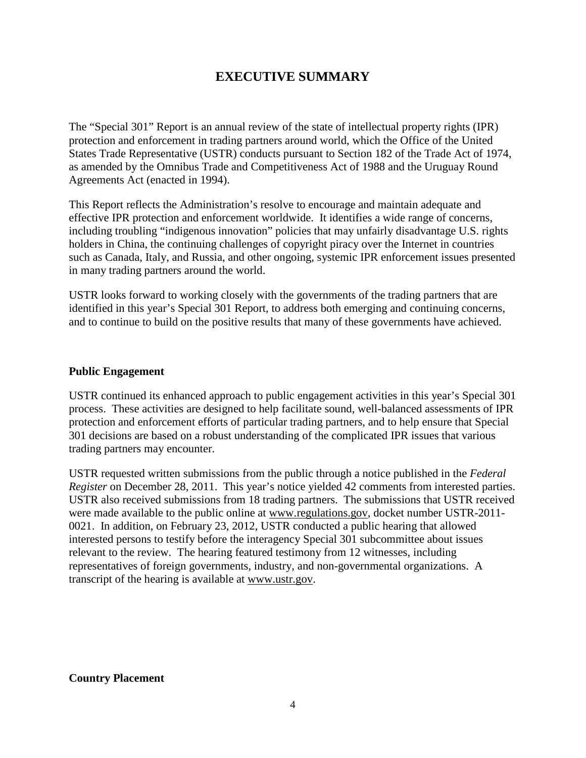# EXECUTIVE SUMMARY

The "Special 301" Report is an annual review of the state of intellectual property rights (IPR) protection and enforcement in trading partners around world, which the Office of the United States Trade Representative (USTR) conducts pursuant to Section 182 of the Trade Act of 1974, as amended by the Omnibus Trade and Competitiveness Act of 1988 and the Uruguay Round Agreements Act (enacted in 1994).

This Report reflects the Administration's resolve to encourage and maintain adequate and effective IPR protection and enforcement worldwide. It identifies a wide range of concerns, including troubling "indigenous innovation" policies that may unfairly disadvantage U.S. rights holders in China, the continuing challenges of copyright piracy over the Internet in countries such as Canada, Italy, and Russia, and other ongoing, systemic IPR enforcement issues presented in many trading partners around the world.

USTR looks forward to working closely with the governments of the trading partners that are identified in this year's Special 301 Report, to address both emerging and continuing concerns, and to continue to build on the positive results that many of these governments have achieved.

**Public Engagement**

USTR continued its enhanced approach to public engagement activities in this year's Special 301 process. These activities are designed to help facilitate sound, well-balanced assessments of IPR protection and enforcement efforts of particular trading partners, and to help ensure that Special 301 decisions are based on a robust understanding of the complicated IPR issues that various trading partners may encounter.

USTR requested written submissions from the public through a notice published in the *Federal Register* on December 28, 2011. This year's notice yielded 42 comments from interested parties. USTR also received submissions from 18 trading partners. The submissions that USTR received were made available to the public online at www.regulations.gov, docket number USTR-2011-0021. In addition, on February 23, 2012, USTR conducted a public hearing that allowed interested persons to testify before the interagency Special 301 subcommittee about issues relevant to the review. The hearing featured testimony from 12 witnesses, including representatives of foreign governments, industry, and non-governmental organizations. A transcript of the hearing is available at www.ustr.gov.

**Country Placement**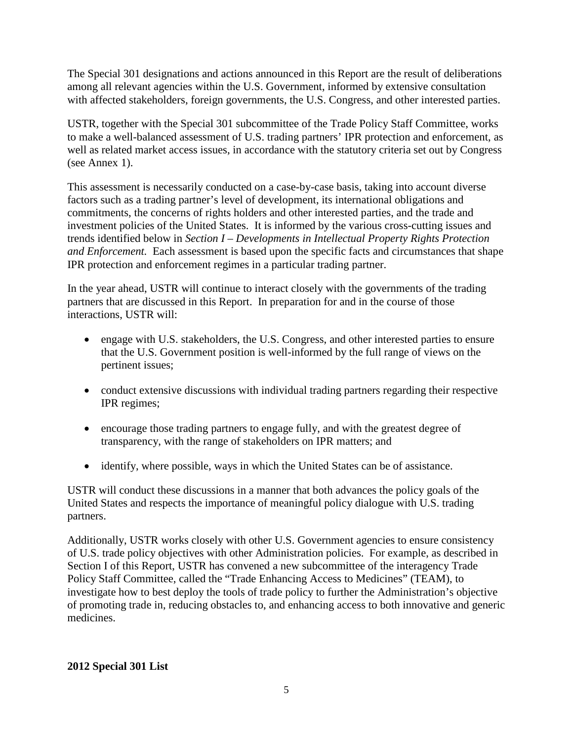The Special 301 designations and actions announced in this Report are the result of deliberations among all relevant agencies within the U.S. Government, informed by extensive consultation with affected stakeholders, foreign governments, the U.S. Congress, and other interested parties.

USTR, together with the Special 301 subcommittee of the Trade Policy Staff Committee, works to make a well-balanced assessment of U.S. trading partners' IPR protection and enforcement, as well as related market access issues, in accordance with the statutory criteria set out by Congress (see Annex 1).

This assessment is necessarily conducted on a case-by-case basis, taking into account diverse factors such as a trading partner's level of development, its international obligations and commitments, the concerns of rights holders and other interested parties, and the trade and investment policies of the United States. It is informed by the various cross-cutting issues and trends identified below in *Section I – Developments in Intellectual Property Rights Protection and Enforcement.* Each assessment is based upon the specific facts and circumstances that shape IPR protection and enforcement regimes in a particular trading partner.

In the year ahead, USTR will continue to interact closely with the governments of the trading partners that are discussed in this Report. In preparation for and in the course of those interactions, USTR will:

- engage with U.S. stakeholders, the U.S. Congress, and other interested parties to ensure that the U.S. Government position is well-informed by the full range of views on the pertinent issues;
- conduct extensive discussions with individual trading partners regarding their respective IPR regimes;
- encourage those trading partners to engage fully, and with the greatest degree of transparency, with the range of stakeholders on IPR matters; and
- identify, where possible, ways in which the United States can be of assistance.

USTR will conduct these discussions in a manner that both advances the policy goals of the United States and respects the importance of meaningful policy dialogue with U.S. trading partners.

Additionally, USTR works closely with other U.S. Government agencies to ensure consistency of U.S. trade policy objectives with other Administration policies. For example, as described in Section I of this Report, USTR has convened a new subcommittee of the interagency Trade Policy Staff Committee, called the "Trade Enhancing Access to Medicines" (TEAM), to investigate how to best deploy the tools of trade policy to further the Administration's objective of promoting trade in, reducing obstacles to, and enhancing access to both innovative and generic medicines.

**2012 Special 301 List**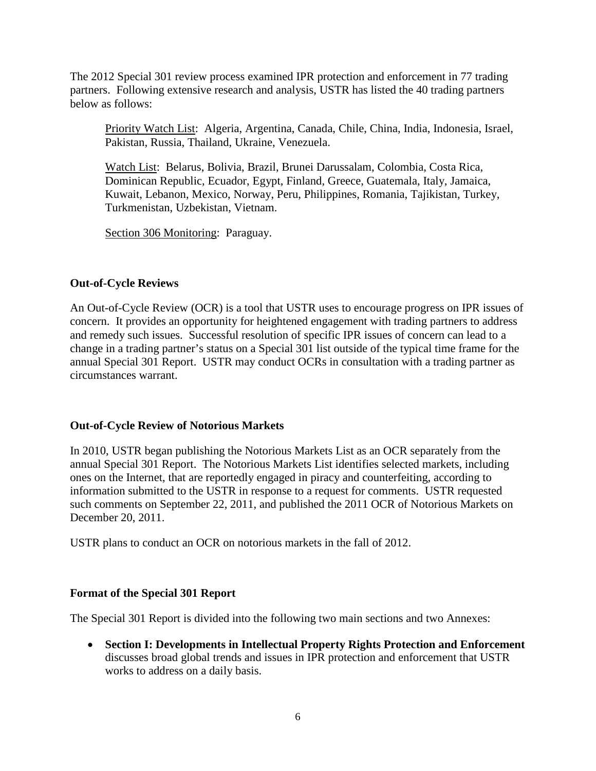The 2012 Special 301 review process examined IPR protection and enforcement in 77 trading partners. Following extensive research and analysis, USTR has listed the 40 trading partners below as follows:

Priority Watch List: Algeria, Argentina, Canada, Chile, China, India, Indonesia, Israel, Pakistan, Russia, Thailand, Ukraine, Venezuela.

Watch List: Belarus, Bolivia, Brazil, Brunei Darussalam, Colombia, Costa Rica, Dominican Republic, Ecuador, Egypt, Finland, Greece, Guatemala, Italy, Jamaica, Kuwait, Lebanon, Mexico, Norway, Peru, Philippines, Romania, Tajikistan, Turkey, Turkmenistan, Uzbekistan, Vietnam.

Section 306 Monitoring: Paraguay.

## Out-of-Cycle Reviews

An Out-of-Cycle Review (OCR) is a tool that USTR uses to encourage progress on IPR issues of concern. It provides an opportunity for heightened engagement with trading partners to address and remedy such issues. Successful resolution of specific IPR issues of concern can lead to a change in a trading partner's status on a Special 301 list outside of the typical time frame for the annual Special 301 Report. USTR may conduct OCRs in consultation with a trading partner as circumstances warrant.

## Out-of-Cycle Review of Notorious Markets

In 2010, USTR began publishing the Notorious Markets List as an OCR separately from the annual Special 301 Report. The Notorious Markets List identifies selected markets, including ones on the Internet, that are reportedly engaged in piracy and counterfeiting, according to information submitted to the USTR in response to a request for comments. USTR requested such comments on September 22, 2011, and published the 2011 OCR of Notorious Markets on December 20, 2011.

USTR plans to conduct an OCR on notorious markets in the fall of 2012.

## Format of the Special 301 Report

The Special 301 Report is divided into the following two main sections and two Annexes:

- **Section I: Developments in Intellectual Property Rights Protection and Enforcement** discusses broad global trends and issues in IPR protection and enforcement that USTR works to address on a daily basis.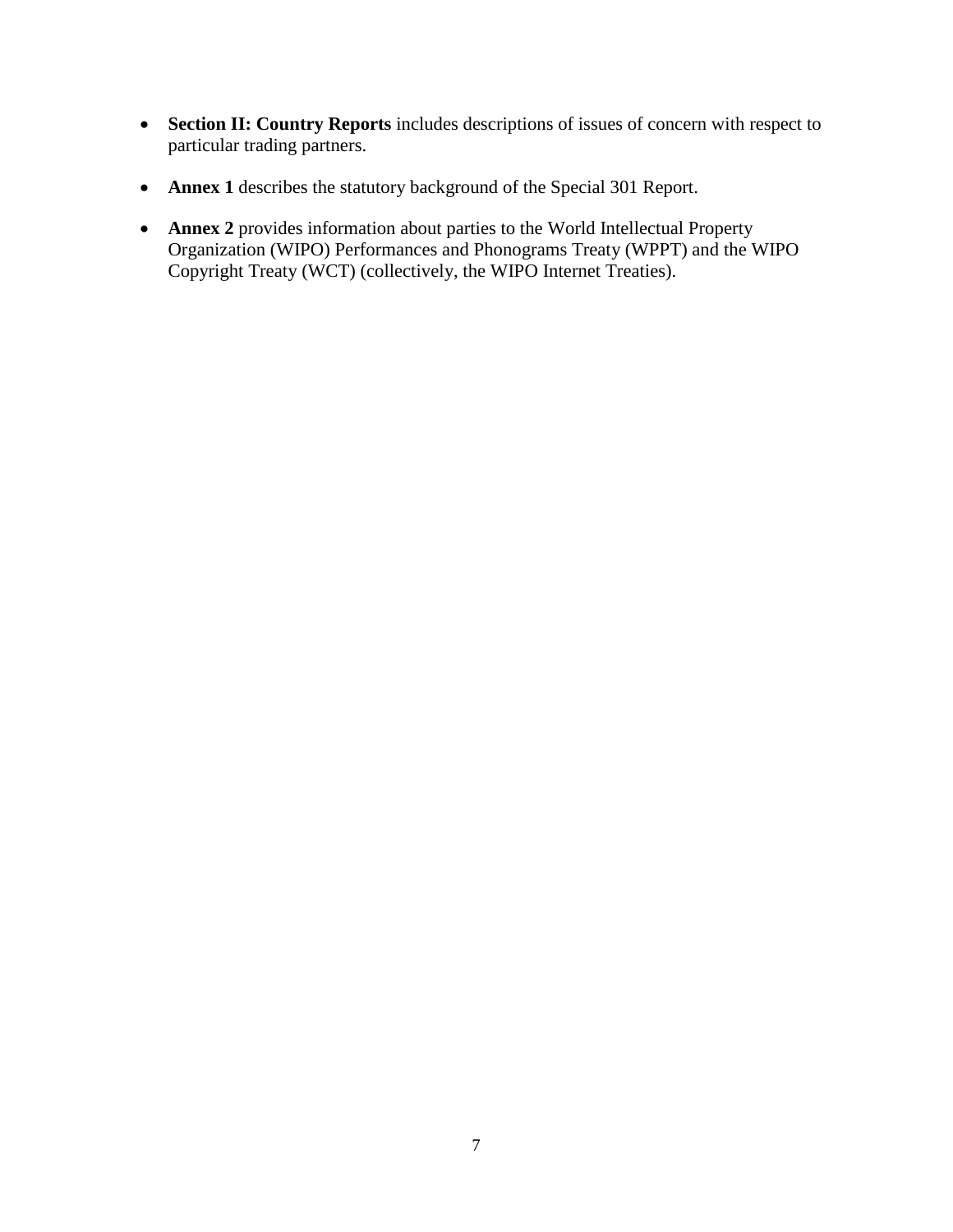- **Section II: Country Reports** includes descriptions of issues of concern with respect to particular trading partners.

- **Annex 1** describes the statutory background of the Special 301 Report.

- **Annex 2** provides information about parties to the World Intellectual Property Organization (WIPO) Performances and Phonograms Treaty (WPPT) and the WIPO Copyright Treaty (WCT) (collectively, the WIPO Internet Treaties).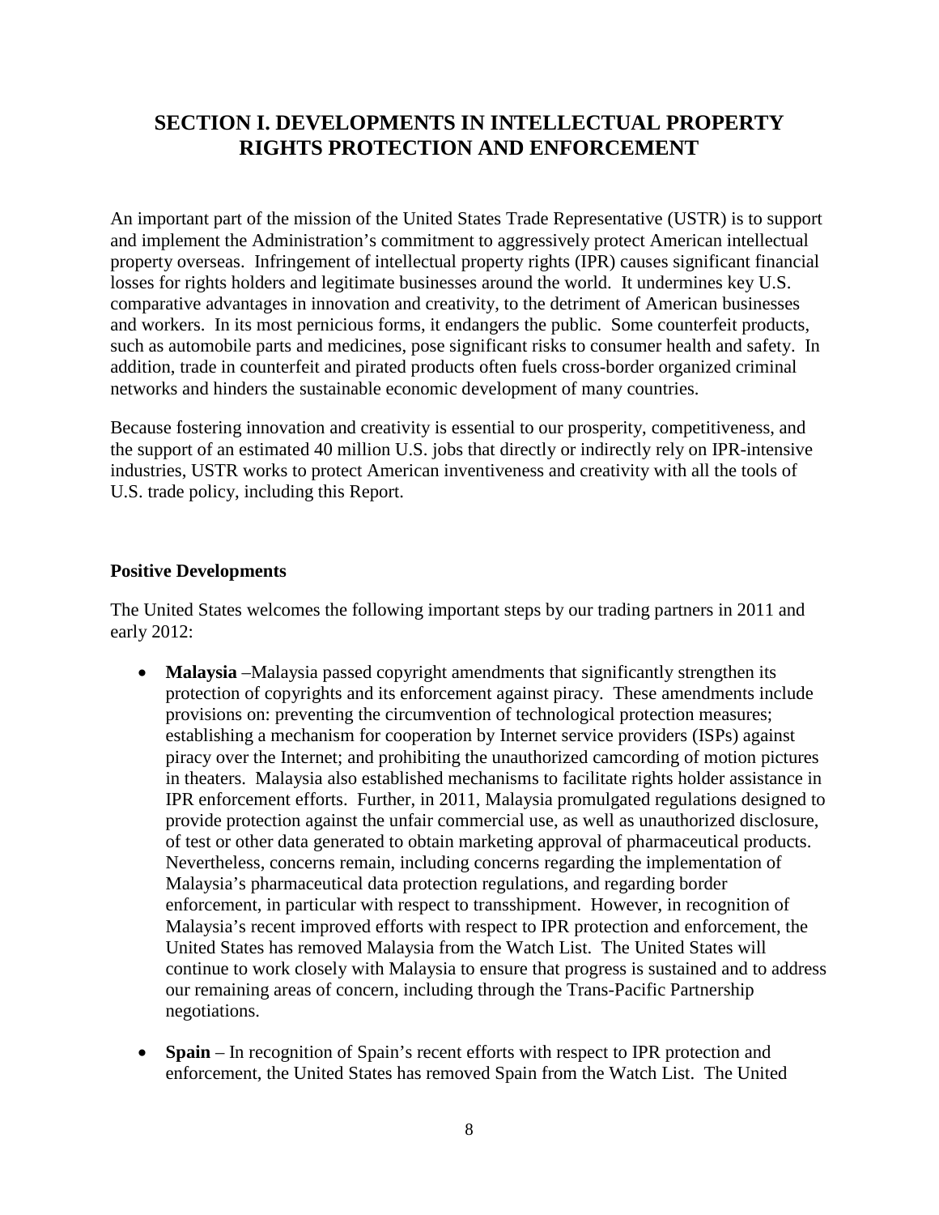# SECTION I. DEVELOPMENTS IN INTELLECTUAL PROPERTY RIGHTS PROTECTION AND ENFORCEMENT

An important part of the mission of the United States Trade Representative (USTR) is to support and implement the Administration's commitment to aggressively protect American intellectual property overseas. Infringement of intellectual property rights (IPR) causes significant financial losses for rights holders and legitimate businesses around the world. It undermines key U.S. comparative advantages in innovation and creativity, to the detriment of American businesses and workers. In its most pernicious forms, it endangers the public. Some counterfeit products, such as automobile parts and medicines, pose significant risks to consumer health and safety. In addition, trade in counterfeit and pirated products often fuels cross-border organized criminal networks and hinders the sustainable economic development of many countries.

Because fostering innovation and creativity is essential to our prosperity, competitiveness, and the support of an estimated 40 million U.S. jobs that directly or indirectly rely on IPR-intensive industries, USTR works to protect American inventiveness and creativity with all the tools of U.S. trade policy, including this Report.

**Positive Developments**

The United States welcomes the following important steps by our trading partners in 2011 and early 2012:

- **Malaysia** –Malaysia passed copyright amendments that significantly strengthen its protection of copyrights and its enforcement against piracy. These amendments include provisions on: preventing the circumvention of technological protection measures; establishing a mechanism for cooperation by Internet service providers (ISPs) against piracy over the Internet; and prohibiting the unauthorized camcording of motion pictures in theaters. Malaysia also established mechanisms to facilitate rights holder assistance in IPR enforcement efforts. Further, in 2011, Malaysia promulgated regulations designed to provide protection against the unfair commercial use, as well as unauthorized disclosure, of test or other data generated to obtain marketing approval of pharmaceutical products. Nevertheless, concerns remain, including concerns regarding the implementation of Malaysia's pharmaceutical data protection regulations, and regarding border enforcement, in particular with respect to transshipment. However, in recognition of Malaysia's recent improved efforts with respect to IPR protection and enforcement, the United States has removed Malaysia from the Watch List. The United States will continue to work closely with Malaysia to ensure that progress is sustained and to address our remaining areas of concern, including through the Trans-Pacific Partnership negotiations.

- **Spain** – In recognition of Spain's recent efforts with respect to IPR protection and enforcement, the United States has removed Spain from the Watch List. The United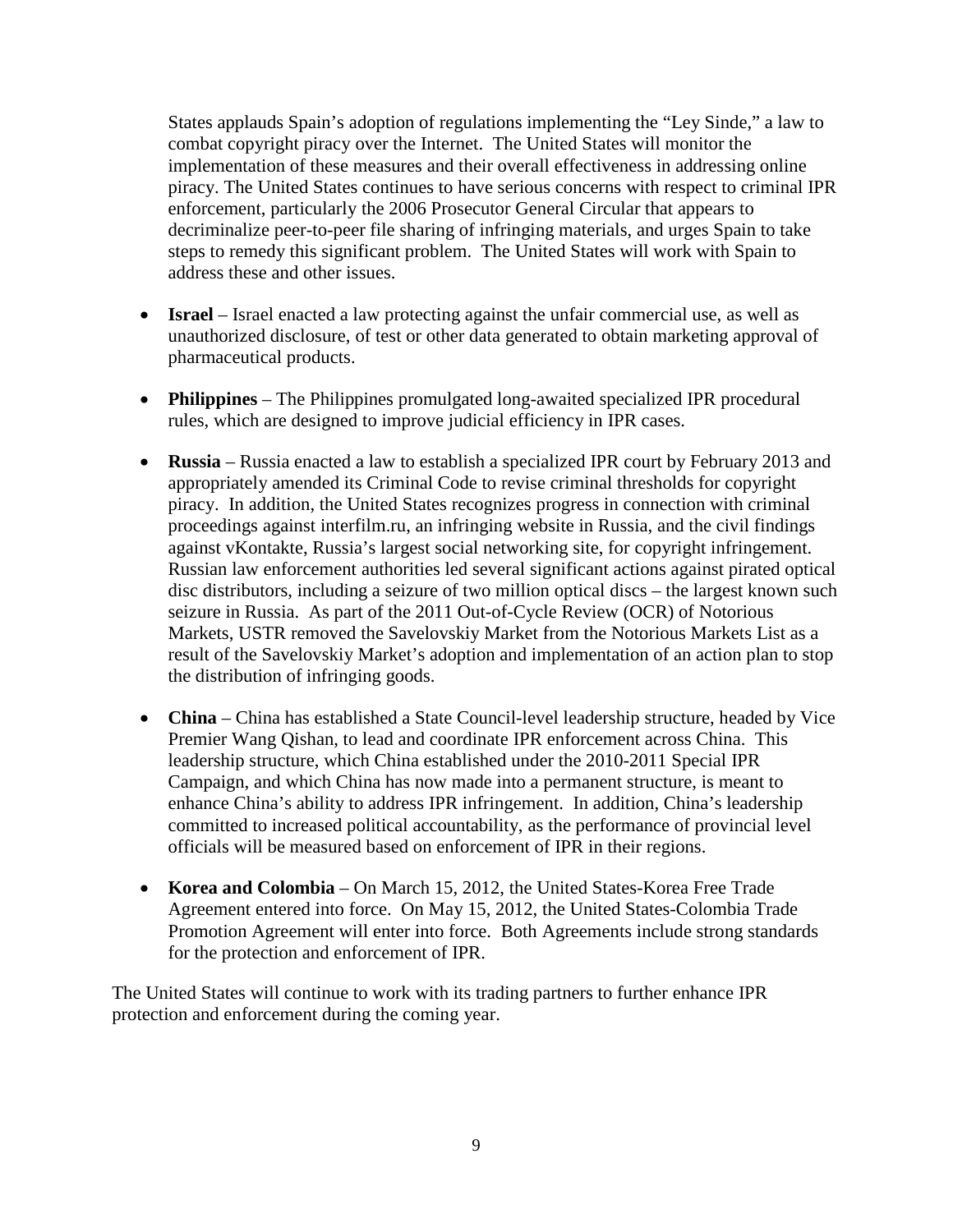States applauds Spain's adoption of regulations implementing the "Ley Sinde," a law to combat copyright piracy over the Internet. The United States will monitor the implementation of these measures and their overall effectiveness in addressing online piracy. The United States continues to have serious concerns with respect to criminal IPR enforcement, particularly the 2006 Prosecutor General Circular that appears to decriminalize peer-to-peer file sharing of infringing materials, and urges Spain to take steps to remedy this significant problem. The United States will work with Spain to address these and other issues.

- **Israel** – Israel enacted a law protecting against the unfair commercial use, as well as unauthorized disclosure, of test or other data generated to obtain marketing approval of pharmaceutical products.

- **Philippines** – The Philippines promulgated long-awaited specialized IPR procedural rules, which are designed to improve judicial efficiency in IPR cases.

- **Russia** – Russia enacted a law to establish a specialized IPR court by February 2013 and appropriately amended its Criminal Code to revise criminal thresholds for copyright piracy. In addition, the United States recognizes progress in connection with criminal proceedings against interfilm.ru, an infringing website in Russia, and the civil findings against vKontakte, Russia's largest social networking site, for copyright infringement. Russian law enforcement authorities led several significant actions against pirated optical disc distributors, including a seizure of two million optical discs – the largest known such seizure in Russia. As part of the 2011 Out-of-Cycle Review (OCR) of Notorious Markets, USTR removed the Savelovskiy Market from the Notorious Markets List as a result of the Savelovskiy Market's adoption and implementation of an action plan to stop the distribution of infringing goods.

- **China** – China has established a State Council-level leadership structure, headed by Vice Premier Wang Qishan, to lead and coordinate IPR enforcement across China. This leadership structure, which China established under the 2010-2011 Special IPR Campaign, and which China has now made into a permanent structure, is meant to enhance China's ability to address IPR infringement. In addition, China's leadership committed to increased political accountability, as the performance of provincial level officials will be measured based on enforcement of IPR in their regions.

- **Korea and Colombia** – On March 15, 2012, the United States-Korea Free Trade Agreement entered into force. On May 15, 2012, the United States-Colombia Trade Promotion Agreement will enter into force. Both Agreements include strong standards for the protection and enforcement of IPR.

The United States will continue to work with its trading partners to further enhance IPR protection and enforcement during the coming year.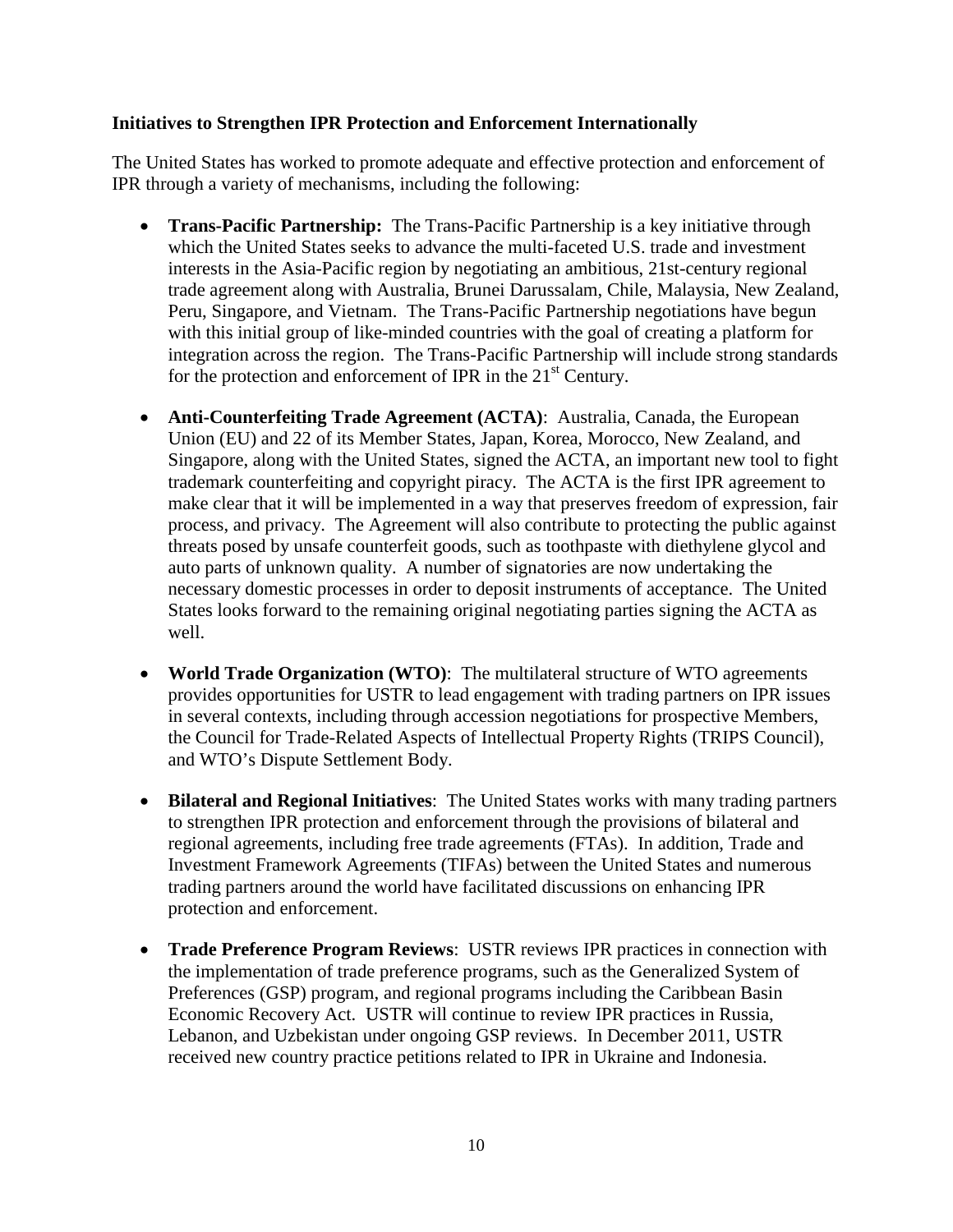**Initiatives to Strengthen IPR Protection and Enforcement Internationally**

The United States has worked to promote adequate and effective protection and enforcement of IPR through a variety of mechanisms, including the following:

- **Trans-Pacific Partnership:** The Trans-Pacific Partnership is a key initiative through which the United States seeks to advance the multi-faceted U.S. trade and investment interests in the Asia-Pacific region by negotiating an ambitious, 21st-century regional trade agreement along with Australia, Brunei Darussalam, Chile, Malaysia, New Zealand, Peru, Singapore, and Vietnam. The Trans-Pacific Partnership negotiations have begun with this initial group of like-minded countries with the goal of creating a platform for integration across the region. The Trans-Pacific Partnership will include strong standards for the protection and enforcement of IPR in the 21st Century.

- **Anti-Counterfeiting Trade Agreement (ACTA)**: Australia, Canada, the European Union (EU) and 22 of its Member States, Japan, Korea, Morocco, New Zealand, and Singapore, along with the United States, signed the ACTA, an important new tool to fight trademark counterfeiting and copyright piracy. The ACTA is the first IPR agreement to make clear that it will be implemented in a way that preserves freedom of expression, fair process, and privacy. The Agreement will also contribute to protecting the public against threats posed by unsafe counterfeit goods, such as toothpaste with diethylene glycol and auto parts of unknown quality. A number of signatories are now undertaking the necessary domestic processes in order to deposit instruments of acceptance. The United States looks forward to the remaining original negotiating parties signing the ACTA as well.

- **World Trade Organization (WTO)**: The multilateral structure of WTO agreements provides opportunities for USTR to lead engagement with trading partners on IPR issues in several contexts, including through accession negotiations for prospective Members, the Council for Trade-Related Aspects of Intellectual Property Rights (TRIPS Council), and WTO's Dispute Settlement Body.

- **Bilateral and Regional Initiatives**: The United States works with many trading partners to strengthen IPR protection and enforcement through the provisions of bilateral and regional agreements, including free trade agreements (FTAs). In addition, Trade and Investment Framework Agreements (TIFAs) between the United States and numerous trading partners around the world have facilitated discussions on enhancing IPR protection and enforcement.

- **Trade Preference Program Reviews**: USTR reviews IPR practices in connection with the implementation of trade preference programs, such as the Generalized System of Preferences (GSP) program, and regional programs including the Caribbean Basin Economic Recovery Act. USTR will continue to review IPR practices in Russia, Lebanon, and Uzbekistan under ongoing GSP reviews. In December 2011, USTR received new country practice petitions related to IPR in Ukraine and Indonesia.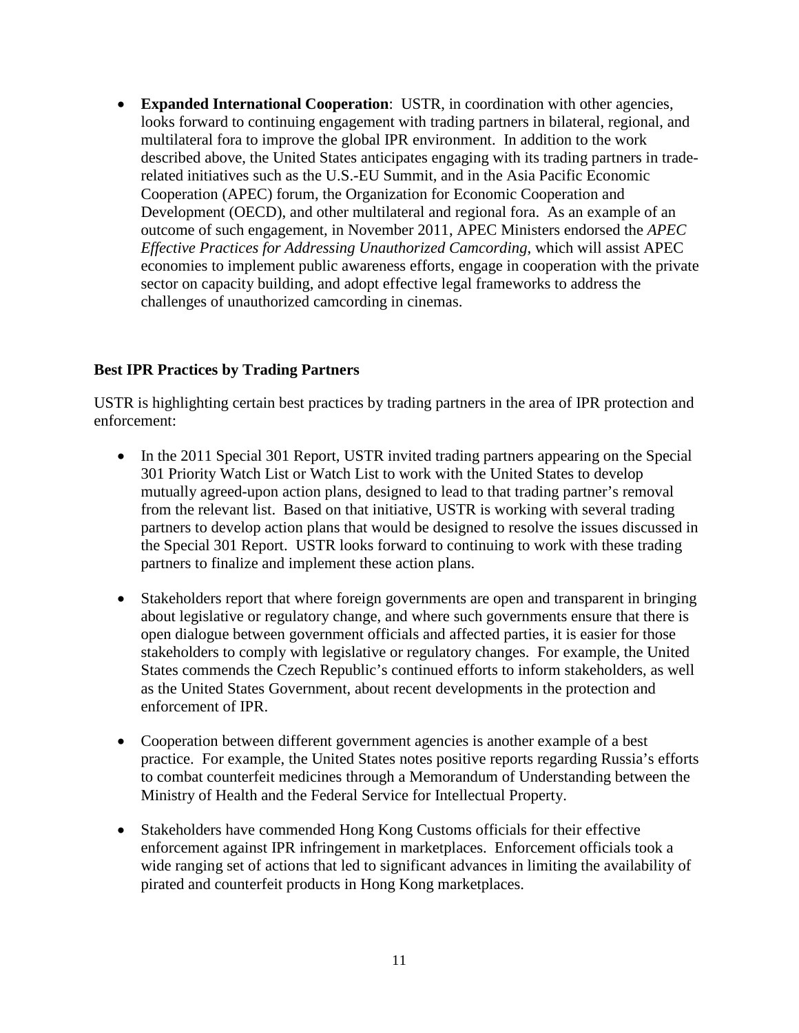- **Expanded International Cooperation**: USTR, in coordination with other agencies, looks forward to continuing engagement with trading partners in bilateral, regional, and multilateral fora to improve the global IPR environment. In addition to the work described above, the United States anticipates engaging with its trading partners in trade-related initiatives such as the U.S.-EU Summit, and in the Asia Pacific Economic Cooperation (APEC) forum, the Organization for Economic Cooperation and Development (OECD), and other multilateral and regional fora. As an example of an outcome of such engagement, in November 2011, APEC Ministers endorsed the *APEC Effective Practices for Addressing Unauthorized Camcording*, which will assist APEC economies to implement public awareness efforts, engage in cooperation with the private sector on capacity building, and adopt effective legal frameworks to address the challenges of unauthorized camcording in cinemas.

**Best IPR Practices by Trading Partners**

USTR is highlighting certain best practices by trading partners in the area of IPR protection and enforcement:

- In the 2011 Special 301 Report, USTR invited trading partners appearing on the Special 301 Priority Watch List or Watch List to work with the United States to develop mutually agreed-upon action plans, designed to lead to that trading partner's removal from the relevant list. Based on that initiative, USTR is working with several trading partners to develop action plans that would be designed to resolve the issues discussed in the Special 301 Report. USTR looks forward to continuing to work with these trading partners to finalize and implement these action plans.

- Stakeholders report that where foreign governments are open and transparent in bringing about legislative or regulatory change, and where such governments ensure that there is open dialogue between government officials and affected parties, it is easier for those stakeholders to comply with legislative or regulatory changes. For example, the United States commends the Czech Republic's continued efforts to inform stakeholders, as well as the United States Government, about recent developments in the protection and enforcement of IPR.

- Cooperation between different government agencies is another example of a best practice. For example, the United States notes positive reports regarding Russia's efforts to combat counterfeit medicines through a Memorandum of Understanding between the Ministry of Health and the Federal Service for Intellectual Property.

- Stakeholders have commended Hong Kong Customs officials for their effective enforcement against IPR infringement in marketplaces. Enforcement officials took a wide ranging set of actions that led to significant advances in limiting the availability of pirated and counterfeit products in Hong Kong marketplaces.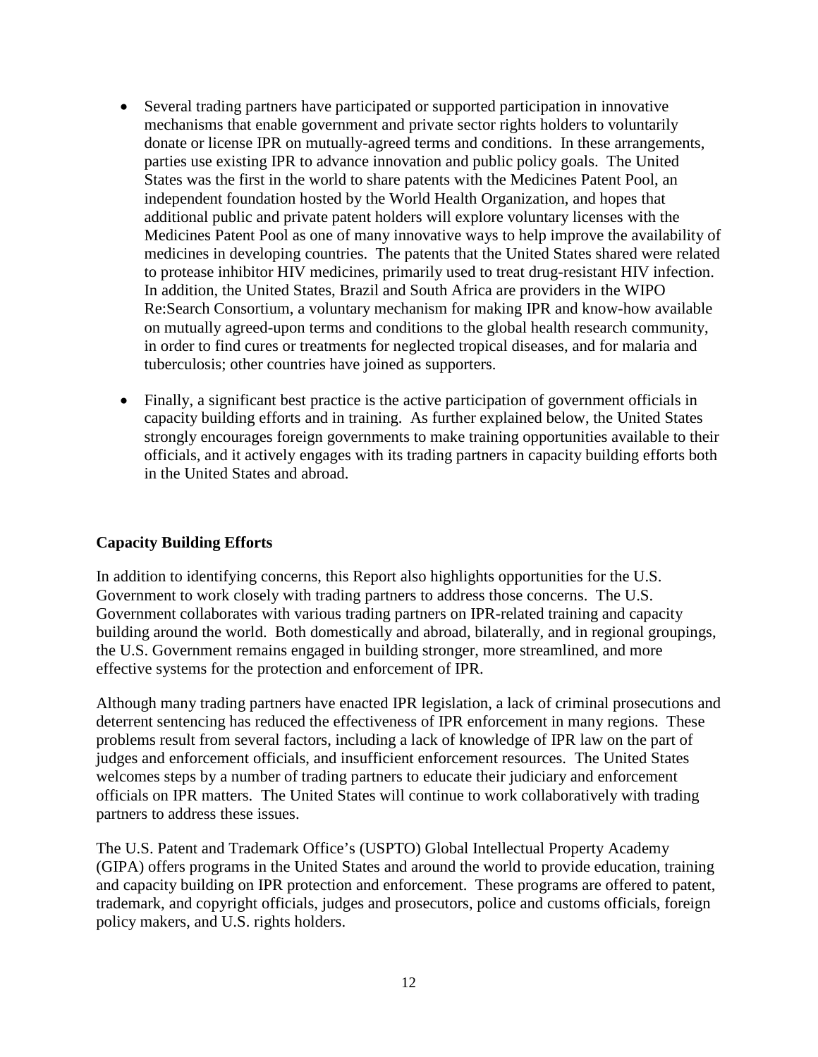- Several trading partners have participated or supported participation in innovative mechanisms that enable government and private sector rights holders to voluntarily donate or license IPR on mutually-agreed terms and conditions. In these arrangements, parties use existing IPR to advance innovation and public policy goals. The United States was the first in the world to share patents with the Medicines Patent Pool, an independent foundation hosted by the World Health Organization, and hopes that additional public and private patent holders will explore voluntary licenses with the Medicines Patent Pool as one of many innovative ways to help improve the availability of medicines in developing countries. The patents that the United States shared were related to protease inhibitor HIV medicines, primarily used to treat drug-resistant HIV infection. In addition, the United States, Brazil and South Africa are providers in the WIPO Re:Search Consortium, a voluntary mechanism for making IPR and know-how available on mutually agreed-upon terms and conditions to the global health research community, in order to find cures or treatments for neglected tropical diseases, and for malaria and tuberculosis; other countries have joined as supporters.

- Finally, a significant best practice is the active participation of government officials in capacity building efforts and in training. As further explained below, the United States strongly encourages foreign governments to make training opportunities available to their officials, and it actively engages with its trading partners in capacity building efforts both in the United States and abroad.

**Capacity Building Efforts**

In addition to identifying concerns, this Report also highlights opportunities for the U.S. Government to work closely with trading partners to address those concerns. The U.S. Government collaborates with various trading partners on IPR-related training and capacity building around the world. Both domestically and abroad, bilaterally, and in regional groupings, the U.S. Government remains engaged in building stronger, more streamlined, and more effective systems for the protection and enforcement of IPR.

Although many trading partners have enacted IPR legislation, a lack of criminal prosecutions and deterrent sentencing has reduced the effectiveness of IPR enforcement in many regions. These problems result from several factors, including a lack of knowledge of IPR law on the part of judges and enforcement officials, and insufficient enforcement resources. The United States welcomes steps by a number of trading partners to educate their judiciary and enforcement officials on IPR matters. The United States will continue to work collaboratively with trading partners to address these issues.

The U.S. Patent and Trademark Office's (USPTO) Global Intellectual Property Academy (GIPA) offers programs in the United States and around the world to provide education, training and capacity building on IPR protection and enforcement. These programs are offered to patent, trademark, and copyright officials, judges and prosecutors, police and customs officials, foreign policy makers, and U.S. rights holders.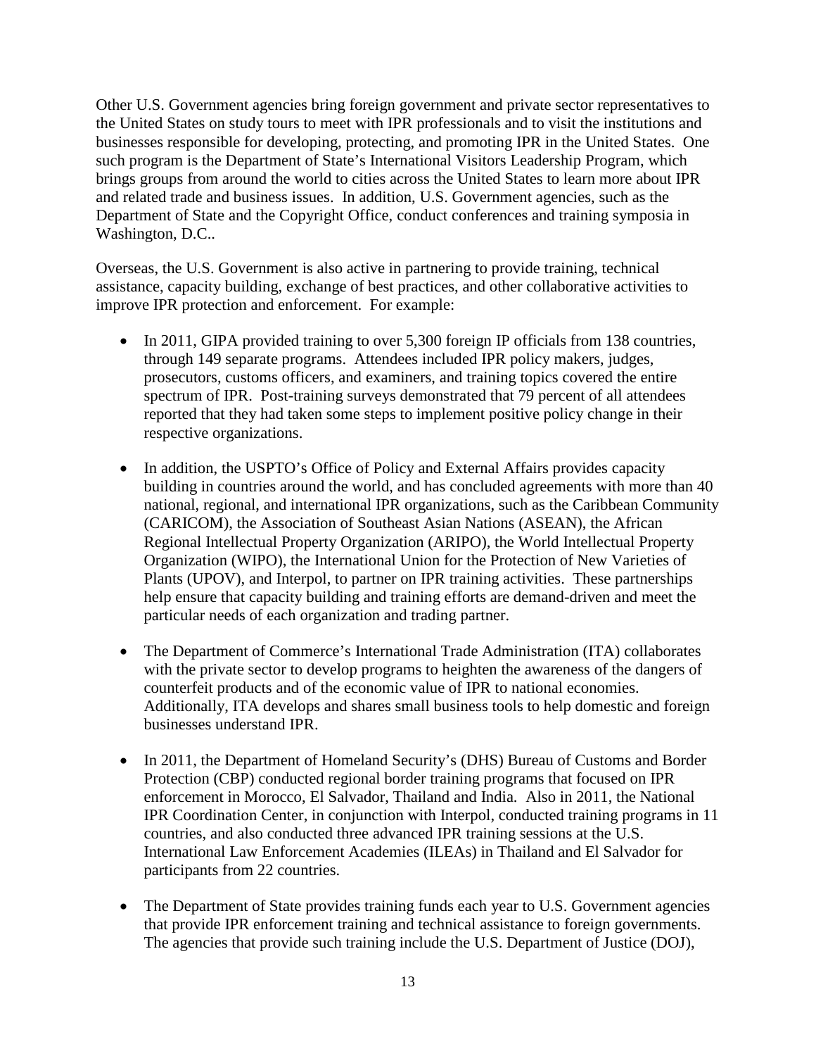Other U.S. Government agencies bring foreign government and private sector representatives to the United States on study tours to meet with IPR professionals and to visit the institutions and businesses responsible for developing, protecting, and promoting IPR in the United States. One such program is the Department of State's International Visitors Leadership Program, which brings groups from around the world to cities across the United States to learn more about IPR and related trade and business issues. In addition, U.S. Government agencies, such as the Department of State and the Copyright Office, conduct conferences and training symposia in Washington, D.C..

Overseas, the U.S. Government is also active in partnering to provide training, technical assistance, capacity building, exchange of best practices, and other collaborative activities to improve IPR protection and enforcement. For example:

- In 2011, GIPA provided training to over 5,300 foreign IP officials from 138 countries, through 149 separate programs. Attendees included IPR policy makers, judges, prosecutors, customs officers, and examiners, and training topics covered the entire spectrum of IPR. Post-training surveys demonstrated that 79 percent of all attendees reported that they had taken some steps to implement positive policy change in their respective organizations.

- In addition, the USPTO's Office of Policy and External Affairs provides capacity building in countries around the world, and has concluded agreements with more than 40 national, regional, and international IPR organizations, such as the Caribbean Community (CARICOM), the Association of Southeast Asian Nations (ASEAN), the African Regional Intellectual Property Organization (ARIPO), the World Intellectual Property Organization (WIPO), the International Union for the Protection of New Varieties of Plants (UPOV), and Interpol, to partner on IPR training activities. These partnerships help ensure that capacity building and training efforts are demand-driven and meet the particular needs of each organization and trading partner.

- The Department of Commerce's International Trade Administration (ITA) collaborates with the private sector to develop programs to heighten the awareness of the dangers of counterfeit products and of the economic value of IPR to national economies. Additionally, ITA develops and shares small business tools to help domestic and foreign businesses understand IPR.

- In 2011, the Department of Homeland Security's (DHS) Bureau of Customs and Border Protection (CBP) conducted regional border training programs that focused on IPR enforcement in Morocco, El Salvador, Thailand and India. Also in 2011, the National IPR Coordination Center, in conjunction with Interpol, conducted training programs in 11 countries, and also conducted three advanced IPR training sessions at the U.S. International Law Enforcement Academies (ILEAs) in Thailand and El Salvador for participants from 22 countries.

- The Department of State provides training funds each year to U.S. Government agencies that provide IPR enforcement training and technical assistance to foreign governments. The agencies that provide such training include the U.S. Department of Justice (DOJ),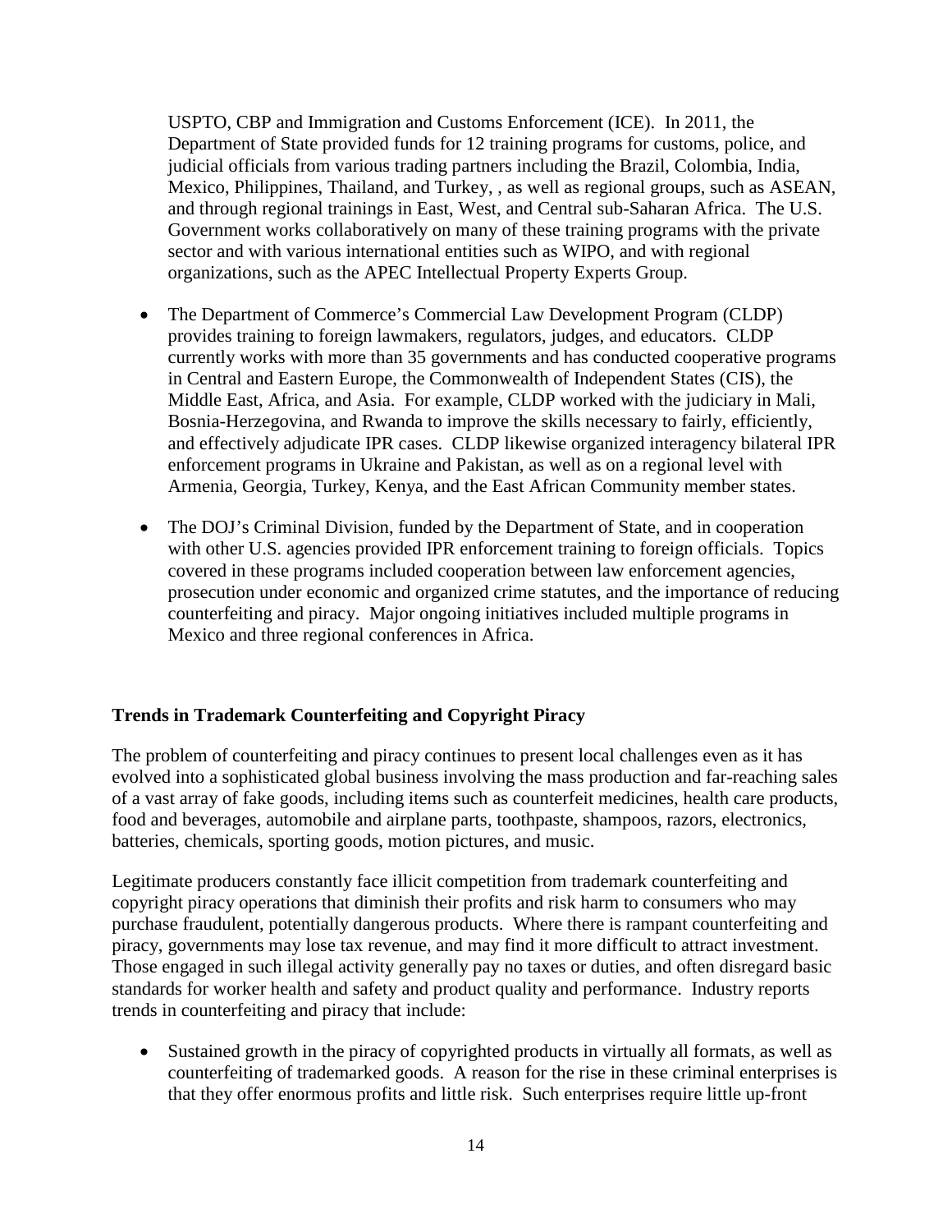USPTO, CBP and Immigration and Customs Enforcement (ICE). In 2011, the Department of State provided funds for 12 training programs for customs, police, and judicial officials from various trading partners including the Brazil, Colombia, India, Mexico, Philippines, Thailand, and Turkey, , as well as regional groups, such as ASEAN, and through regional trainings in East, West, and Central sub-Saharan Africa. The U.S. Government works collaboratively on many of these training programs with the private sector and with various international entities such as WIPO, and with regional organizations, such as the APEC Intellectual Property Experts Group.

- The Department of Commerce's Commercial Law Development Program (CLDP) provides training to foreign lawmakers, regulators, judges, and educators. CLDP currently works with more than 35 governments and has conducted cooperative programs in Central and Eastern Europe, the Commonwealth of Independent States (CIS), the Middle East, Africa, and Asia. For example, CLDP worked with the judiciary in Mali, Bosnia-Herzegovina, and Rwanda to improve the skills necessary to fairly, efficiently, and effectively adjudicate IPR cases. CLDP likewise organized interagency bilateral IPR enforcement programs in Ukraine and Pakistan, as well as on a regional level with Armenia, Georgia, Turkey, Kenya, and the East African Community member states.
- The DOJ's Criminal Division, funded by the Department of State, and in cooperation with other U.S. agencies provided IPR enforcement training to foreign officials. Topics covered in these programs included cooperation between law enforcement agencies, prosecution under economic and organized crime statutes, and the importance of reducing counterfeiting and piracy. Major ongoing initiatives included multiple programs in Mexico and three regional conferences in Africa.

**Trends in Trademark Counterfeiting and Copyright Piracy**

The problem of counterfeiting and piracy continues to present local challenges even as it has evolved into a sophisticated global business involving the mass production and far-reaching sales of a vast array of fake goods, including items such as counterfeit medicines, health care products, food and beverages, automobile and airplane parts, toothpaste, shampoos, razors, electronics, batteries, chemicals, sporting goods, motion pictures, and music.

Legitimate producers constantly face illicit competition from trademark counterfeiting and copyright piracy operations that diminish their profits and risk harm to consumers who may purchase fraudulent, potentially dangerous products. Where there is rampant counterfeiting and piracy, governments may lose tax revenue, and may find it more difficult to attract investment. Those engaged in such illegal activity generally pay no taxes or duties, and often disregard basic standards for worker health and safety and product quality and performance. Industry reports trends in counterfeiting and piracy that include:

- Sustained growth in the piracy of copyrighted products in virtually all formats, as well as counterfeiting of trademarked goods. A reason for the rise in these criminal enterprises is that they offer enormous profits and little risk. Such enterprises require little up-front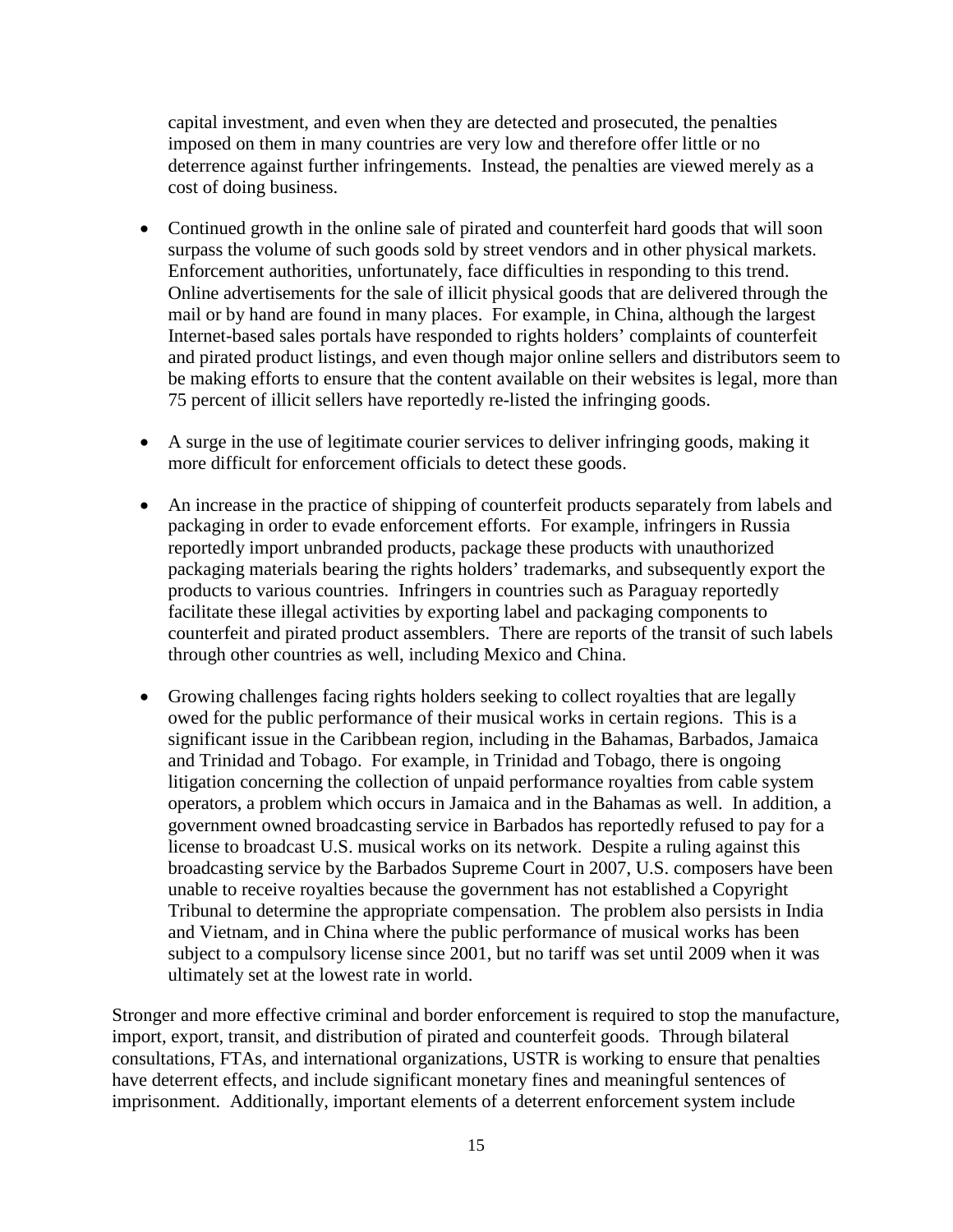capital investment, and even when they are detected and prosecuted, the penalties imposed on them in many countries are very low and therefore offer little or no deterrence against further infringements. Instead, the penalties are viewed merely as a cost of doing business.

- Continued growth in the online sale of pirated and counterfeit hard goods that will soon surpass the volume of such goods sold by street vendors and in other physical markets. Enforcement authorities, unfortunately, face difficulties in responding to this trend. Online advertisements for the sale of illicit physical goods that are delivered through the mail or by hand are found in many places. For example, in China, although the largest Internet-based sales portals have responded to rights holders' complaints of counterfeit and pirated product listings, and even though major online sellers and distributors seem to be making efforts to ensure that the content available on their websites is legal, more than 75 percent of illicit sellers have reportedly re-listed the infringing goods.

- A surge in the use of legitimate courier services to deliver infringing goods, making it more difficult for enforcement officials to detect these goods.

- An increase in the practice of shipping of counterfeit products separately from labels and packaging in order to evade enforcement efforts. For example, infringers in Russia reportedly import unbranded products, package these products with unauthorized packaging materials bearing the rights holders' trademarks, and subsequently export the products to various countries. Infringers in countries such as Paraguay reportedly facilitate these illegal activities by exporting label and packaging components to counterfeit and pirated product assemblers. There are reports of the transit of such labels through other countries as well, including Mexico and China.

- Growing challenges facing rights holders seeking to collect royalties that are legally owed for the public performance of their musical works in certain regions. This is a significant issue in the Caribbean region, including in the Bahamas, Barbados, Jamaica and Trinidad and Tobago. For example, in Trinidad and Tobago, there is ongoing litigation concerning the collection of unpaid performance royalties from cable system operators, a problem which occurs in Jamaica and in the Bahamas as well. In addition, a government owned broadcasting service in Barbados has reportedly refused to pay for a license to broadcast U.S. musical works on its network. Despite a ruling against this broadcasting service by the Barbados Supreme Court in 2007, U.S. composers have been unable to receive royalties because the government has not established a Copyright Tribunal to determine the appropriate compensation. The problem also persists in India and Vietnam, and in China where the public performance of musical works has been subject to a compulsory license since 2001, but no tariff was set until 2009 when it was ultimately set at the lowest rate in world.

Stronger and more effective criminal and border enforcement is required to stop the manufacture, import, export, transit, and distribution of pirated and counterfeit goods. Through bilateral consultations, FTAs, and international organizations, USTR is working to ensure that penalties have deterrent effects, and include significant monetary fines and meaningful sentences of imprisonment. Additionally, important elements of a deterrent enforcement system include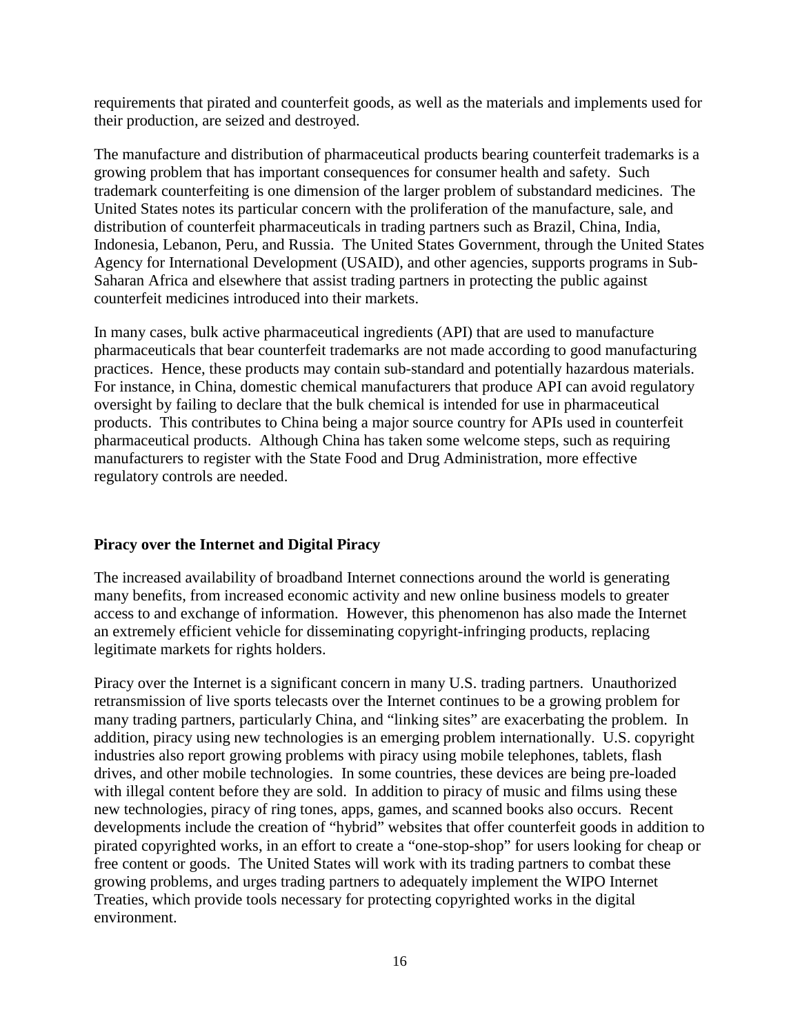requirements that pirated and counterfeit goods, as well as the materials and implements used for their production, are seized and destroyed.

The manufacture and distribution of pharmaceutical products bearing counterfeit trademarks is a growing problem that has important consequences for consumer health and safety. Such trademark counterfeiting is one dimension of the larger problem of substandard medicines. The United States notes its particular concern with the proliferation of the manufacture, sale, and distribution of counterfeit pharmaceuticals in trading partners such as Brazil, China, India, Indonesia, Lebanon, Peru, and Russia. The United States Government, through the United States Agency for International Development (USAID), and other agencies, supports programs in Sub-Saharan Africa and elsewhere that assist trading partners in protecting the public against counterfeit medicines introduced into their markets.

In many cases, bulk active pharmaceutical ingredients (API) that are used to manufacture pharmaceuticals that bear counterfeit trademarks are not made according to good manufacturing practices. Hence, these products may contain sub-standard and potentially hazardous materials. For instance, in China, domestic chemical manufacturers that produce API can avoid regulatory oversight by failing to declare that the bulk chemical is intended for use in pharmaceutical products. This contributes to China being a major source country for APIs used in counterfeit pharmaceutical products. Although China has taken some welcome steps, such as requiring manufacturers to register with the State Food and Drug Administration, more effective regulatory controls are needed.

**Piracy over the Internet and Digital Piracy**

The increased availability of broadband Internet connections around the world is generating many benefits, from increased economic activity and new online business models to greater access to and exchange of information. However, this phenomenon has also made the Internet an extremely efficient vehicle for disseminating copyright-infringing products, replacing legitimate markets for rights holders.

Piracy over the Internet is a significant concern in many U.S. trading partners. Unauthorized retransmission of live sports telecasts over the Internet continues to be a growing problem for many trading partners, particularly China, and "linking sites" are exacerbating the problem. In addition, piracy using new technologies is an emerging problem internationally. U.S. copyright industries also report growing problems with piracy using mobile telephones, tablets, flash drives, and other mobile technologies. In some countries, these devices are being pre-loaded with illegal content before they are sold. In addition to piracy of music and films using these new technologies, piracy of ring tones, apps, games, and scanned books also occurs. Recent developments include the creation of "hybrid" websites that offer counterfeit goods in addition to pirated copyrighted works, in an effort to create a "one-stop-shop" for users looking for cheap or free content or goods. The United States will work with its trading partners to combat these growing problems, and urges trading partners to adequately implement the WIPO Internet Treaties, which provide tools necessary for protecting copyrighted works in the digital environment.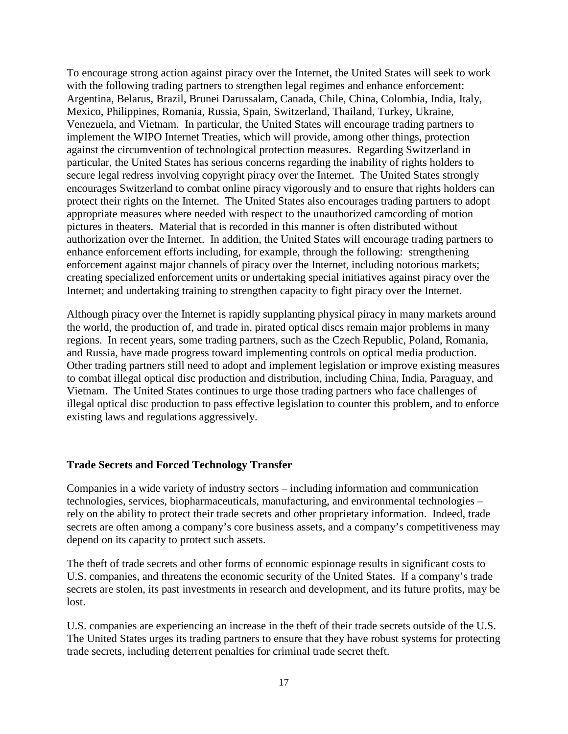To encourage strong action against piracy over the Internet, the United States will seek to work with the following trading partners to strengthen legal regimes and enhance enforcement: Argentina, Belarus, Brazil, Brunei Darussalam, Canada, Chile, China, Colombia, India, Italy, Mexico, Philippines, Romania, Russia, Spain, Switzerland, Thailand, Turkey, Ukraine, Venezuela, and Vietnam. In particular, the United States will encourage trading partners to implement the WIPO Internet Treaties, which will provide, among other things, protection against the circumvention of technological protection measures. Regarding Switzerland in particular, the United States has serious concerns regarding the inability of rights holders to secure legal redress involving copyright piracy over the Internet. The United States strongly encourages Switzerland to combat online piracy vigorously and to ensure that rights holders can protect their rights on the Internet. The United States also encourages trading partners to adopt appropriate measures where needed with respect to the unauthorized camcording of motion pictures in theaters. Material that is recorded in this manner is often distributed without authorization over the Internet. In addition, the United States will encourage trading partners to enhance enforcement efforts including, for example, through the following: strengthening enforcement against major channels of piracy over the Internet, including notorious markets; creating specialized enforcement units or undertaking special initiatives against piracy over the Internet; and undertaking training to strengthen capacity to fight piracy over the Internet.

Although piracy over the Internet is rapidly supplanting physical piracy in many markets around the world, the production of, and trade in, pirated optical discs remain major problems in many regions. In recent years, some trading partners, such as the Czech Republic, Poland, Romania, and Russia, have made progress toward implementing controls on optical media production. Other trading partners still need to adopt and implement legislation or improve existing measures to combat illegal optical disc production and distribution, including China, India, Paraguay, and Vietnam. The United States continues to urge those trading partners who face challenges of illegal optical disc production to pass effective legislation to counter this problem, and to enforce existing laws and regulations aggressively.

**Trade Secrets and Forced Technology Transfer**

Companies in a wide variety of industry sectors – including information and communication technologies, services, biopharmaceuticals, manufacturing, and environmental technologies – rely on the ability to protect their trade secrets and other proprietary information. Indeed, trade secrets are often among a company's core business assets, and a company's competitiveness may depend on its capacity to protect such assets.

The theft of trade secrets and other forms of economic espionage results in significant costs to U.S. companies, and threatens the economic security of the United States. If a company's trade secrets are stolen, its past investments in research and development, and its future profits, may be lost.

U.S. companies are experiencing an increase in the theft of their trade secrets outside of the U.S. The United States urges its trading partners to ensure that they have robust systems for protecting trade secrets, including deterrent penalties for criminal trade secret theft.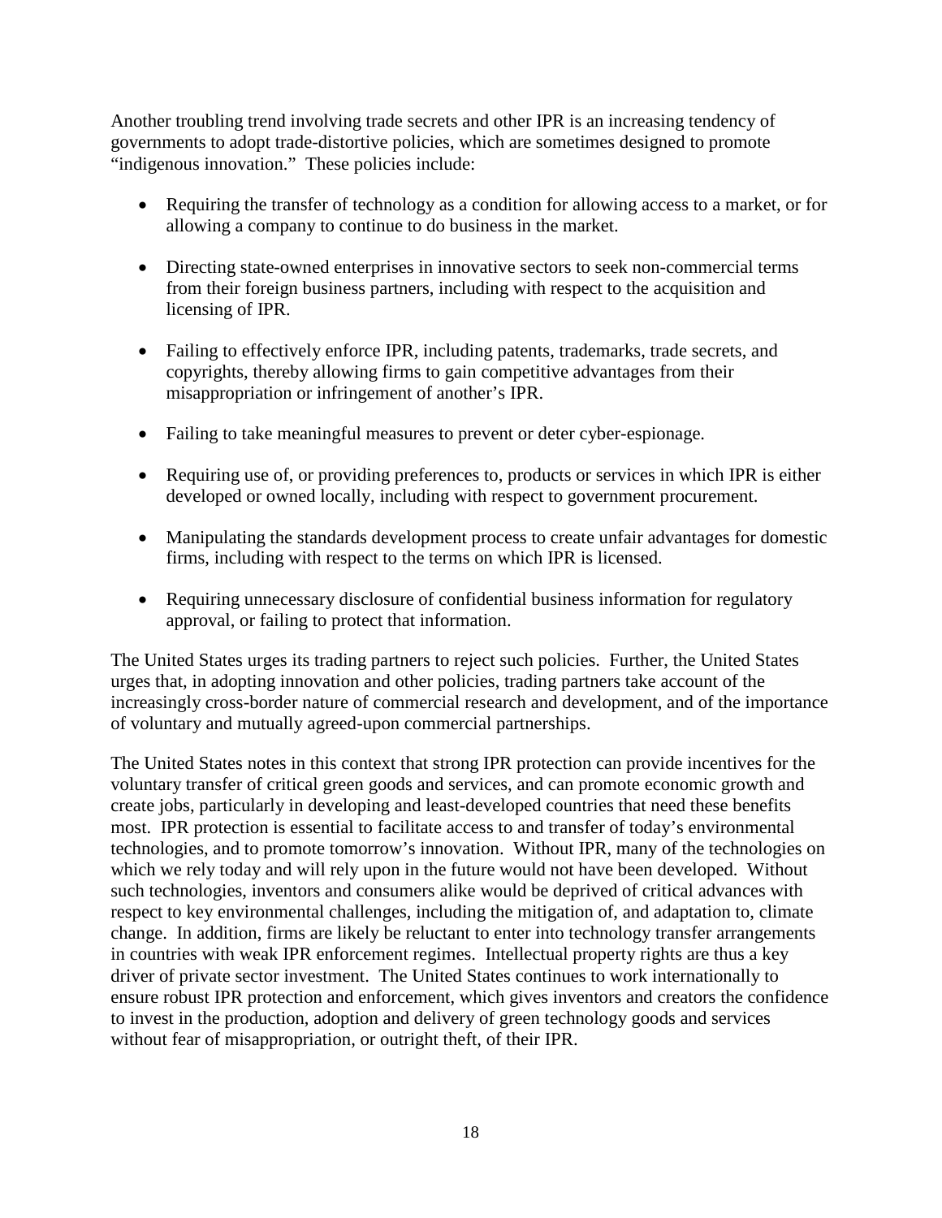Another troubling trend involving trade secrets and other IPR is an increasing tendency of governments to adopt trade-distortive policies, which are sometimes designed to promote "indigenous innovation." These policies include:

- Requiring the transfer of technology as a condition for allowing access to a market, or for allowing a company to continue to do business in the market.
- Directing state-owned enterprises in innovative sectors to seek non-commercial terms from their foreign business partners, including with respect to the acquisition and licensing of IPR.
- Failing to effectively enforce IPR, including patents, trademarks, trade secrets, and copyrights, thereby allowing firms to gain competitive advantages from their misappropriation or infringement of another's IPR.
- Failing to take meaningful measures to prevent or deter cyber-espionage.
- Requiring use of, or providing preferences to, products or services in which IPR is either developed or owned locally, including with respect to government procurement.
- Manipulating the standards development process to create unfair advantages for domestic firms, including with respect to the terms on which IPR is licensed.
- Requiring unnecessary disclosure of confidential business information for regulatory approval, or failing to protect that information.

The United States urges its trading partners to reject such policies. Further, the United States urges that, in adopting innovation and other policies, trading partners take account of the increasingly cross-border nature of commercial research and development, and of the importance of voluntary and mutually agreed-upon commercial partnerships.

The United States notes in this context that strong IPR protection can provide incentives for the voluntary transfer of critical green goods and services, and can promote economic growth and create jobs, particularly in developing and least-developed countries that need these benefits most. IPR protection is essential to facilitate access to and transfer of today's environmental technologies, and to promote tomorrow's innovation. Without IPR, many of the technologies on which we rely today and will rely upon in the future would not have been developed. Without such technologies, inventors and consumers alike would be deprived of critical advances with respect to key environmental challenges, including the mitigation of, and adaptation to, climate change. In addition, firms are likely be reluctant to enter into technology transfer arrangements in countries with weak IPR enforcement regimes. Intellectual property rights are thus a key driver of private sector investment. The United States continues to work internationally to ensure robust IPR protection and enforcement, which gives inventors and creators the confidence to invest in the production, adoption and delivery of green technology goods and services without fear of misappropriation, or outright theft, of their IPR.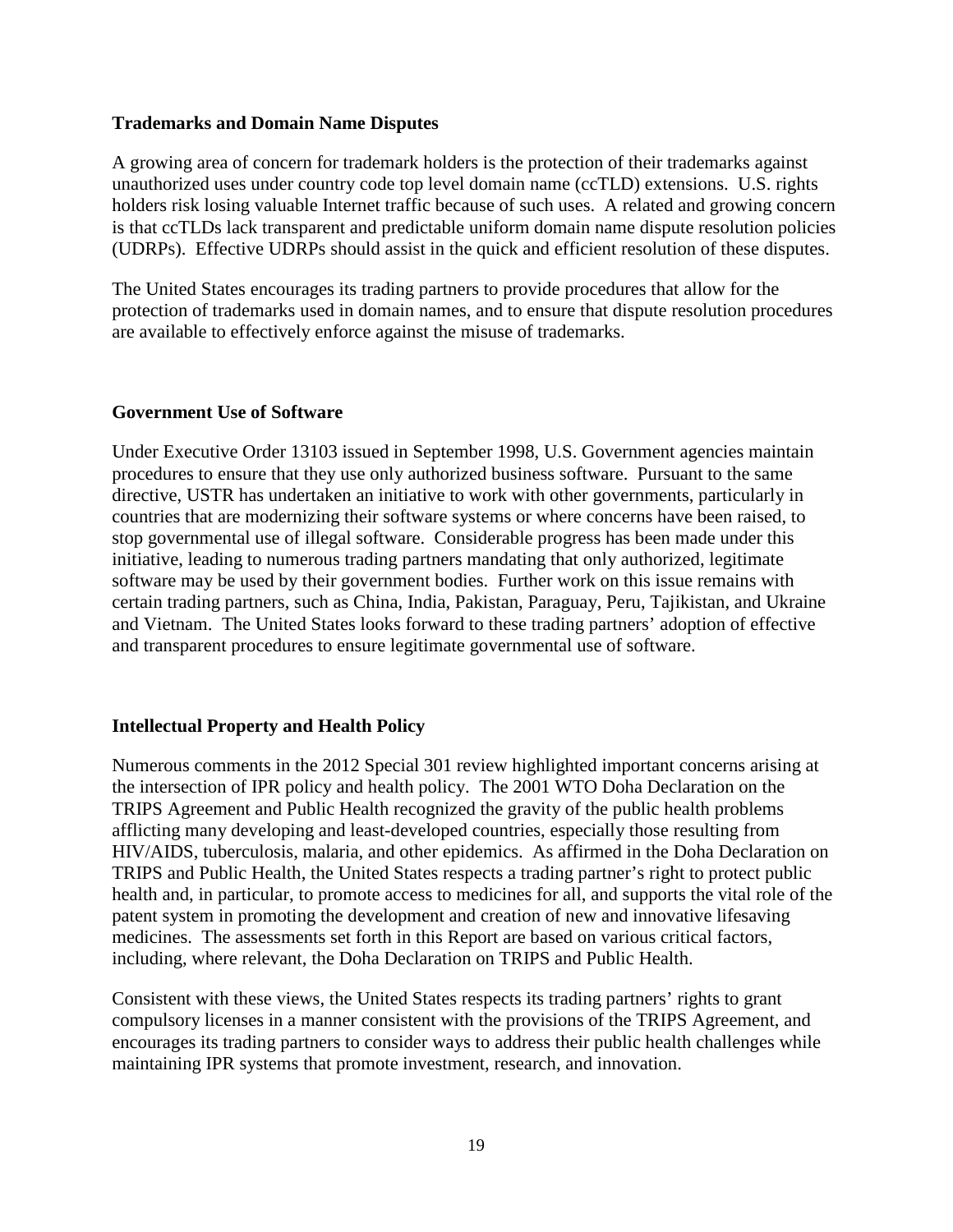### Trademarks and Domain Name Disputes

A growing area of concern for trademark holders is the protection of their trademarks against unauthorized uses under country code top level domain name (ccTLD) extensions. U.S. rights holders risk losing valuable Internet traffic because of such uses. A related and growing concern is that ccTLDs lack transparent and predictable uniform domain name dispute resolution policies (UDRPs). Effective UDRPs should assist in the quick and efficient resolution of these disputes.

The United States encourages its trading partners to provide procedures that allow for the protection of trademarks used in domain names, and to ensure that dispute resolution procedures are available to effectively enforce against the misuse of trademarks.

### Government Use of Software

Under Executive Order 13103 issued in September 1998, U.S. Government agencies maintain procedures to ensure that they use only authorized business software. Pursuant to the same directive, USTR has undertaken an initiative to work with other governments, particularly in countries that are modernizing their software systems or where concerns have been raised, to stop governmental use of illegal software. Considerable progress has been made under this initiative, leading to numerous trading partners mandating that only authorized, legitimate software may be used by their government bodies. Further work on this issue remains with certain trading partners, such as China, India, Pakistan, Paraguay, Peru, Tajikistan, and Ukraine and Vietnam. The United States looks forward to these trading partners' adoption of effective and transparent procedures to ensure legitimate governmental use of software.

### Intellectual Property and Health Policy

Numerous comments in the 2012 Special 301 review highlighted important concerns arising at the intersection of IPR policy and health policy. The 2001 WTO Doha Declaration on the TRIPS Agreement and Public Health recognized the gravity of the public health problems afflicting many developing and least-developed countries, especially those resulting from HIV/AIDS, tuberculosis, malaria, and other epidemics. As affirmed in the Doha Declaration on TRIPS and Public Health, the United States respects a trading partner's right to protect public health and, in particular, to promote access to medicines for all, and supports the vital role of the patent system in promoting the development and creation of new and innovative lifesaving medicines. The assessments set forth in this Report are based on various critical factors, including, where relevant, the Doha Declaration on TRIPS and Public Health.

Consistent with these views, the United States respects its trading partners' rights to grant compulsory licenses in a manner consistent with the provisions of the TRIPS Agreement, and encourages its trading partners to consider ways to address their public health challenges while maintaining IPR systems that promote investment, research, and innovation.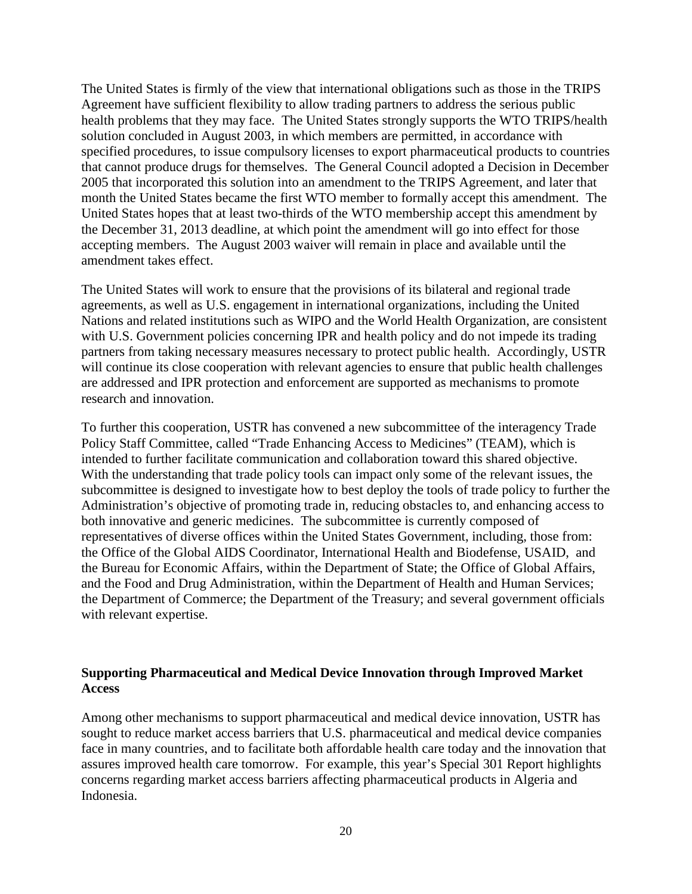The United States is firmly of the view that international obligations such as those in the TRIPS Agreement have sufficient flexibility to allow trading partners to address the serious public health problems that they may face. The United States strongly supports the WTO TRIPS/health solution concluded in August 2003, in which members are permitted, in accordance with specified procedures, to issue compulsory licenses to export pharmaceutical products to countries that cannot produce drugs for themselves. The General Council adopted a Decision in December 2005 that incorporated this solution into an amendment to the TRIPS Agreement, and later that month the United States became the first WTO member to formally accept this amendment. The United States hopes that at least two-thirds of the WTO membership accept this amendment by the December 31, 2013 deadline, at which point the amendment will go into effect for those accepting members. The August 2003 waiver will remain in place and available until the amendment takes effect.

The United States will work to ensure that the provisions of its bilateral and regional trade agreements, as well as U.S. engagement in international organizations, including the United Nations and related institutions such as WIPO and the World Health Organization, are consistent with U.S. Government policies concerning IPR and health policy and do not impede its trading partners from taking necessary measures necessary to protect public health. Accordingly, USTR will continue its close cooperation with relevant agencies to ensure that public health challenges are addressed and IPR protection and enforcement are supported as mechanisms to promote research and innovation.

To further this cooperation, USTR has convened a new subcommittee of the interagency Trade Policy Staff Committee, called "Trade Enhancing Access to Medicines" (TEAM), which is intended to further facilitate communication and collaboration toward this shared objective. With the understanding that trade policy tools can impact only some of the relevant issues, the subcommittee is designed to investigate how to best deploy the tools of trade policy to further the Administration's objective of promoting trade in, reducing obstacles to, and enhancing access to both innovative and generic medicines. The subcommittee is currently composed of representatives of diverse offices within the United States Government, including, those from: the Office of the Global AIDS Coordinator, International Health and Biodefense, USAID, and the Bureau for Economic Affairs, within the Department of State; the Office of Global Affairs, and the Food and Drug Administration, within the Department of Health and Human Services; the Department of Commerce; the Department of the Treasury; and several government officials with relevant expertise.

**Supporting Pharmaceutical and Medical Device Innovation through Improved Market Access**

Among other mechanisms to support pharmaceutical and medical device innovation, USTR has sought to reduce market access barriers that U.S. pharmaceutical and medical device companies face in many countries, and to facilitate both affordable health care today and the innovation that assures improved health care tomorrow. For example, this year's Special 301 Report highlights concerns regarding market access barriers affecting pharmaceutical products in Algeria and Indonesia.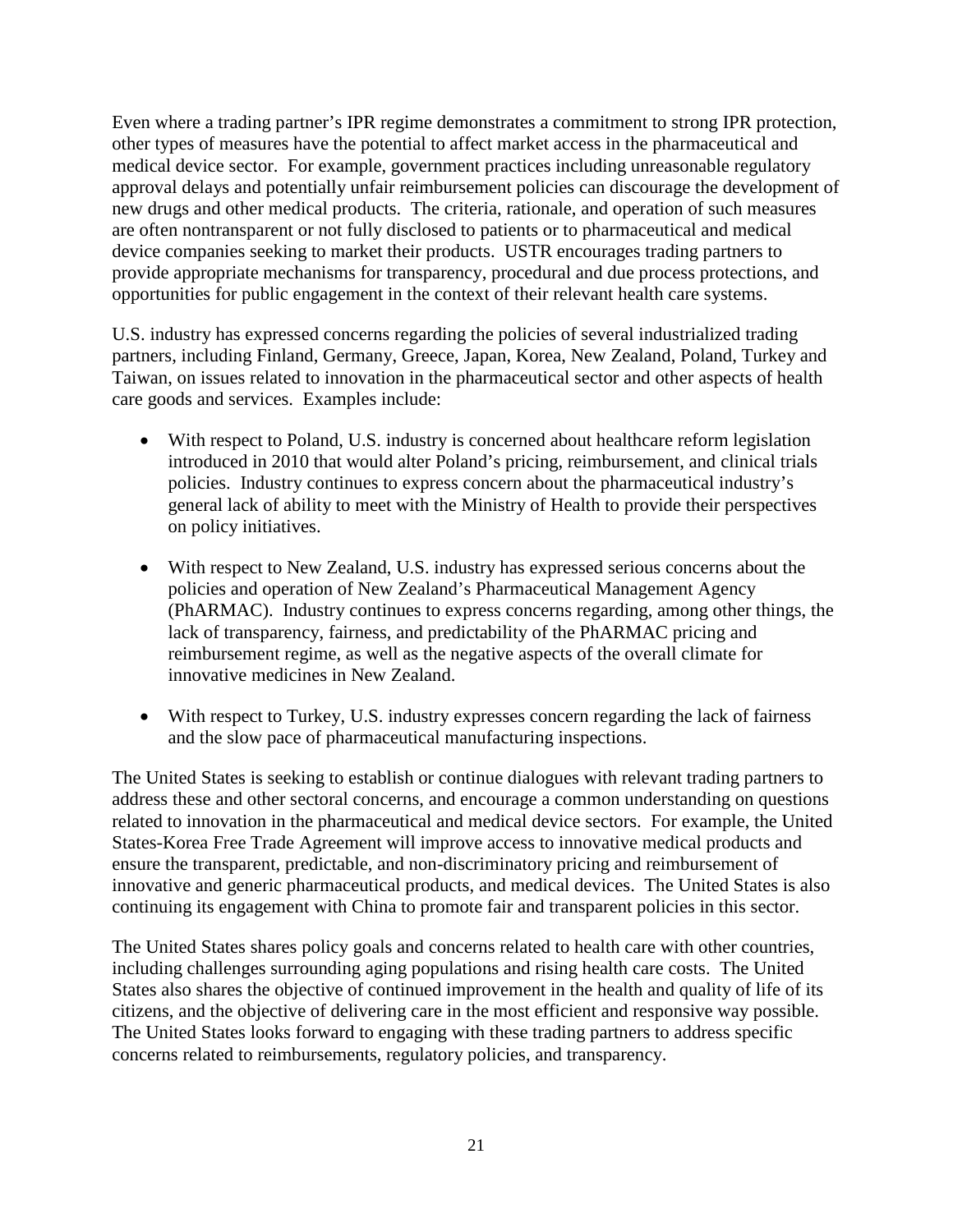Even where a trading partner's IPR regime demonstrates a commitment to strong IPR protection, other types of measures have the potential to affect market access in the pharmaceutical and medical device sector. For example, government practices including unreasonable regulatory approval delays and potentially unfair reimbursement policies can discourage the development of new drugs and other medical products. The criteria, rationale, and operation of such measures are often nontransparent or not fully disclosed to patients or to pharmaceutical and medical device companies seeking to market their products. USTR encourages trading partners to provide appropriate mechanisms for transparency, procedural and due process protections, and opportunities for public engagement in the context of their relevant health care systems.

U.S. industry has expressed concerns regarding the policies of several industrialized trading partners, including Finland, Germany, Greece, Japan, Korea, New Zealand, Poland, Turkey and Taiwan, on issues related to innovation in the pharmaceutical sector and other aspects of health care goods and services. Examples include:

- With respect to Poland, U.S. industry is concerned about healthcare reform legislation introduced in 2010 that would alter Poland's pricing, reimbursement, and clinical trials policies. Industry continues to express concern about the pharmaceutical industry's general lack of ability to meet with the Ministry of Health to provide their perspectives on policy initiatives.

- With respect to New Zealand, U.S. industry has expressed serious concerns about the policies and operation of New Zealand's Pharmaceutical Management Agency (PhARMAC). Industry continues to express concerns regarding, among other things, the lack of transparency, fairness, and predictability of the PhARMAC pricing and reimbursement regime, as well as the negative aspects of the overall climate for innovative medicines in New Zealand.

- With respect to Turkey, U.S. industry expresses concern regarding the lack of fairness and the slow pace of pharmaceutical manufacturing inspections.

The United States is seeking to establish or continue dialogues with relevant trading partners to address these and other sectoral concerns, and encourage a common understanding on questions related to innovation in the pharmaceutical and medical device sectors. For example, the United States-Korea Free Trade Agreement will improve access to innovative medical products and ensure the transparent, predictable, and non-discriminatory pricing and reimbursement of innovative and generic pharmaceutical products, and medical devices. The United States is also continuing its engagement with China to promote fair and transparent policies in this sector.

The United States shares policy goals and concerns related to health care with other countries, including challenges surrounding aging populations and rising health care costs. The United States also shares the objective of continued improvement in the health and quality of life of its citizens, and the objective of delivering care in the most efficient and responsive way possible. The United States looks forward to engaging with these trading partners to address specific concerns related to reimbursements, regulatory policies, and transparency.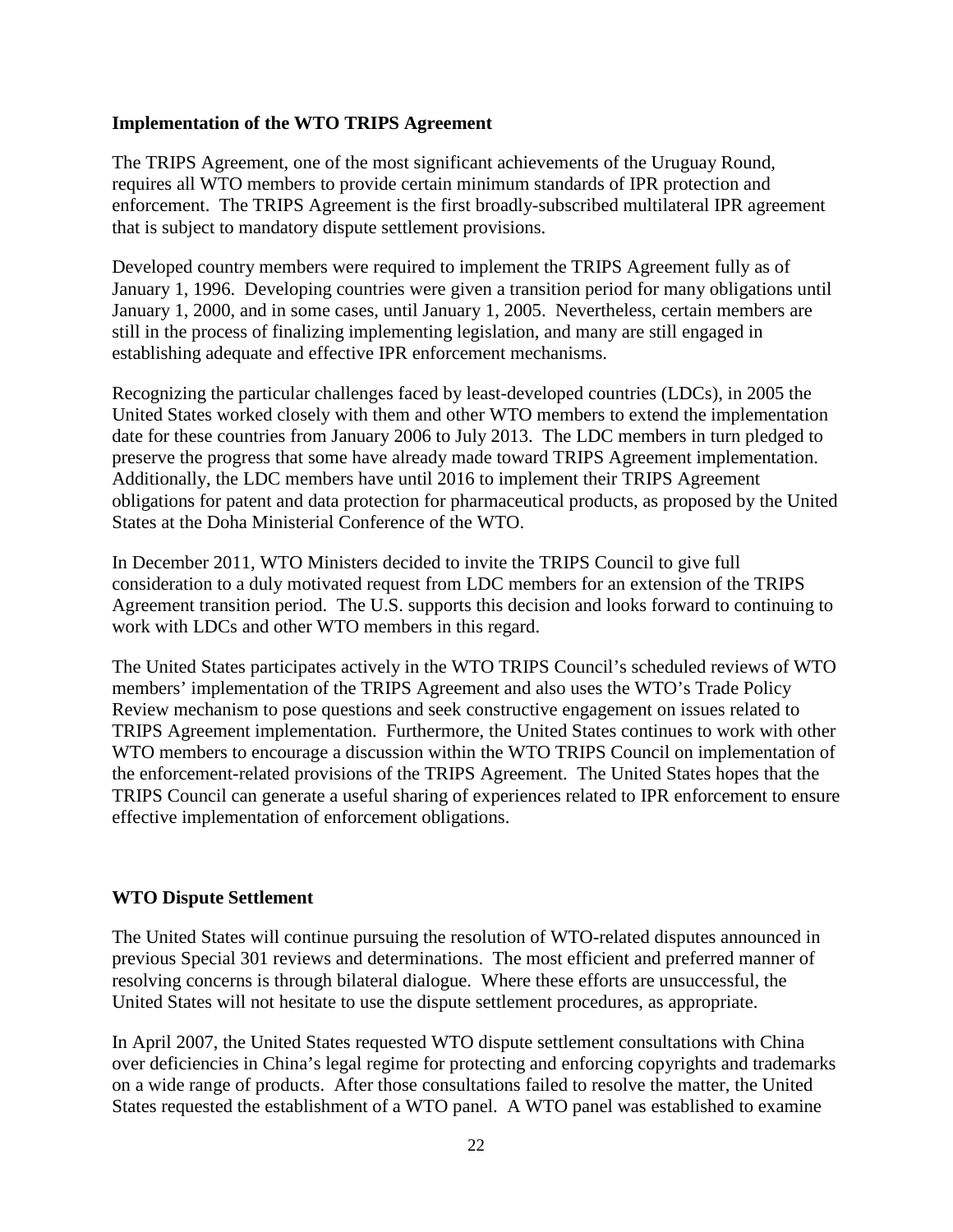### Implementation of the WTO TRIPS Agreement

The TRIPS Agreement, one of the most significant achievements of the Uruguay Round, requires all WTO members to provide certain minimum standards of IPR protection and enforcement. The TRIPS Agreement is the first broadly-subscribed multilateral IPR agreement that is subject to mandatory dispute settlement provisions.

Developed country members were required to implement the TRIPS Agreement fully as of January 1, 1996. Developing countries were given a transition period for many obligations until January 1, 2000, and in some cases, until January 1, 2005. Nevertheless, certain members are still in the process of finalizing implementing legislation, and many are still engaged in establishing adequate and effective IPR enforcement mechanisms.

Recognizing the particular challenges faced by least-developed countries (LDCs), in 2005 the United States worked closely with them and other WTO members to extend the implementation date for these countries from January 2006 to July 2013. The LDC members in turn pledged to preserve the progress that some have already made toward TRIPS Agreement implementation. Additionally, the LDC members have until 2016 to implement their TRIPS Agreement obligations for patent and data protection for pharmaceutical products, as proposed by the United States at the Doha Ministerial Conference of the WTO.

In December 2011, WTO Ministers decided to invite the TRIPS Council to give full consideration to a duly motivated request from LDC members for an extension of the TRIPS Agreement transition period. The U.S. supports this decision and looks forward to continuing to work with LDCs and other WTO members in this regard.

The United States participates actively in the WTO TRIPS Council's scheduled reviews of WTO members' implementation of the TRIPS Agreement and also uses the WTO's Trade Policy Review mechanism to pose questions and seek constructive engagement on issues related to TRIPS Agreement implementation. Furthermore, the United States continues to work with other WTO members to encourage a discussion within the WTO TRIPS Council on implementation of the enforcement-related provisions of the TRIPS Agreement. The United States hopes that the TRIPS Council can generate a useful sharing of experiences related to IPR enforcement to ensure effective implementation of enforcement obligations.

### WTO Dispute Settlement

The United States will continue pursuing the resolution of WTO-related disputes announced in previous Special 301 reviews and determinations. The most efficient and preferred manner of resolving concerns is through bilateral dialogue. Where these efforts are unsuccessful, the United States will not hesitate to use the dispute settlement procedures, as appropriate.

In April 2007, the United States requested WTO dispute settlement consultations with China over deficiencies in China's legal regime for protecting and enforcing copyrights and trademarks on a wide range of products. After those consultations failed to resolve the matter, the United States requested the establishment of a WTO panel. A WTO panel was established to examine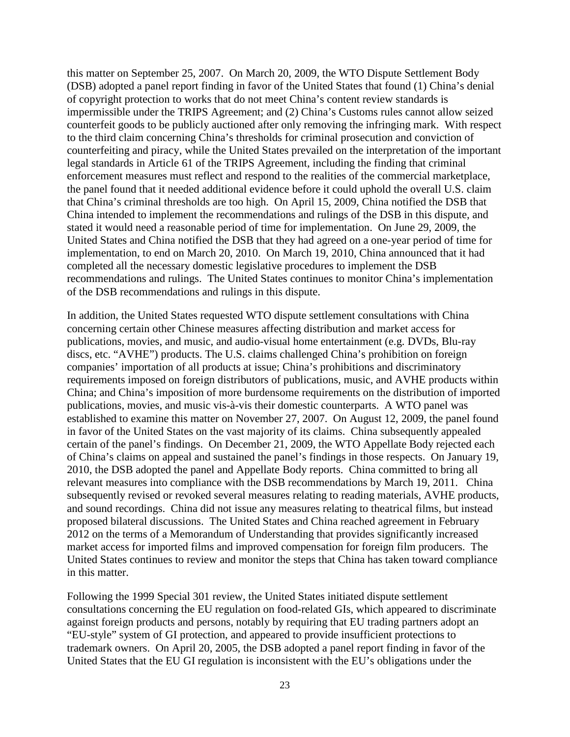this matter on September 25, 2007. On March 20, 2009, the WTO Dispute Settlement Body (DSB) adopted a panel report finding in favor of the United States that found (1) China's denial of copyright protection to works that do not meet China's content review standards is impermissible under the TRIPS Agreement; and (2) China's Customs rules cannot allow seized counterfeit goods to be publicly auctioned after only removing the infringing mark. With respect to the third claim concerning China's thresholds for criminal prosecution and conviction of counterfeiting and piracy, while the United States prevailed on the interpretation of the important legal standards in Article 61 of the TRIPS Agreement, including the finding that criminal enforcement measures must reflect and respond to the realities of the commercial marketplace, the panel found that it needed additional evidence before it could uphold the overall U.S. claim that China's criminal thresholds are too high. On April 15, 2009, China notified the DSB that China intended to implement the recommendations and rulings of the DSB in this dispute, and stated it would need a reasonable period of time for implementation. On June 29, 2009, the United States and China notified the DSB that they had agreed on a one-year period of time for implementation, to end on March 20, 2010. On March 19, 2010, China announced that it had completed all the necessary domestic legislative procedures to implement the DSB recommendations and rulings. The United States continues to monitor China's implementation of the DSB recommendations and rulings in this dispute.

In addition, the United States requested WTO dispute settlement consultations with China concerning certain other Chinese measures affecting distribution and market access for publications, movies, and music, and audio-visual home entertainment (e.g. DVDs, Blu-ray discs, etc. "AVHE") products. The U.S. claims challenged China's prohibition on foreign companies' importation of all products at issue; China's prohibitions and discriminatory requirements imposed on foreign distributors of publications, music, and AVHE products within China; and China's imposition of more burdensome requirements on the distribution of imported publications, movies, and music vis-à-vis their domestic counterparts. A WTO panel was established to examine this matter on November 27, 2007. On August 12, 2009, the panel found in favor of the United States on the vast majority of its claims. China subsequently appealed certain of the panel's findings. On December 21, 2009, the WTO Appellate Body rejected each of China's claims on appeal and sustained the panel's findings in those respects. On January 19, 2010, the DSB adopted the panel and Appellate Body reports. China committed to bring all relevant measures into compliance with the DSB recommendations by March 19, 2011. China subsequently revised or revoked several measures relating to reading materials, AVHE products, and sound recordings. China did not issue any measures relating to theatrical films, but instead proposed bilateral discussions. The United States and China reached agreement in February 2012 on the terms of a Memorandum of Understanding that provides significantly increased market access for imported films and improved compensation for foreign film producers. The United States continues to review and monitor the steps that China has taken toward compliance in this matter.

Following the 1999 Special 301 review, the United States initiated dispute settlement consultations concerning the EU regulation on food-related GIs, which appeared to discriminate against foreign products and persons, notably by requiring that EU trading partners adopt an "EU-style" system of GI protection, and appeared to provide insufficient protections to trademark owners. On April 20, 2005, the DSB adopted a panel report finding in favor of the United States that the EU GI regulation is inconsistent with the EU's obligations under the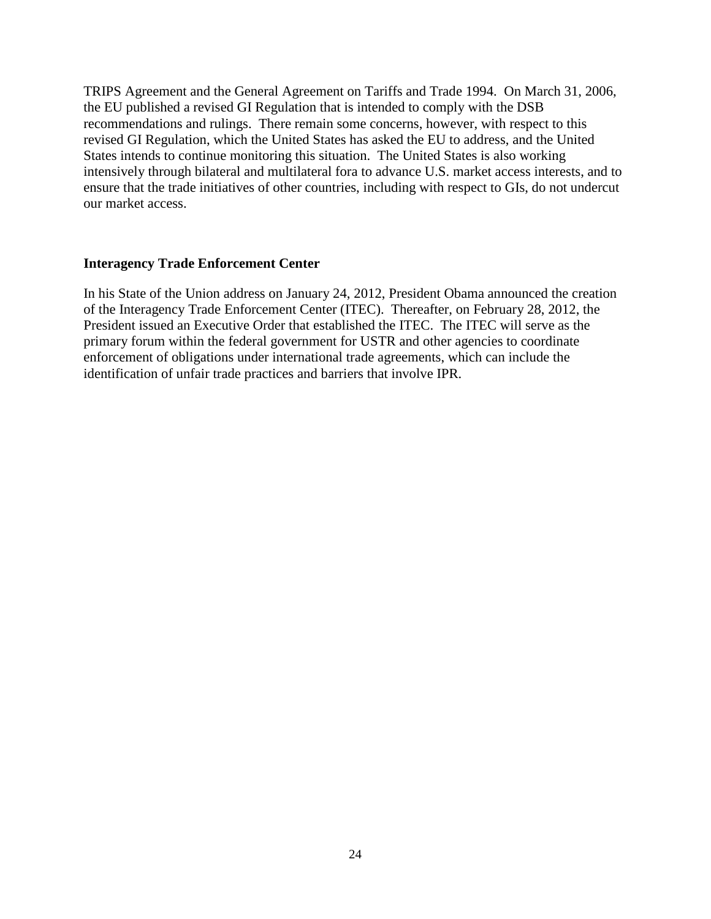TRIPS Agreement and the General Agreement on Tariffs and Trade 1994. On March 31, 2006, the EU published a revised GI Regulation that is intended to comply with the DSB recommendations and rulings. There remain some concerns, however, with respect to this revised GI Regulation, which the United States has asked the EU to address, and the United States intends to continue monitoring this situation. The United States is also working intensively through bilateral and multilateral fora to advance U.S. market access interests, and to ensure that the trade initiatives of other countries, including with respect to GIs, do not undercut our market access.

**Interagency Trade Enforcement Center**

In his State of the Union address on January 24, 2012, President Obama announced the creation of the Interagency Trade Enforcement Center (ITEC). Thereafter, on February 28, 2012, the President issued an Executive Order that established the ITEC. The ITEC will serve as the primary forum within the federal government for USTR and other agencies to coordinate enforcement of obligations under international trade agreements, which can include the identification of unfair trade practices and barriers that involve IPR.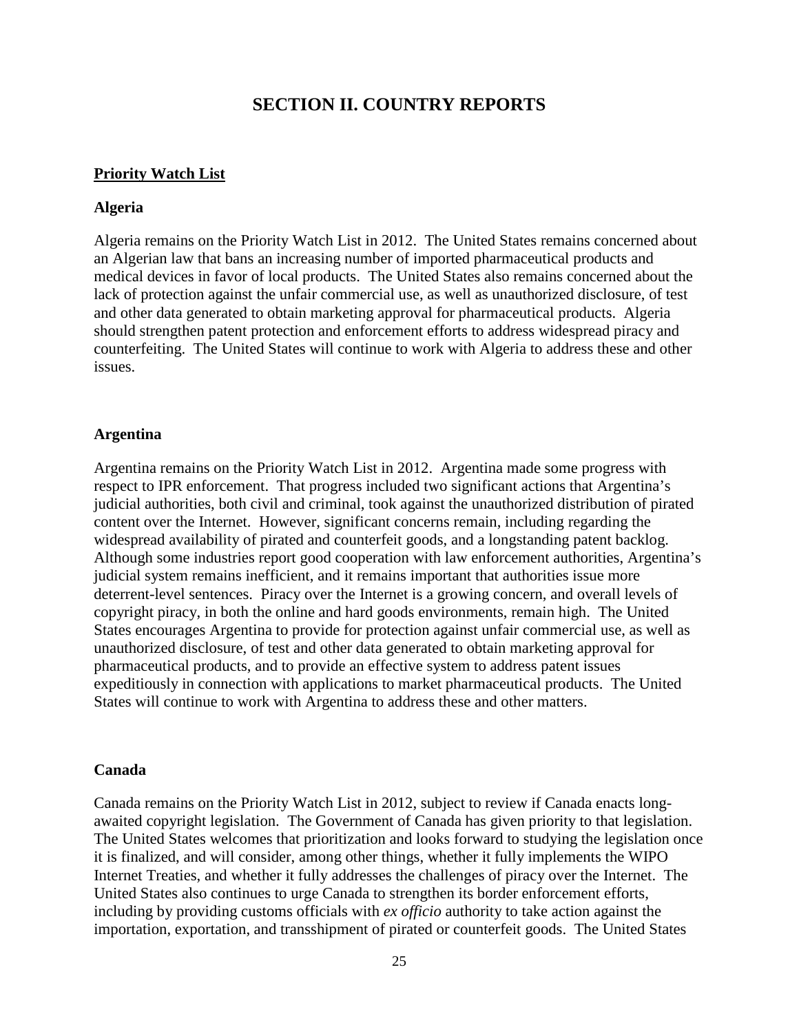# SECTION II. COUNTRY REPORTS

## Priority Watch List

### Algeria

Algeria remains on the Priority Watch List in 2012. The United States remains concerned about an Algerian law that bans an increasing number of imported pharmaceutical products and medical devices in favor of local products. The United States also remains concerned about the lack of protection against the unfair commercial use, as well as unauthorized disclosure, of test and other data generated to obtain marketing approval for pharmaceutical products. Algeria should strengthen patent protection and enforcement efforts to address widespread piracy and counterfeiting. The United States will continue to work with Algeria to address these and other issues.

### Argentina

Argentina remains on the Priority Watch List in 2012. Argentina made some progress with respect to IPR enforcement. That progress included two significant actions that Argentina's judicial authorities, both civil and criminal, took against the unauthorized distribution of pirated content over the Internet. However, significant concerns remain, including regarding the widespread availability of pirated and counterfeit goods, and a longstanding patent backlog. Although some industries report good cooperation with law enforcement authorities, Argentina's judicial system remains inefficient, and it remains important that authorities issue more deterrent-level sentences. Piracy over the Internet is a growing concern, and overall levels of copyright piracy, in both the online and hard goods environments, remain high. The United States encourages Argentina to provide for protection against unfair commercial use, as well as unauthorized disclosure, of test and other data generated to obtain marketing approval for pharmaceutical products, and to provide an effective system to address patent issues expeditiously in connection with applications to market pharmaceutical products. The United States will continue to work with Argentina to address these and other matters.

### Canada

Canada remains on the Priority Watch List in 2012, subject to review if Canada enacts long-awaited copyright legislation. The Government of Canada has given priority to that legislation. The United States welcomes that prioritization and looks forward to studying the legislation once it is finalized, and will consider, among other things, whether it fully implements the WIPO Internet Treaties, and whether it fully addresses the challenges of piracy over the Internet. The United States also continues to urge Canada to strengthen its border enforcement efforts, including by providing customs officials with *ex officio* authority to take action against the importation, exportation, and transshipment of pirated or counterfeit goods. The United States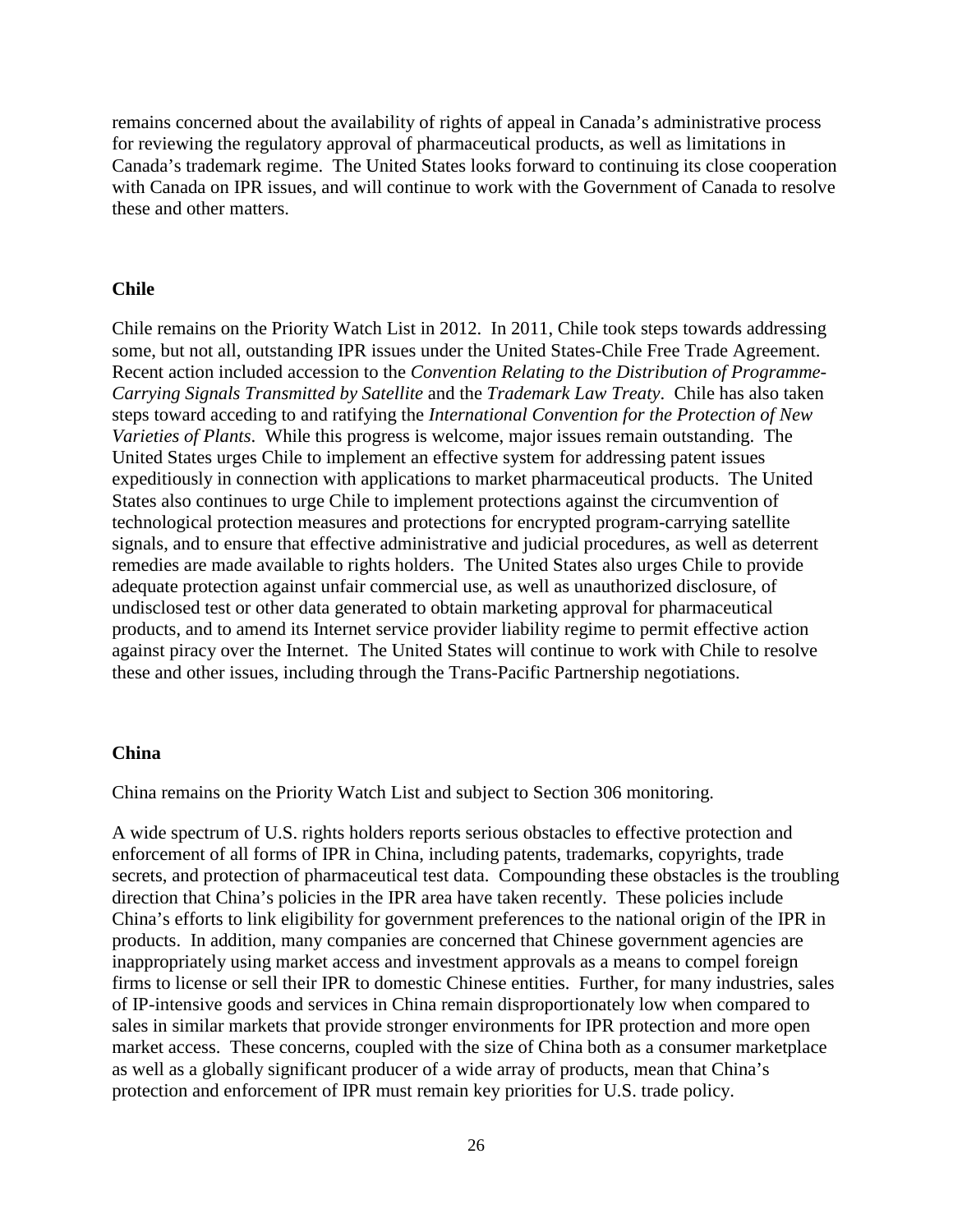remains concerned about the availability of rights of appeal in Canada's administrative process for reviewing the regulatory approval of pharmaceutical products, as well as limitations in Canada's trademark regime. The United States looks forward to continuing its close cooperation with Canada on IPR issues, and will continue to work with the Government of Canada to resolve these and other matters.

**Chile**

Chile remains on the Priority Watch List in 2012. In 2011, Chile took steps towards addressing some, but not all, outstanding IPR issues under the United States-Chile Free Trade Agreement. Recent action included accession to the *Convention Relating to the Distribution of Programme-Carrying Signals Transmitted by Satellite* and the *Trademark Law Treaty*. Chile has also taken steps toward acceding to and ratifying the *International Convention for the Protection of New Varieties of Plants*. While this progress is welcome, major issues remain outstanding. The United States urges Chile to implement an effective system for addressing patent issues expeditiously in connection with applications to market pharmaceutical products. The United States also continues to urge Chile to implement protections against the circumvention of technological protection measures and protections for encrypted program-carrying satellite signals, and to ensure that effective administrative and judicial procedures, as well as deterrent remedies are made available to rights holders. The United States also urges Chile to provide adequate protection against unfair commercial use, as well as unauthorized disclosure, of undisclosed test or other data generated to obtain marketing approval for pharmaceutical products, and to amend its Internet service provider liability regime to permit effective action against piracy over the Internet. The United States will continue to work with Chile to resolve these and other issues, including through the Trans-Pacific Partnership negotiations.

**China**

China remains on the Priority Watch List and subject to Section 306 monitoring.

A wide spectrum of U.S. rights holders reports serious obstacles to effective protection and enforcement of all forms of IPR in China, including patents, trademarks, copyrights, trade secrets, and protection of pharmaceutical test data. Compounding these obstacles is the troubling direction that China's policies in the IPR area have taken recently. These policies include China's efforts to link eligibility for government preferences to the national origin of the IPR in products. In addition, many companies are concerned that Chinese government agencies are inappropriately using market access and investment approvals as a means to compel foreign firms to license or sell their IPR to domestic Chinese entities. Further, for many industries, sales of IP-intensive goods and services in China remain disproportionately low when compared to sales in similar markets that provide stronger environments for IPR protection and more open market access. These concerns, coupled with the size of China both as a consumer marketplace as well as a globally significant producer of a wide array of products, mean that China's protection and enforcement of IPR must remain key priorities for U.S. trade policy.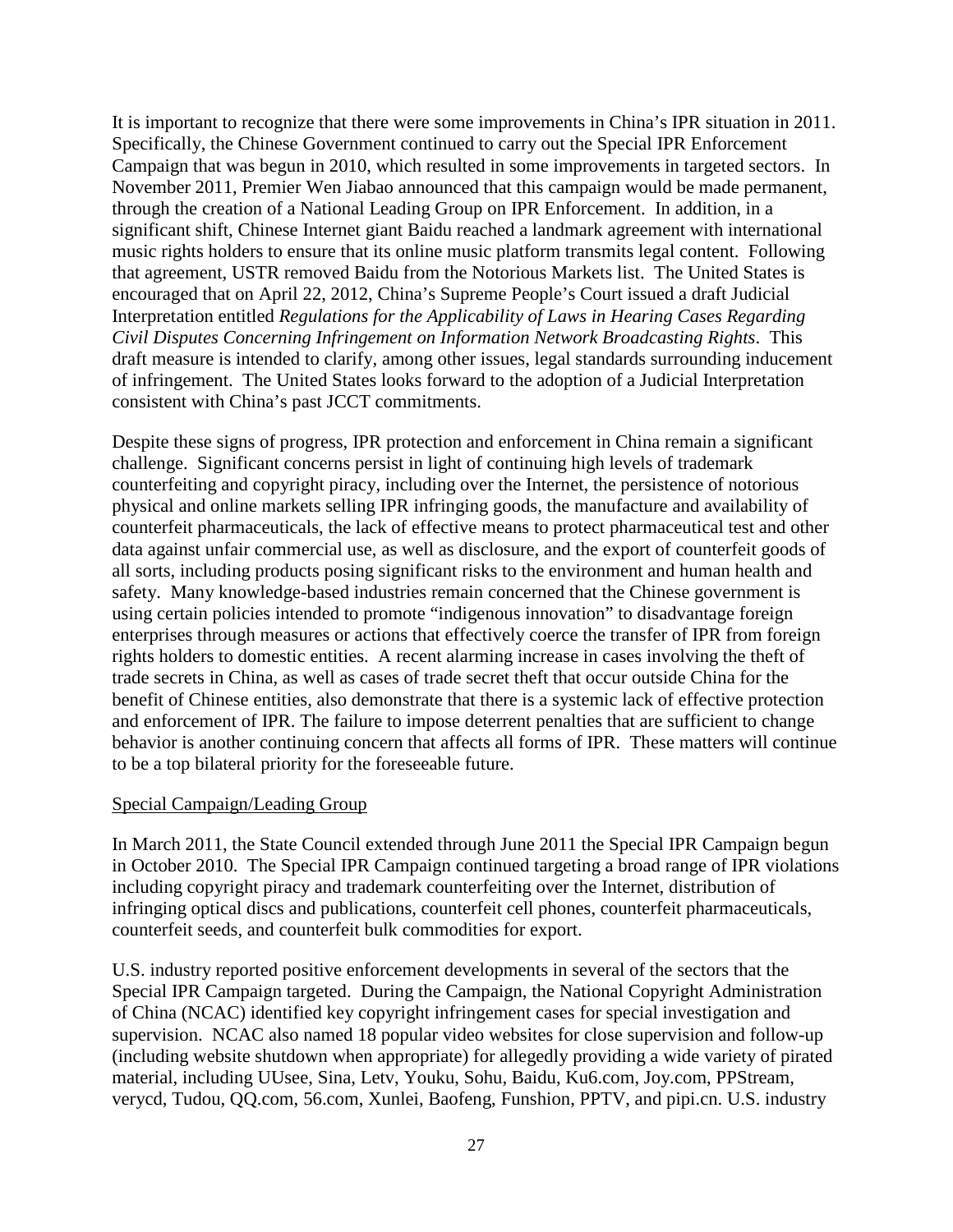It is important to recognize that there were some improvements in China's IPR situation in 2011. Specifically, the Chinese Government continued to carry out the Special IPR Enforcement Campaign that was begun in 2010, which resulted in some improvements in targeted sectors. In November 2011, Premier Wen Jiabao announced that this campaign would be made permanent, through the creation of a National Leading Group on IPR Enforcement. In addition, in a significant shift, Chinese Internet giant Baidu reached a landmark agreement with international music rights holders to ensure that its online music platform transmits legal content. Following that agreement, USTR removed Baidu from the Notorious Markets list. The United States is encouraged that on April 22, 2012, China's Supreme People's Court issued a draft Judicial Interpretation entitled *Regulations for the Applicability of Laws in Hearing Cases Regarding Civil Disputes Concerning Infringement on Information Network Broadcasting Rights*. This draft measure is intended to clarify, among other issues, legal standards surrounding inducement of infringement. The United States looks forward to the adoption of a Judicial Interpretation consistent with China's past JCCT commitments.

Despite these signs of progress, IPR protection and enforcement in China remain a significant challenge. Significant concerns persist in light of continuing high levels of trademark counterfeiting and copyright piracy, including over the Internet, the persistence of notorious physical and online markets selling IPR infringing goods, the manufacture and availability of counterfeit pharmaceuticals, the lack of effective means to protect pharmaceutical test and other data against unfair commercial use, as well as disclosure, and the export of counterfeit goods of all sorts, including products posing significant risks to the environment and human health and safety. Many knowledge-based industries remain concerned that the Chinese government is using certain policies intended to promote "indigenous innovation" to disadvantage foreign enterprises through measures or actions that effectively coerce the transfer of IPR from foreign rights holders to domestic entities. A recent alarming increase in cases involving the theft of trade secrets in China, as well as cases of trade secret theft that occur outside China for the benefit of Chinese entities, also demonstrate that there is a systemic lack of effective protection and enforcement of IPR. The failure to impose deterrent penalties that are sufficient to change behavior is another continuing concern that affects all forms of IPR. These matters will continue to be a top bilateral priority for the foreseeable future.

Special Campaign/Leading Group

In March 2011, the State Council extended through June 2011 the Special IPR Campaign begun in October 2010. The Special IPR Campaign continued targeting a broad range of IPR violations including copyright piracy and trademark counterfeiting over the Internet, distribution of infringing optical discs and publications, counterfeit cell phones, counterfeit pharmaceuticals, counterfeit seeds, and counterfeit bulk commodities for export.

U.S. industry reported positive enforcement developments in several of the sectors that the Special IPR Campaign targeted. During the Campaign, the National Copyright Administration of China (NCAC) identified key copyright infringement cases for special investigation and supervision. NCAC also named 18 popular video websites for close supervision and follow-up (including website shutdown when appropriate) for allegedly providing a wide variety of pirated material, including UUsee, Sina, Letv, Youku, Sohu, Baidu, Ku6.com, Joy.com, PPStream, verycd, Tudou, QQ.com, 56.com, Xunlei, Baofeng, Funshion, PPTV, and pipi.cn. U.S. industry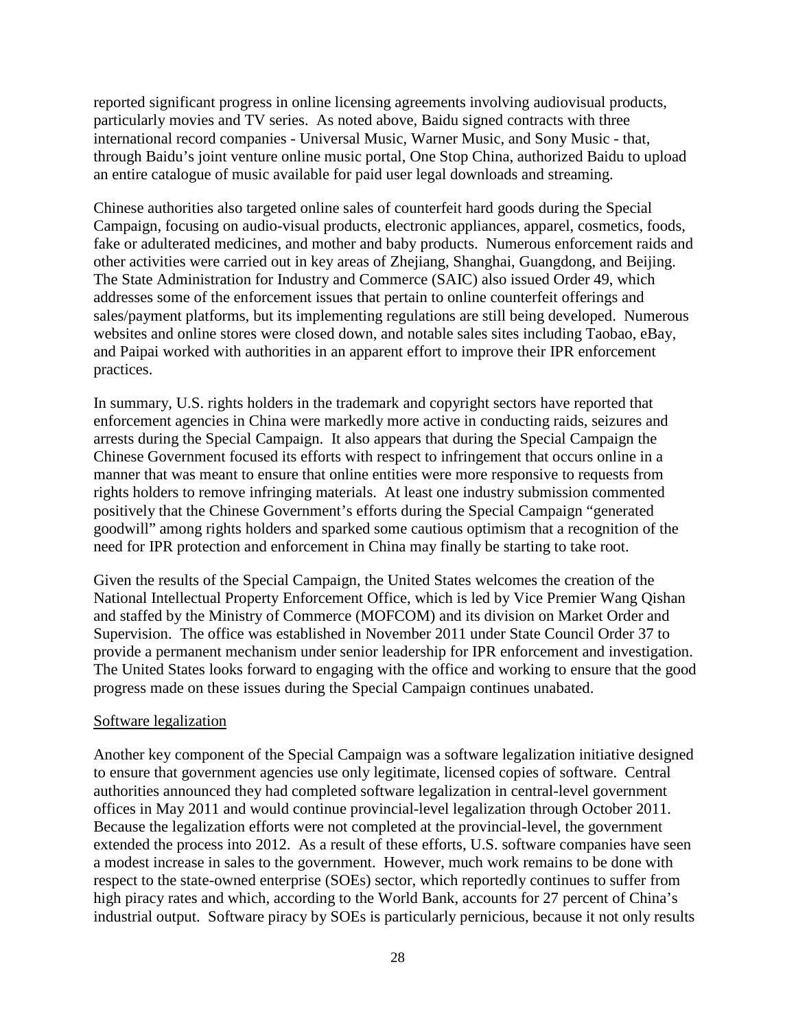reported significant progress in online licensing agreements involving audiovisual products, particularly movies and TV series. As noted above, Baidu signed contracts with three international record companies - Universal Music, Warner Music, and Sony Music - that, through Baidu's joint venture online music portal, One Stop China, authorized Baidu to upload an entire catalogue of music available for paid user legal downloads and streaming.

Chinese authorities also targeted online sales of counterfeit hard goods during the Special Campaign, focusing on audio-visual products, electronic appliances, apparel, cosmetics, foods, fake or adulterated medicines, and mother and baby products. Numerous enforcement raids and other activities were carried out in key areas of Zhejiang, Shanghai, Guangdong, and Beijing. The State Administration for Industry and Commerce (SAIC) also issued Order 49, which addresses some of the enforcement issues that pertain to online counterfeit offerings and sales/payment platforms, but its implementing regulations are still being developed. Numerous websites and online stores were closed down, and notable sales sites including Taobao, eBay, and Paipai worked with authorities in an apparent effort to improve their IPR enforcement practices.

In summary, U.S. rights holders in the trademark and copyright sectors have reported that enforcement agencies in China were markedly more active in conducting raids, seizures and arrests during the Special Campaign. It also appears that during the Special Campaign the Chinese Government focused its efforts with respect to infringement that occurs online in a manner that was meant to ensure that online entities were more responsive to requests from rights holders to remove infringing materials. At least one industry submission commented positively that the Chinese Government's efforts during the Special Campaign "generated goodwill" among rights holders and sparked some cautious optimism that a recognition of the need for IPR protection and enforcement in China may finally be starting to take root.

Given the results of the Special Campaign, the United States welcomes the creation of the National Intellectual Property Enforcement Office, which is led by Vice Premier Wang Qishan and staffed by the Ministry of Commerce (MOFCOM) and its division on Market Order and Supervision. The office was established in November 2011 under State Council Order 37 to provide a permanent mechanism under senior leadership for IPR enforcement and investigation. The United States looks forward to engaging with the office and working to ensure that the good progress made on these issues during the Special Campaign continues unabated.

Software legalization

Another key component of the Special Campaign was a software legalization initiative designed to ensure that government agencies use only legitimate, licensed copies of software. Central authorities announced they had completed software legalization in central-level government offices in May 2011 and would continue provincial-level legalization through October 2011. Because the legalization efforts were not completed at the provincial-level, the government extended the process into 2012. As a result of these efforts, U.S. software companies have seen a modest increase in sales to the government. However, much work remains to be done with respect to the state-owned enterprise (SOEs) sector, which reportedly continues to suffer from high piracy rates and which, according to the World Bank, accounts for 27 percent of China's industrial output. Software piracy by SOEs is particularly pernicious, because it not only results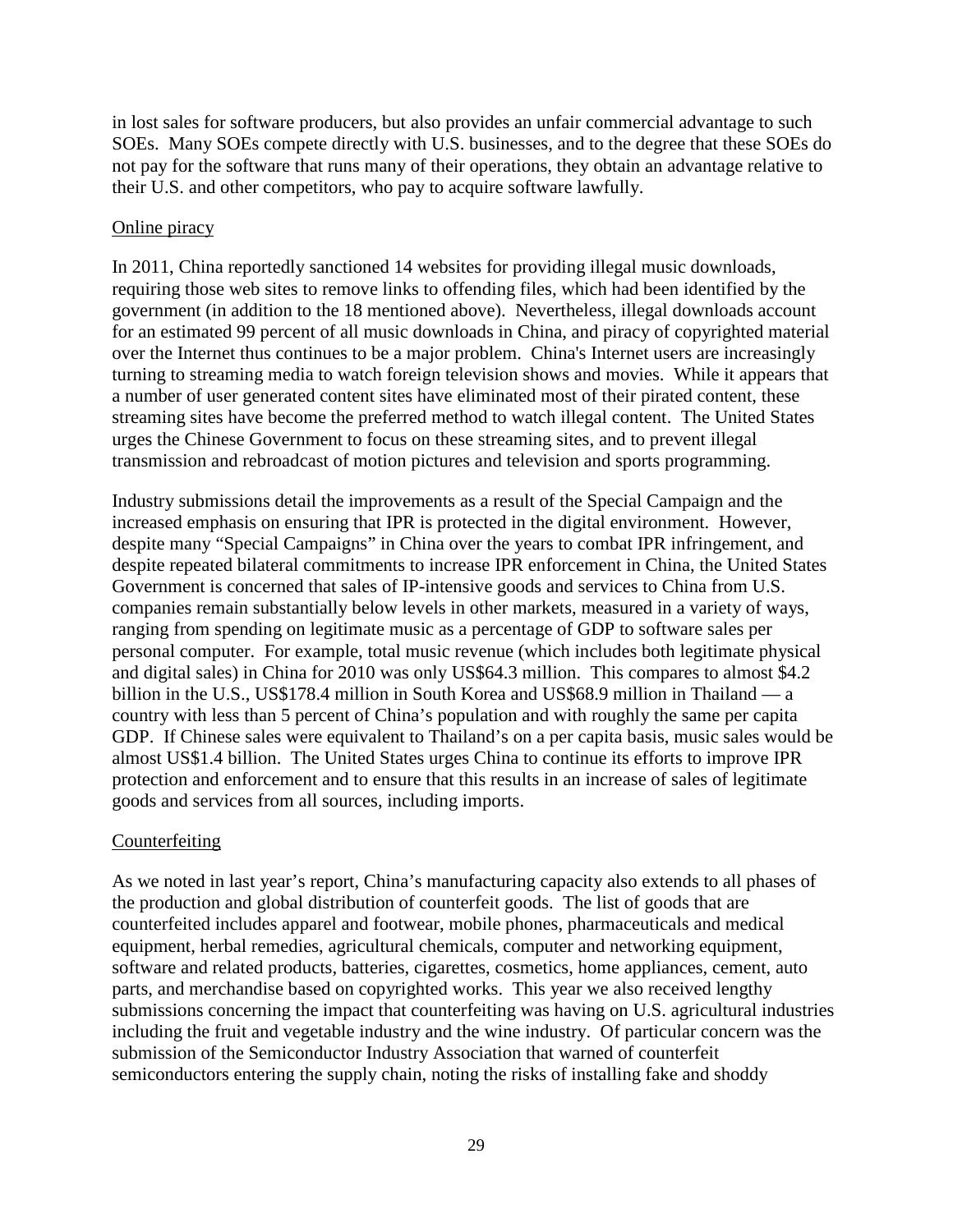in lost sales for software producers, but also provides an unfair commercial advantage to such SOEs. Many SOEs compete directly with U.S. businesses, and to the degree that these SOEs do not pay for the software that runs many of their operations, they obtain an advantage relative to their U.S. and other competitors, who pay to acquire software lawfully.

Online piracy

In 2011, China reportedly sanctioned 14 websites for providing illegal music downloads, requiring those web sites to remove links to offending files, which had been identified by the government (in addition to the 18 mentioned above). Nevertheless, illegal downloads account for an estimated 99 percent of all music downloads in China, and piracy of copyrighted material over the Internet thus continues to be a major problem. China's Internet users are increasingly turning to streaming media to watch foreign television shows and movies. While it appears that a number of user generated content sites have eliminated most of their pirated content, these streaming sites have become the preferred method to watch illegal content. The United States urges the Chinese Government to focus on these streaming sites, and to prevent illegal transmission and rebroadcast of motion pictures and television and sports programming.

Industry submissions detail the improvements as a result of the Special Campaign and the increased emphasis on ensuring that IPR is protected in the digital environment. However, despite many "Special Campaigns" in China over the years to combat IPR infringement, and despite repeated bilateral commitments to increase IPR enforcement in China, the United States Government is concerned that sales of IP-intensive goods and services to China from U.S. companies remain substantially below levels in other markets, measured in a variety of ways, ranging from spending on legitimate music as a percentage of GDP to software sales per personal computer. For example, total music revenue (which includes both legitimate physical and digital sales) in China for 2010 was only US$64.3 million. This compares to almost $4.2 billion in the U.S., US$178.4 million in South Korea and US$68.9 million in Thailand — a country with less than 5 percent of China's population and with roughly the same per capita GDP. If Chinese sales were equivalent to Thailand's on a per capita basis, music sales would be almost US$1.4 billion. The United States urges China to continue its efforts to improve IPR protection and enforcement and to ensure that this results in an increase of sales of legitimate goods and services from all sources, including imports.

Counterfeiting

As we noted in last year's report, China's manufacturing capacity also extends to all phases of the production and global distribution of counterfeit goods. The list of goods that are counterfeited includes apparel and footwear, mobile phones, pharmaceuticals and medical equipment, herbal remedies, agricultural chemicals, computer and networking equipment, software and related products, batteries, cigarettes, cosmetics, home appliances, cement, auto parts, and merchandise based on copyrighted works. This year we also received lengthy submissions concerning the impact that counterfeiting was having on U.S. agricultural industries including the fruit and vegetable industry and the wine industry. Of particular concern was the submission of the Semiconductor Industry Association that warned of counterfeit semiconductors entering the supply chain, noting the risks of installing fake and shoddy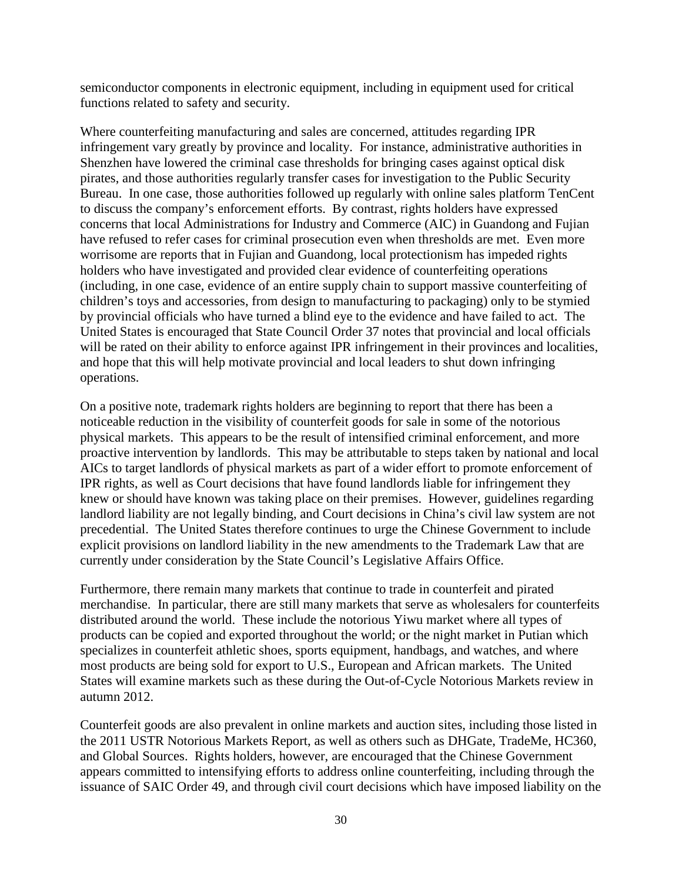semiconductor components in electronic equipment, including in equipment used for critical functions related to safety and security.

Where counterfeiting manufacturing and sales are concerned, attitudes regarding IPR infringement vary greatly by province and locality. For instance, administrative authorities in Shenzhen have lowered the criminal case thresholds for bringing cases against optical disk pirates, and those authorities regularly transfer cases for investigation to the Public Security Bureau. In one case, those authorities followed up regularly with online sales platform TenCent to discuss the company's enforcement efforts. By contrast, rights holders have expressed concerns that local Administrations for Industry and Commerce (AIC) in Guandong and Fujian have refused to refer cases for criminal prosecution even when thresholds are met. Even more worrisome are reports that in Fujian and Guandong, local protectionism has impeded rights holders who have investigated and provided clear evidence of counterfeiting operations (including, in one case, evidence of an entire supply chain to support massive counterfeiting of children's toys and accessories, from design to manufacturing to packaging) only to be stymied by provincial officials who have turned a blind eye to the evidence and have failed to act. The United States is encouraged that State Council Order 37 notes that provincial and local officials will be rated on their ability to enforce against IPR infringement in their provinces and localities, and hope that this will help motivate provincial and local leaders to shut down infringing operations.

On a positive note, trademark rights holders are beginning to report that there has been a noticeable reduction in the visibility of counterfeit goods for sale in some of the notorious physical markets. This appears to be the result of intensified criminal enforcement, and more proactive intervention by landlords. This may be attributable to steps taken by national and local AICs to target landlords of physical markets as part of a wider effort to promote enforcement of IPR rights, as well as Court decisions that have found landlords liable for infringement they knew or should have known was taking place on their premises. However, guidelines regarding landlord liability are not legally binding, and Court decisions in China's civil law system are not precedential. The United States therefore continues to urge the Chinese Government to include explicit provisions on landlord liability in the new amendments to the Trademark Law that are currently under consideration by the State Council's Legislative Affairs Office.

Furthermore, there remain many markets that continue to trade in counterfeit and pirated merchandise. In particular, there are still many markets that serve as wholesalers for counterfeits distributed around the world. These include the notorious Yiwu market where all types of products can be copied and exported throughout the world; or the night market in Putian which specializes in counterfeit athletic shoes, sports equipment, handbags, and watches, and where most products are being sold for export to U.S., European and African markets. The United States will examine markets such as these during the Out-of-Cycle Notorious Markets review in autumn 2012.

Counterfeit goods are also prevalent in online markets and auction sites, including those listed in the 2011 USTR Notorious Markets Report, as well as others such as DHGate, TradeMe, HC360, and Global Sources. Rights holders, however, are encouraged that the Chinese Government appears committed to intensifying efforts to address online counterfeiting, including through the issuance of SAIC Order 49, and through civil court decisions which have imposed liability on the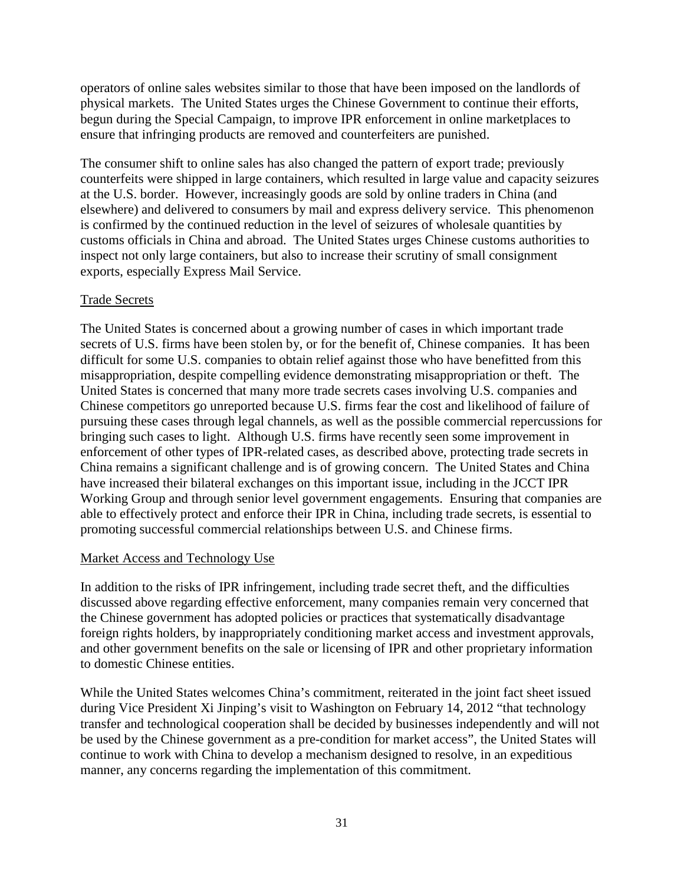operators of online sales websites similar to those that have been imposed on the landlords of physical markets. The United States urges the Chinese Government to continue their efforts, begun during the Special Campaign, to improve IPR enforcement in online marketplaces to ensure that infringing products are removed and counterfeiters are punished.

The consumer shift to online sales has also changed the pattern of export trade; previously counterfeits were shipped in large containers, which resulted in large value and capacity seizures at the U.S. border. However, increasingly goods are sold by online traders in China (and elsewhere) and delivered to consumers by mail and express delivery service. This phenomenon is confirmed by the continued reduction in the level of seizures of wholesale quantities by customs officials in China and abroad. The United States urges Chinese customs authorities to inspect not only large containers, but also to increase their scrutiny of small consignment exports, especially Express Mail Service.

Trade Secrets

The United States is concerned about a growing number of cases in which important trade secrets of U.S. firms have been stolen by, or for the benefit of, Chinese companies. It has been difficult for some U.S. companies to obtain relief against those who have benefitted from this misappropriation, despite compelling evidence demonstrating misappropriation or theft. The United States is concerned that many more trade secrets cases involving U.S. companies and Chinese competitors go unreported because U.S. firms fear the cost and likelihood of failure of pursuing these cases through legal channels, as well as the possible commercial repercussions for bringing such cases to light. Although U.S. firms have recently seen some improvement in enforcement of other types of IPR-related cases, as described above, protecting trade secrets in China remains a significant challenge and is of growing concern. The United States and China have increased their bilateral exchanges on this important issue, including in the JCCT IPR Working Group and through senior level government engagements. Ensuring that companies are able to effectively protect and enforce their IPR in China, including trade secrets, is essential to promoting successful commercial relationships between U.S. and Chinese firms.

Market Access and Technology Use

In addition to the risks of IPR infringement, including trade secret theft, and the difficulties discussed above regarding effective enforcement, many companies remain very concerned that the Chinese government has adopted policies or practices that systematically disadvantage foreign rights holders, by inappropriately conditioning market access and investment approvals, and other government benefits on the sale or licensing of IPR and other proprietary information to domestic Chinese entities.

While the United States welcomes China's commitment, reiterated in the joint fact sheet issued during Vice President Xi Jinping's visit to Washington on February 14, 2012 "that technology transfer and technological cooperation shall be decided by businesses independently and will not be used by the Chinese government as a pre-condition for market access", the United States will continue to work with China to develop a mechanism designed to resolve, in an expeditious manner, any concerns regarding the implementation of this commitment.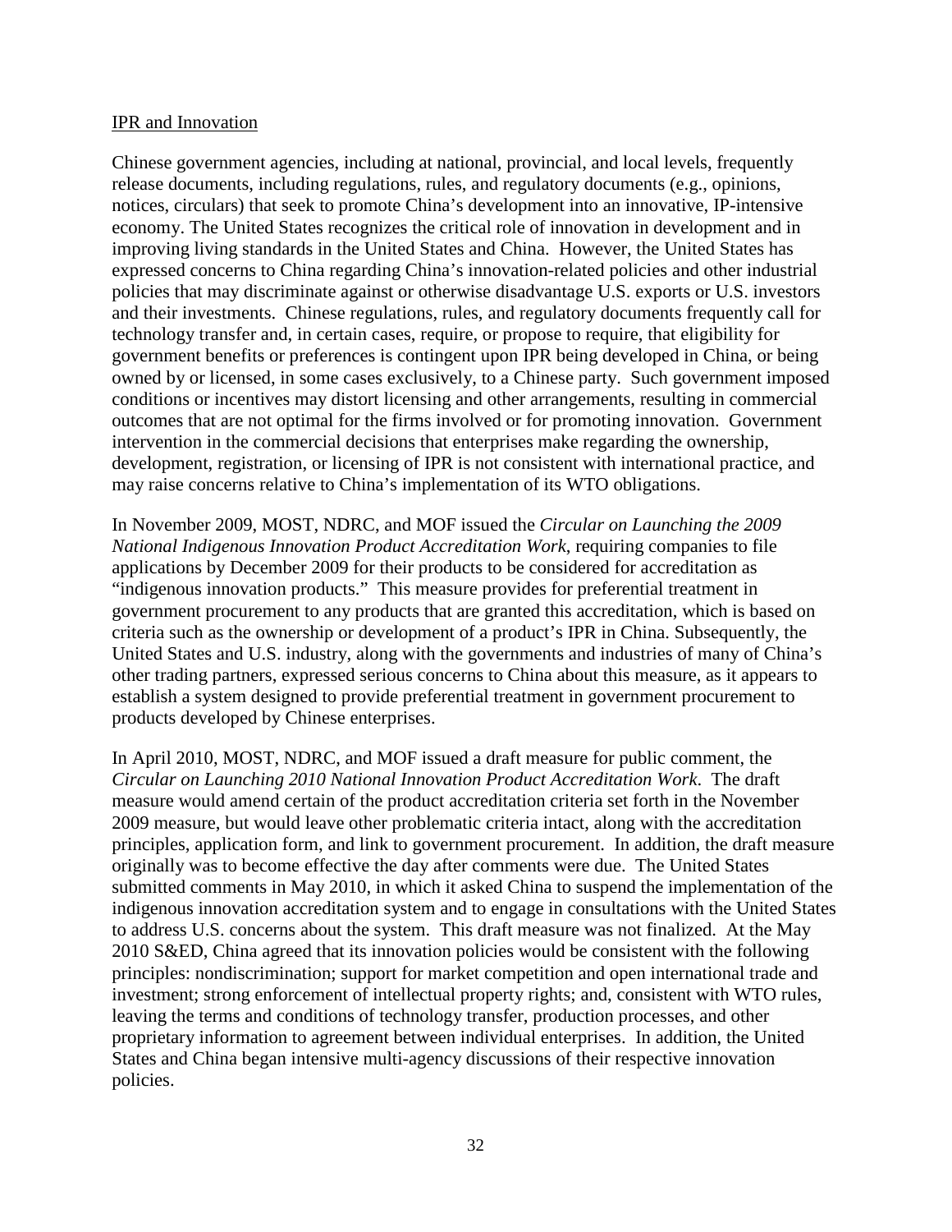IPR and Innovation

Chinese government agencies, including at national, provincial, and local levels, frequently release documents, including regulations, rules, and regulatory documents (e.g., opinions, notices, circulars) that seek to promote China's development into an innovative, IP-intensive economy. The United States recognizes the critical role of innovation in development and in improving living standards in the United States and China. However, the United States has expressed concerns to China regarding China's innovation-related policies and other industrial policies that may discriminate against or otherwise disadvantage U.S. exports or U.S. investors and their investments. Chinese regulations, rules, and regulatory documents frequently call for technology transfer and, in certain cases, require, or propose to require, that eligibility for government benefits or preferences is contingent upon IPR being developed in China, or being owned by or licensed, in some cases exclusively, to a Chinese party. Such government imposed conditions or incentives may distort licensing and other arrangements, resulting in commercial outcomes that are not optimal for the firms involved or for promoting innovation. Government intervention in the commercial decisions that enterprises make regarding the ownership, development, registration, or licensing of IPR is not consistent with international practice, and may raise concerns relative to China's implementation of its WTO obligations.

In November 2009, MOST, NDRC, and MOF issued the *Circular on Launching the 2009 National Indigenous Innovation Product Accreditation Work*, requiring companies to file applications by December 2009 for their products to be considered for accreditation as "indigenous innovation products." This measure provides for preferential treatment in government procurement to any products that are granted this accreditation, which is based on criteria such as the ownership or development of a product's IPR in China. Subsequently, the United States and U.S. industry, along with the governments and industries of many of China's other trading partners, expressed serious concerns to China about this measure, as it appears to establish a system designed to provide preferential treatment in government procurement to products developed by Chinese enterprises.

In April 2010, MOST, NDRC, and MOF issued a draft measure for public comment, the *Circular on Launching 2010 National Innovation Product Accreditation Work*. The draft measure would amend certain of the product accreditation criteria set forth in the November 2009 measure, but would leave other problematic criteria intact, along with the accreditation principles, application form, and link to government procurement. In addition, the draft measure originally was to become effective the day after comments were due. The United States submitted comments in May 2010, in which it asked China to suspend the implementation of the indigenous innovation accreditation system and to engage in consultations with the United States to address U.S. concerns about the system. This draft measure was not finalized. At the May 2010 S&ED, China agreed that its innovation policies would be consistent with the following principles: nondiscrimination; support for market competition and open international trade and investment; strong enforcement of intellectual property rights; and, consistent with WTO rules, leaving the terms and conditions of technology transfer, production processes, and other proprietary information to agreement between individual enterprises. In addition, the United States and China began intensive multi-agency discussions of their respective innovation policies.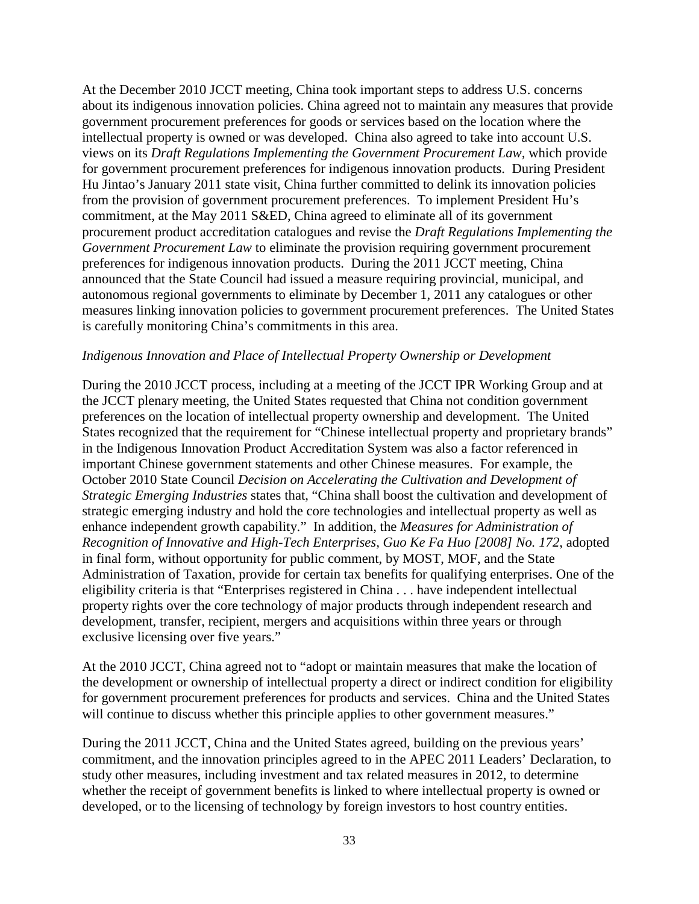At the December 2010 JCCT meeting, China took important steps to address U.S. concerns about its indigenous innovation policies. China agreed not to maintain any measures that provide government procurement preferences for goods or services based on the location where the intellectual property is owned or was developed. China also agreed to take into account U.S. views on its *Draft Regulations Implementing the Government Procurement Law*, which provide for government procurement preferences for indigenous innovation products. During President Hu Jintao's January 2011 state visit, China further committed to delink its innovation policies from the provision of government procurement preferences. To implement President Hu's commitment, at the May 2011 S&ED, China agreed to eliminate all of its government procurement product accreditation catalogues and revise the *Draft Regulations Implementing the Government Procurement Law* to eliminate the provision requiring government procurement preferences for indigenous innovation products. During the 2011 JCCT meeting, China announced that the State Council had issued a measure requiring provincial, municipal, and autonomous regional governments to eliminate by December 1, 2011 any catalogues or other measures linking innovation policies to government procurement preferences. The United States is carefully monitoring China's commitments in this area.

*Indigenous Innovation and Place of Intellectual Property Ownership or Development*

During the 2010 JCCT process, including at a meeting of the JCCT IPR Working Group and at the JCCT plenary meeting, the United States requested that China not condition government preferences on the location of intellectual property ownership and development. The United States recognized that the requirement for "Chinese intellectual property and proprietary brands" in the Indigenous Innovation Product Accreditation System was also a factor referenced in important Chinese government statements and other Chinese measures. For example, the October 2010 State Council *Decision on Accelerating the Cultivation and Development of Strategic Emerging Industries* states that, "China shall boost the cultivation and development of strategic emerging industry and hold the core technologies and intellectual property as well as enhance independent growth capability." In addition, the *Measures for Administration of Recognition of Innovative and High-Tech Enterprises, Guo Ke Fa Huo [2008] No. 172*, adopted in final form, without opportunity for public comment, by MOST, MOF, and the State Administration of Taxation, provide for certain tax benefits for qualifying enterprises. One of the eligibility criteria is that "Enterprises registered in China . . . have independent intellectual property rights over the core technology of major products through independent research and development, transfer, recipient, mergers and acquisitions within three years or through exclusive licensing over five years."

At the 2010 JCCT, China agreed not to "adopt or maintain measures that make the location of the development or ownership of intellectual property a direct or indirect condition for eligibility for government procurement preferences for products and services. China and the United States will continue to discuss whether this principle applies to other government measures."

During the 2011 JCCT, China and the United States agreed, building on the previous years' commitment, and the innovation principles agreed to in the APEC 2011 Leaders' Declaration, to study other measures, including investment and tax related measures in 2012, to determine whether the receipt of government benefits is linked to where intellectual property is owned or developed, or to the licensing of technology by foreign investors to host country entities.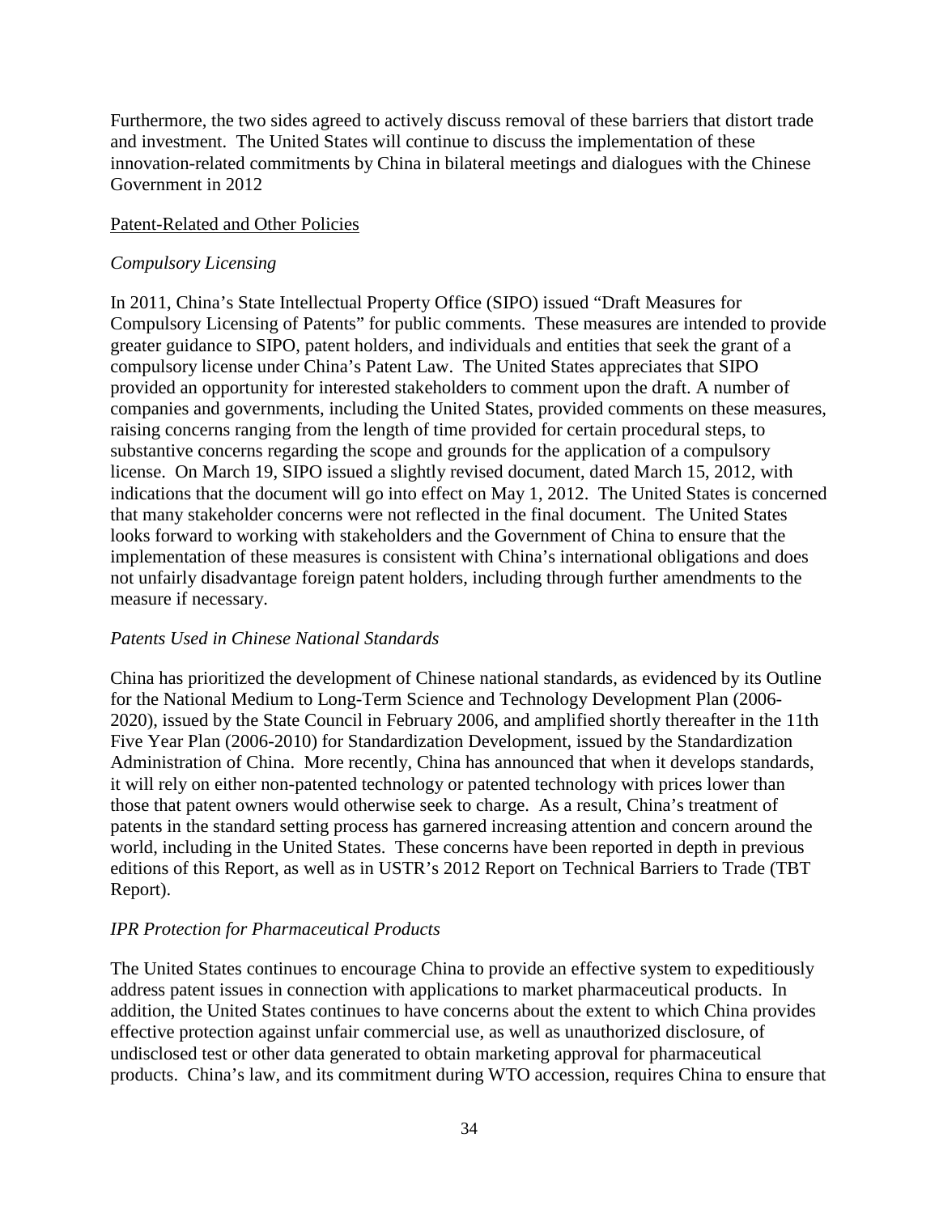Furthermore, the two sides agreed to actively discuss removal of these barriers that distort trade and investment. The United States will continue to discuss the implementation of these innovation-related commitments by China in bilateral meetings and dialogues with the Chinese Government in 2012

<u>Patent-Related and Other Policies</u>

*Compulsory Licensing*

In 2011, China's State Intellectual Property Office (SIPO) issued "Draft Measures for Compulsory Licensing of Patents" for public comments. These measures are intended to provide greater guidance to SIPO, patent holders, and individuals and entities that seek the grant of a compulsory license under China's Patent Law. The United States appreciates that SIPO provided an opportunity for interested stakeholders to comment upon the draft. A number of companies and governments, including the United States, provided comments on these measures, raising concerns ranging from the length of time provided for certain procedural steps, to substantive concerns regarding the scope and grounds for the application of a compulsory license. On March 19, SIPO issued a slightly revised document, dated March 15, 2012, with indications that the document will go into effect on May 1, 2012. The United States is concerned that many stakeholder concerns were not reflected in the final document. The United States looks forward to working with stakeholders and the Government of China to ensure that the implementation of these measures is consistent with China's international obligations and does not unfairly disadvantage foreign patent holders, including through further amendments to the measure if necessary.

*Patents Used in Chinese National Standards*

China has prioritized the development of Chinese national standards, as evidenced by its Outline for the National Medium to Long-Term Science and Technology Development Plan (2006-2020), issued by the State Council in February 2006, and amplified shortly thereafter in the 11th Five Year Plan (2006-2010) for Standardization Development, issued by the Standardization Administration of China. More recently, China has announced that when it develops standards, it will rely on either non-patented technology or patented technology with prices lower than those that patent owners would otherwise seek to charge. As a result, China's treatment of patents in the standard setting process has garnered increasing attention and concern around the world, including in the United States. These concerns have been reported in depth in previous editions of this Report, as well as in USTR's 2012 Report on Technical Barriers to Trade (TBT Report).

*IPR Protection for Pharmaceutical Products*

The United States continues to encourage China to provide an effective system to expeditiously address patent issues in connection with applications to market pharmaceutical products. In addition, the United States continues to have concerns about the extent to which China provides effective protection against unfair commercial use, as well as unauthorized disclosure, of undisclosed test or other data generated to obtain marketing approval for pharmaceutical products. China's law, and its commitment during WTO accession, requires China to ensure that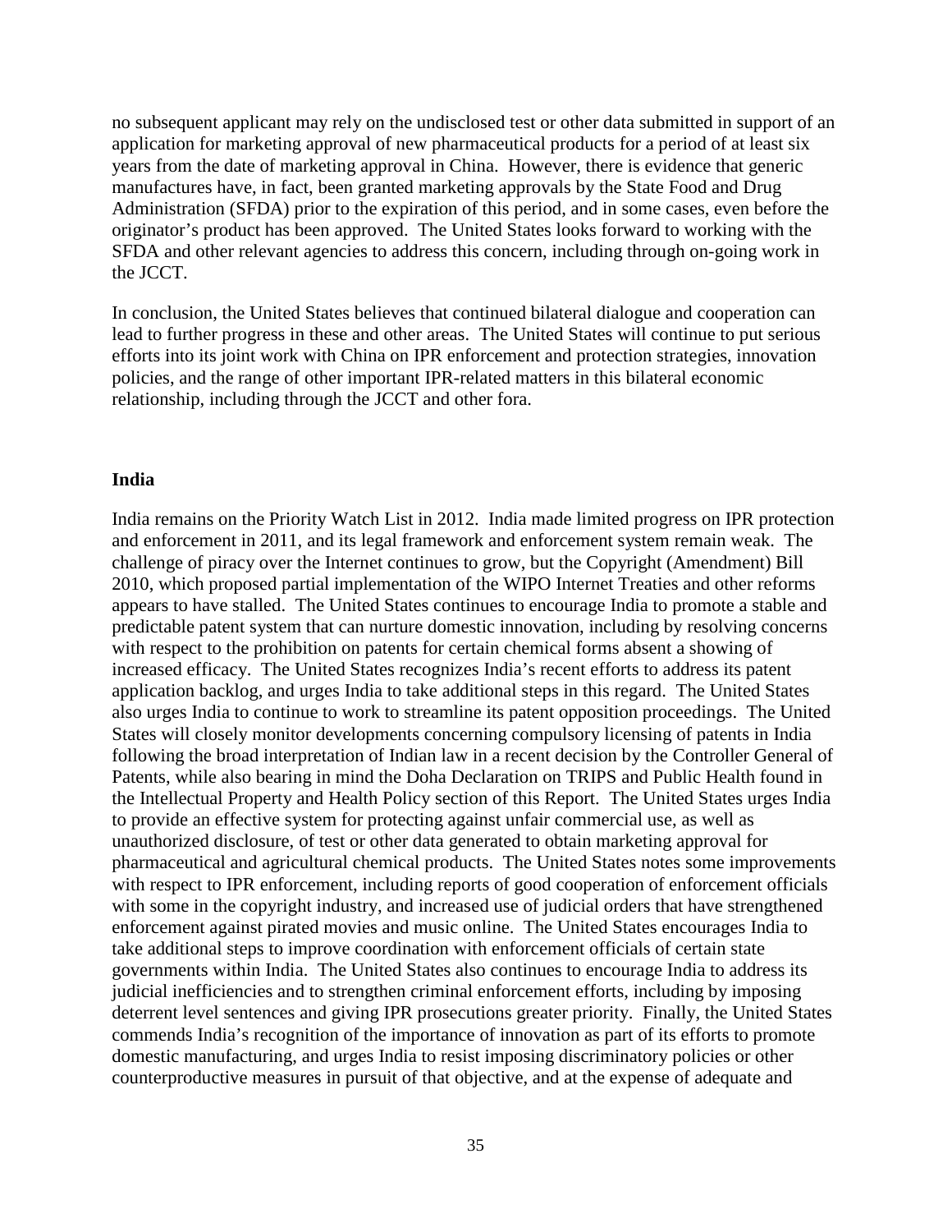no subsequent applicant may rely on the undisclosed test or other data submitted in support of an application for marketing approval of new pharmaceutical products for a period of at least six years from the date of marketing approval in China. However, there is evidence that generic manufactures have, in fact, been granted marketing approvals by the State Food and Drug Administration (SFDA) prior to the expiration of this period, and in some cases, even before the originator's product has been approved. The United States looks forward to working with the SFDA and other relevant agencies to address this concern, including through on-going work in the JCCT.

In conclusion, the United States believes that continued bilateral dialogue and cooperation can lead to further progress in these and other areas. The United States will continue to put serious efforts into its joint work with China on IPR enforcement and protection strategies, innovation policies, and the range of other important IPR-related matters in this bilateral economic relationship, including through the JCCT and other fora.

**India**

India remains on the Priority Watch List in 2012. India made limited progress on IPR protection and enforcement in 2011, and its legal framework and enforcement system remain weak. The challenge of piracy over the Internet continues to grow, but the Copyright (Amendment) Bill 2010, which proposed partial implementation of the WIPO Internet Treaties and other reforms appears to have stalled. The United States continues to encourage India to promote a stable and predictable patent system that can nurture domestic innovation, including by resolving concerns with respect to the prohibition on patents for certain chemical forms absent a showing of increased efficacy. The United States recognizes India's recent efforts to address its patent application backlog, and urges India to take additional steps in this regard. The United States also urges India to continue to work to streamline its patent opposition proceedings. The United States will closely monitor developments concerning compulsory licensing of patents in India following the broad interpretation of Indian law in a recent decision by the Controller General of Patents, while also bearing in mind the Doha Declaration on TRIPS and Public Health found in the Intellectual Property and Health Policy section of this Report. The United States urges India to provide an effective system for protecting against unfair commercial use, as well as unauthorized disclosure, of test or other data generated to obtain marketing approval for pharmaceutical and agricultural chemical products. The United States notes some improvements with respect to IPR enforcement, including reports of good cooperation of enforcement officials with some in the copyright industry, and increased use of judicial orders that have strengthened enforcement against pirated movies and music online. The United States encourages India to take additional steps to improve coordination with enforcement officials of certain state governments within India. The United States also continues to encourage India to address its judicial inefficiencies and to strengthen criminal enforcement efforts, including by imposing deterrent level sentences and giving IPR prosecutions greater priority. Finally, the United States commends India's recognition of the importance of innovation as part of its efforts to promote domestic manufacturing, and urges India to resist imposing discriminatory policies or other counterproductive measures in pursuit of that objective, and at the expense of adequate and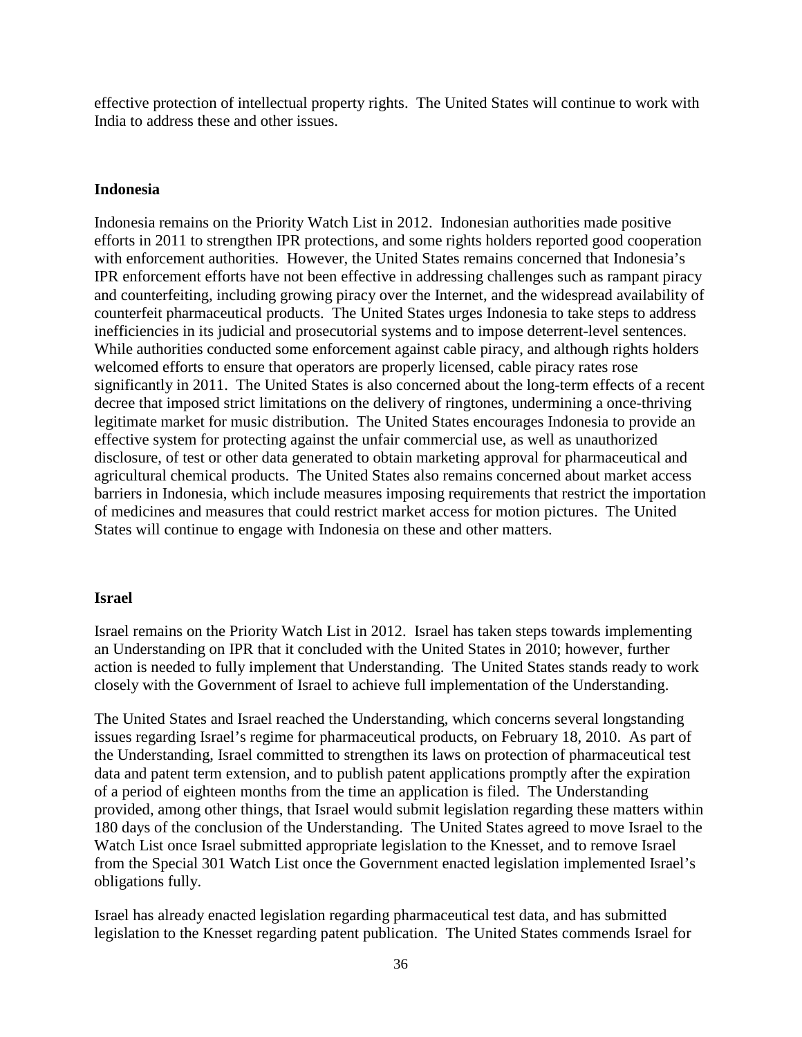effective protection of intellectual property rights. The United States will continue to work with India to address these and other issues.

## Indonesia

Indonesia remains on the Priority Watch List in 2012. Indonesian authorities made positive efforts in 2011 to strengthen IPR protections, and some rights holders reported good cooperation with enforcement authorities. However, the United States remains concerned that Indonesia's IPR enforcement efforts have not been effective in addressing challenges such as rampant piracy and counterfeiting, including growing piracy over the Internet, and the widespread availability of counterfeit pharmaceutical products. The United States urges Indonesia to take steps to address inefficiencies in its judicial and prosecutorial systems and to impose deterrent-level sentences. While authorities conducted some enforcement against cable piracy, and although rights holders welcomed efforts to ensure that operators are properly licensed, cable piracy rates rose significantly in 2011. The United States is also concerned about the long-term effects of a recent decree that imposed strict limitations on the delivery of ringtones, undermining a once-thriving legitimate market for music distribution. The United States encourages Indonesia to provide an effective system for protecting against the unfair commercial use, as well as unauthorized disclosure, of test or other data generated to obtain marketing approval for pharmaceutical and agricultural chemical products. The United States also remains concerned about market access barriers in Indonesia, which include measures imposing requirements that restrict the importation of medicines and measures that could restrict market access for motion pictures. The United States will continue to engage with Indonesia on these and other matters.

## Israel

Israel remains on the Priority Watch List in 2012. Israel has taken steps towards implementing an Understanding on IPR that it concluded with the United States in 2010; however, further action is needed to fully implement that Understanding. The United States stands ready to work closely with the Government of Israel to achieve full implementation of the Understanding.

The United States and Israel reached the Understanding, which concerns several longstanding issues regarding Israel's regime for pharmaceutical products, on February 18, 2010. As part of the Understanding, Israel committed to strengthen its laws on protection of pharmaceutical test data and patent term extension, and to publish patent applications promptly after the expiration of a period of eighteen months from the time an application is filed. The Understanding provided, among other things, that Israel would submit legislation regarding these matters within 180 days of the conclusion of the Understanding. The United States agreed to move Israel to the Watch List once Israel submitted appropriate legislation to the Knesset, and to remove Israel from the Special 301 Watch List once the Government enacted legislation implemented Israel's obligations fully.

Israel has already enacted legislation regarding pharmaceutical test data, and has submitted legislation to the Knesset regarding patent publication. The United States commends Israel for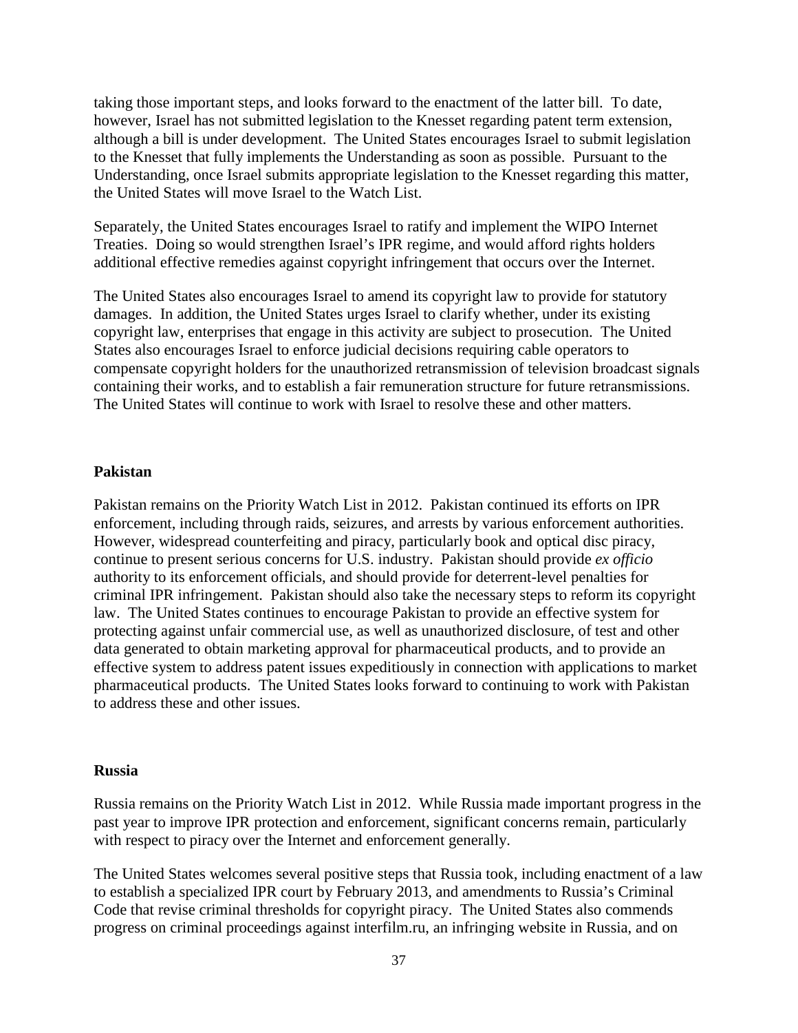taking those important steps, and looks forward to the enactment of the latter bill. To date, however, Israel has not submitted legislation to the Knesset regarding patent term extension, although a bill is under development. The United States encourages Israel to submit legislation to the Knesset that fully implements the Understanding as soon as possible. Pursuant to the Understanding, once Israel submits appropriate legislation to the Knesset regarding this matter, the United States will move Israel to the Watch List.

Separately, the United States encourages Israel to ratify and implement the WIPO Internet Treaties. Doing so would strengthen Israel's IPR regime, and would afford rights holders additional effective remedies against copyright infringement that occurs over the Internet.

The United States also encourages Israel to amend its copyright law to provide for statutory damages. In addition, the United States urges Israel to clarify whether, under its existing copyright law, enterprises that engage in this activity are subject to prosecution. The United States also encourages Israel to enforce judicial decisions requiring cable operators to compensate copyright holders for the unauthorized retransmission of television broadcast signals containing their works, and to establish a fair remuneration structure for future retransmissions. The United States will continue to work with Israel to resolve these and other matters.

**Pakistan**

Pakistan remains on the Priority Watch List in 2012. Pakistan continued its efforts on IPR enforcement, including through raids, seizures, and arrests by various enforcement authorities. However, widespread counterfeiting and piracy, particularly book and optical disc piracy, continue to present serious concerns for U.S. industry. Pakistan should provide *ex officio* authority to its enforcement officials, and should provide for deterrent-level penalties for criminal IPR infringement. Pakistan should also take the necessary steps to reform its copyright law. The United States continues to encourage Pakistan to provide an effective system for protecting against unfair commercial use, as well as unauthorized disclosure, of test and other data generated to obtain marketing approval for pharmaceutical products, and to provide an effective system to address patent issues expeditiously in connection with applications to market pharmaceutical products. The United States looks forward to continuing to work with Pakistan to address these and other issues.

**Russia**

Russia remains on the Priority Watch List in 2012. While Russia made important progress in the past year to improve IPR protection and enforcement, significant concerns remain, particularly with respect to piracy over the Internet and enforcement generally.

The United States welcomes several positive steps that Russia took, including enactment of a law to establish a specialized IPR court by February 2013, and amendments to Russia's Criminal Code that revise criminal thresholds for copyright piracy. The United States also commends progress on criminal proceedings against interfilm.ru, an infringing website in Russia, and on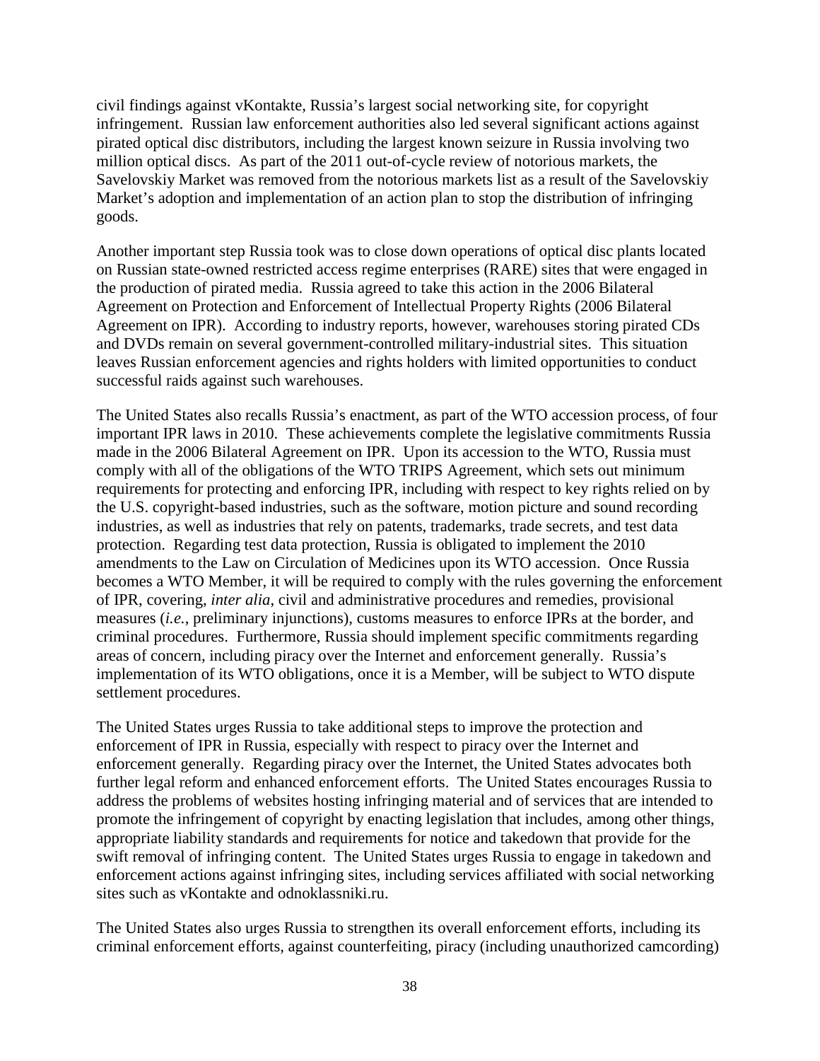civil findings against vKontakte, Russia's largest social networking site, for copyright infringement. Russian law enforcement authorities also led several significant actions against pirated optical disc distributors, including the largest known seizure in Russia involving two million optical discs. As part of the 2011 out-of-cycle review of notorious markets, the Savelovskiy Market was removed from the notorious markets list as a result of the Savelovskiy Market's adoption and implementation of an action plan to stop the distribution of infringing goods.

Another important step Russia took was to close down operations of optical disc plants located on Russian state-owned restricted access regime enterprises (RARE) sites that were engaged in the production of pirated media. Russia agreed to take this action in the 2006 Bilateral Agreement on Protection and Enforcement of Intellectual Property Rights (2006 Bilateral Agreement on IPR). According to industry reports, however, warehouses storing pirated CDs and DVDs remain on several government-controlled military-industrial sites. This situation leaves Russian enforcement agencies and rights holders with limited opportunities to conduct successful raids against such warehouses.

The United States also recalls Russia's enactment, as part of the WTO accession process, of four important IPR laws in 2010. These achievements complete the legislative commitments Russia made in the 2006 Bilateral Agreement on IPR. Upon its accession to the WTO, Russia must comply with all of the obligations of the WTO TRIPS Agreement, which sets out minimum requirements for protecting and enforcing IPR, including with respect to key rights relied on by the U.S. copyright-based industries, such as the software, motion picture and sound recording industries, as well as industries that rely on patents, trademarks, trade secrets, and test data protection. Regarding test data protection, Russia is obligated to implement the 2010 amendments to the Law on Circulation of Medicines upon its WTO accession. Once Russia becomes a WTO Member, it will be required to comply with the rules governing the enforcement of IPR, covering, *inter alia*, civil and administrative procedures and remedies, provisional measures (*i.e.*, preliminary injunctions), customs measures to enforce IPRs at the border, and criminal procedures. Furthermore, Russia should implement specific commitments regarding areas of concern, including piracy over the Internet and enforcement generally. Russia's implementation of its WTO obligations, once it is a Member, will be subject to WTO dispute settlement procedures.

The United States urges Russia to take additional steps to improve the protection and enforcement of IPR in Russia, especially with respect to piracy over the Internet and enforcement generally. Regarding piracy over the Internet, the United States advocates both further legal reform and enhanced enforcement efforts. The United States encourages Russia to address the problems of websites hosting infringing material and of services that are intended to promote the infringement of copyright by enacting legislation that includes, among other things, appropriate liability standards and requirements for notice and takedown that provide for the swift removal of infringing content. The United States urges Russia to engage in takedown and enforcement actions against infringing sites, including services affiliated with social networking sites such as vKontakte and odnoklassniki.ru.

The United States also urges Russia to strengthen its overall enforcement efforts, including its criminal enforcement efforts, against counterfeiting, piracy (including unauthorized camcording)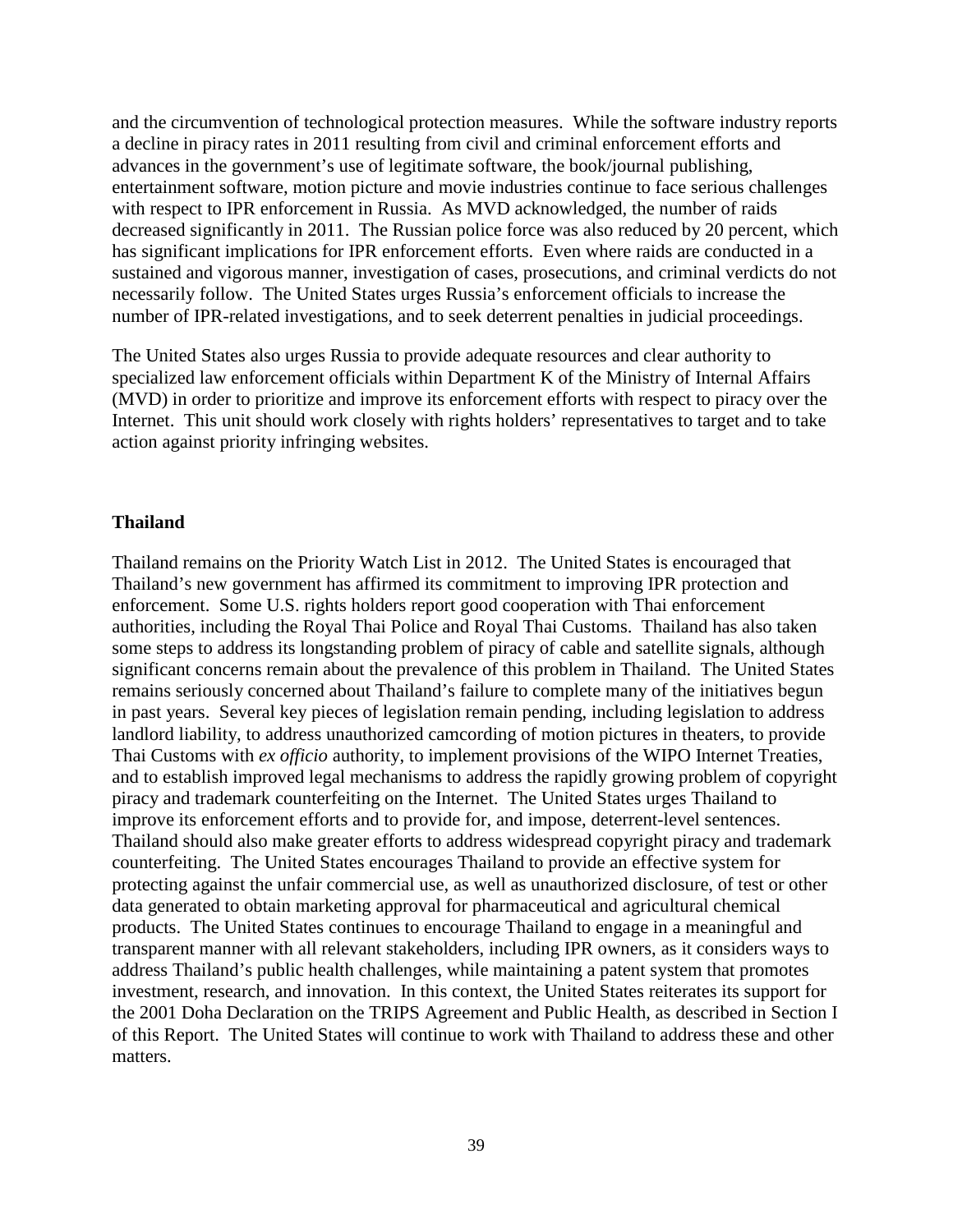and the circumvention of technological protection measures. While the software industry reports a decline in piracy rates in 2011 resulting from civil and criminal enforcement efforts and advances in the government's use of legitimate software, the book/journal publishing, entertainment software, motion picture and movie industries continue to face serious challenges with respect to IPR enforcement in Russia. As MVD acknowledged, the number of raids decreased significantly in 2011. The Russian police force was also reduced by 20 percent, which has significant implications for IPR enforcement efforts. Even where raids are conducted in a sustained and vigorous manner, investigation of cases, prosecutions, and criminal verdicts do not necessarily follow. The United States urges Russia's enforcement officials to increase the number of IPR-related investigations, and to seek deterrent penalties in judicial proceedings.

The United States also urges Russia to provide adequate resources and clear authority to specialized law enforcement officials within Department K of the Ministry of Internal Affairs (MVD) in order to prioritize and improve its enforcement efforts with respect to piracy over the Internet. This unit should work closely with rights holders' representatives to target and to take action against priority infringing websites.

**Thailand**

Thailand remains on the Priority Watch List in 2012. The United States is encouraged that Thailand's new government has affirmed its commitment to improving IPR protection and enforcement. Some U.S. rights holders report good cooperation with Thai enforcement authorities, including the Royal Thai Police and Royal Thai Customs. Thailand has also taken some steps to address its longstanding problem of piracy of cable and satellite signals, although significant concerns remain about the prevalence of this problem in Thailand. The United States remains seriously concerned about Thailand's failure to complete many of the initiatives begun in past years. Several key pieces of legislation remain pending, including legislation to address landlord liability, to address unauthorized camcording of motion pictures in theaters, to provide Thai Customs with *ex officio* authority, to implement provisions of the WIPO Internet Treaties, and to establish improved legal mechanisms to address the rapidly growing problem of copyright piracy and trademark counterfeiting on the Internet. The United States urges Thailand to improve its enforcement efforts and to provide for, and impose, deterrent-level sentences. Thailand should also make greater efforts to address widespread copyright piracy and trademark counterfeiting. The United States encourages Thailand to provide an effective system for protecting against the unfair commercial use, as well as unauthorized disclosure, of test or other data generated to obtain marketing approval for pharmaceutical and agricultural chemical products. The United States continues to encourage Thailand to engage in a meaningful and transparent manner with all relevant stakeholders, including IPR owners, as it considers ways to address Thailand's public health challenges, while maintaining a patent system that promotes investment, research, and innovation. In this context, the United States reiterates its support for the 2001 Doha Declaration on the TRIPS Agreement and Public Health, as described in Section I of this Report. The United States will continue to work with Thailand to address these and other matters.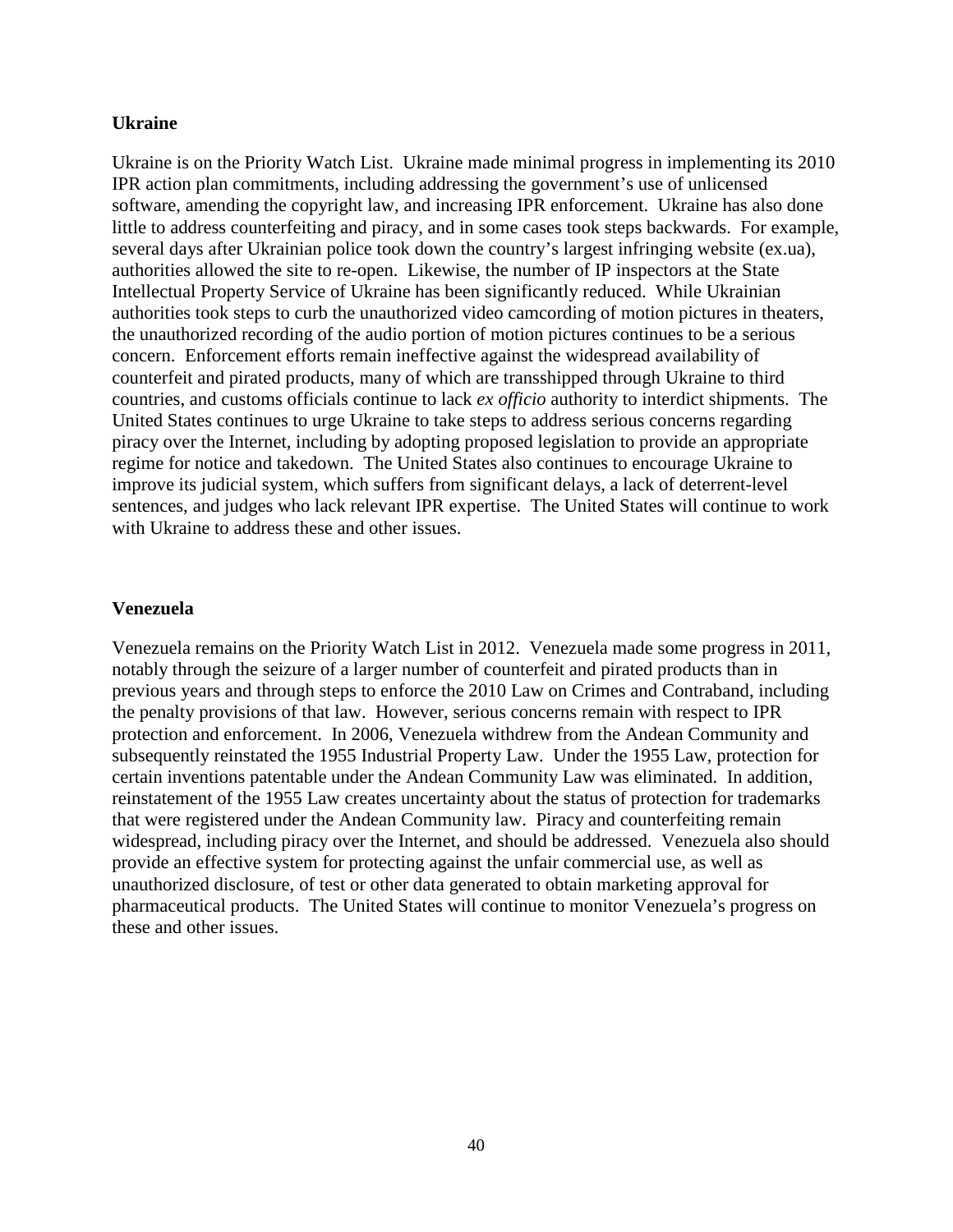**Ukraine**

Ukraine is on the Priority Watch List. Ukraine made minimal progress in implementing its 2010 IPR action plan commitments, including addressing the government's use of unlicensed software, amending the copyright law, and increasing IPR enforcement. Ukraine has also done little to address counterfeiting and piracy, and in some cases took steps backwards. For example, several days after Ukrainian police took down the country's largest infringing website (ex.ua), authorities allowed the site to re-open. Likewise, the number of IP inspectors at the State Intellectual Property Service of Ukraine has been significantly reduced. While Ukrainian authorities took steps to curb the unauthorized video camcording of motion pictures in theaters, the unauthorized recording of the audio portion of motion pictures continues to be a serious concern. Enforcement efforts remain ineffective against the widespread availability of counterfeit and pirated products, many of which are transshipped through Ukraine to third countries, and customs officials continue to lack *ex officio* authority to interdict shipments. The United States continues to urge Ukraine to take steps to address serious concerns regarding piracy over the Internet, including by adopting proposed legislation to provide an appropriate regime for notice and takedown. The United States also continues to encourage Ukraine to improve its judicial system, which suffers from significant delays, a lack of deterrent-level sentences, and judges who lack relevant IPR expertise. The United States will continue to work with Ukraine to address these and other issues.

**Venezuela**

Venezuela remains on the Priority Watch List in 2012. Venezuela made some progress in 2011, notably through the seizure of a larger number of counterfeit and pirated products than in previous years and through steps to enforce the 2010 Law on Crimes and Contraband, including the penalty provisions of that law. However, serious concerns remain with respect to IPR protection and enforcement. In 2006, Venezuela withdrew from the Andean Community and subsequently reinstated the 1955 Industrial Property Law. Under the 1955 Law, protection for certain inventions patentable under the Andean Community Law was eliminated. In addition, reinstatement of the 1955 Law creates uncertainty about the status of protection for trademarks that were registered under the Andean Community law. Piracy and counterfeiting remain widespread, including piracy over the Internet, and should be addressed. Venezuela also should provide an effective system for protecting against the unfair commercial use, as well as unauthorized disclosure, of test or other data generated to obtain marketing approval for pharmaceutical products. The United States will continue to monitor Venezuela's progress on these and other issues.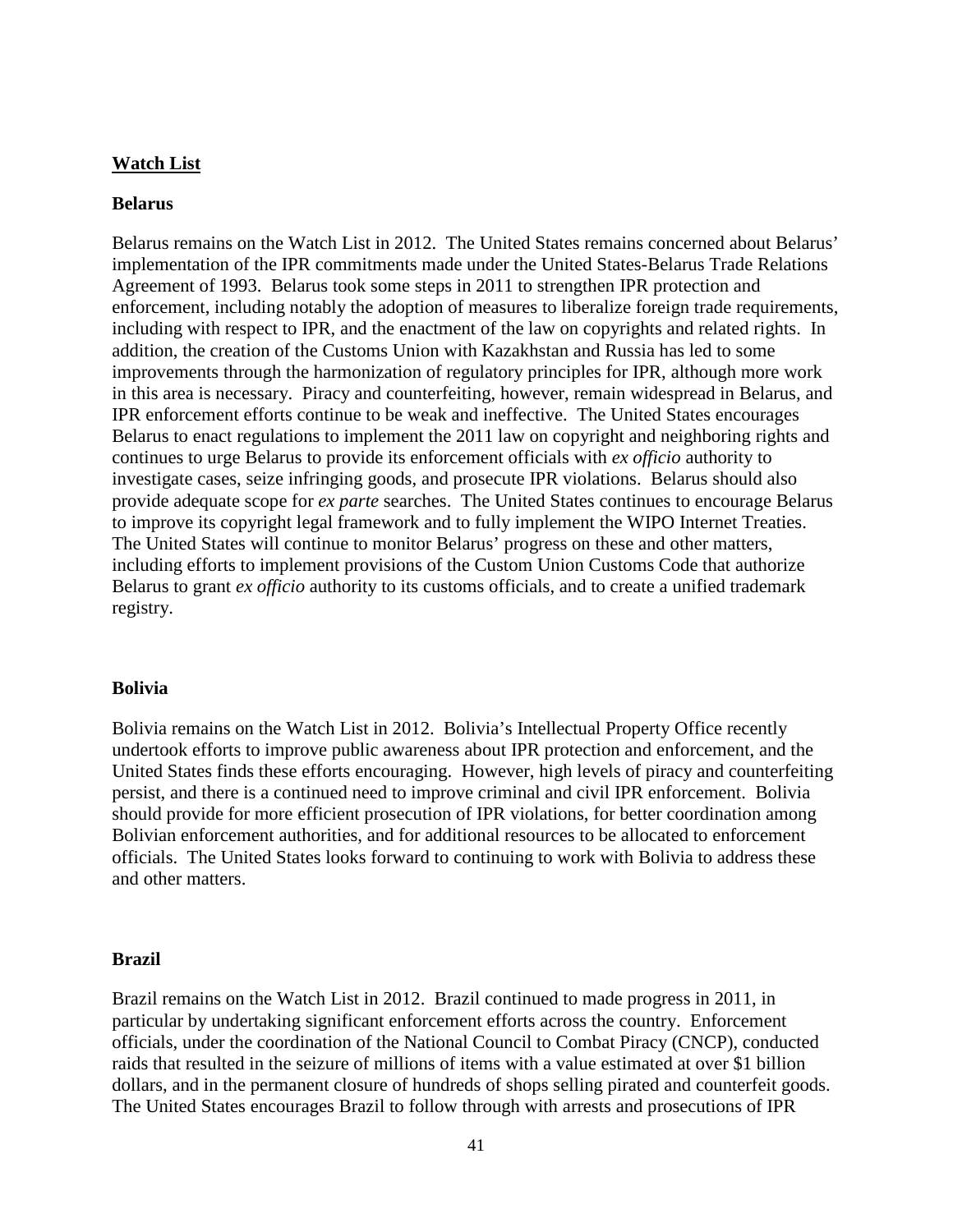## Watch List

### Belarus

Belarus remains on the Watch List in 2012. The United States remains concerned about Belarus' implementation of the IPR commitments made under the United States-Belarus Trade Relations Agreement of 1993. Belarus took some steps in 2011 to strengthen IPR protection and enforcement, including notably the adoption of measures to liberalize foreign trade requirements, including with respect to IPR, and the enactment of the law on copyrights and related rights. In addition, the creation of the Customs Union with Kazakhstan and Russia has led to some improvements through the harmonization of regulatory principles for IPR, although more work in this area is necessary. Piracy and counterfeiting, however, remain widespread in Belarus, and IPR enforcement efforts continue to be weak and ineffective. The United States encourages Belarus to enact regulations to implement the 2011 law on copyright and neighboring rights and continues to urge Belarus to provide its enforcement officials with *ex officio* authority to investigate cases, seize infringing goods, and prosecute IPR violations. Belarus should also provide adequate scope for *ex parte* searches. The United States continues to encourage Belarus to improve its copyright legal framework and to fully implement the WIPO Internet Treaties. The United States will continue to monitor Belarus' progress on these and other matters, including efforts to implement provisions of the Custom Union Customs Code that authorize Belarus to grant *ex officio* authority to its customs officials, and to create a unified trademark registry.

### Bolivia

Bolivia remains on the Watch List in 2012. Bolivia's Intellectual Property Office recently undertook efforts to improve public awareness about IPR protection and enforcement, and the United States finds these efforts encouraging. However, high levels of piracy and counterfeiting persist, and there is a continued need to improve criminal and civil IPR enforcement. Bolivia should provide for more efficient prosecution of IPR violations, for better coordination among Bolivian enforcement authorities, and for additional resources to be allocated to enforcement officials. The United States looks forward to continuing to work with Bolivia to address these and other matters.

### Brazil

Brazil remains on the Watch List in 2012. Brazil continued to made progress in 2011, in particular by undertaking significant enforcement efforts across the country. Enforcement officials, under the coordination of the National Council to Combat Piracy (CNCP), conducted raids that resulted in the seizure of millions of items with a value estimated at over $1 billion dollars, and in the permanent closure of hundreds of shops selling pirated and counterfeit goods. The United States encourages Brazil to follow through with arrests and prosecutions of IPR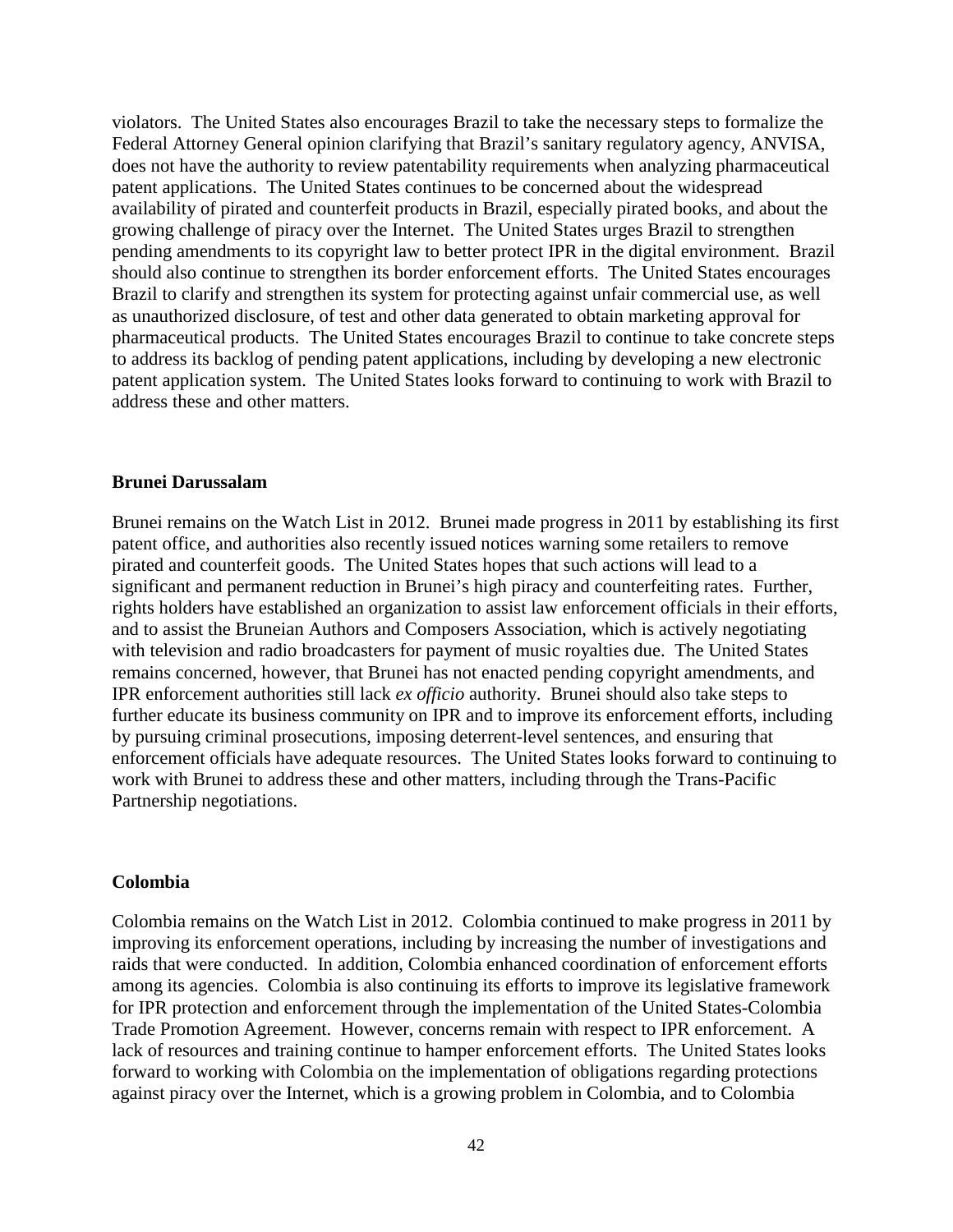violators. The United States also encourages Brazil to take the necessary steps to formalize the Federal Attorney General opinion clarifying that Brazil's sanitary regulatory agency, ANVISA, does not have the authority to review patentability requirements when analyzing pharmaceutical patent applications. The United States continues to be concerned about the widespread availability of pirated and counterfeit products in Brazil, especially pirated books, and about the growing challenge of piracy over the Internet. The United States urges Brazil to strengthen pending amendments to its copyright law to better protect IPR in the digital environment. Brazil should also continue to strengthen its border enforcement efforts. The United States encourages Brazil to clarify and strengthen its system for protecting against unfair commercial use, as well as unauthorized disclosure, of test and other data generated to obtain marketing approval for pharmaceutical products. The United States encourages Brazil to continue to take concrete steps to address its backlog of pending patent applications, including by developing a new electronic patent application system. The United States looks forward to continuing to work with Brazil to address these and other matters.

**Brunei Darussalam**

Brunei remains on the Watch List in 2012. Brunei made progress in 2011 by establishing its first patent office, and authorities also recently issued notices warning some retailers to remove pirated and counterfeit goods. The United States hopes that such actions will lead to a significant and permanent reduction in Brunei's high piracy and counterfeiting rates. Further, rights holders have established an organization to assist law enforcement officials in their efforts, and to assist the Bruneian Authors and Composers Association, which is actively negotiating with television and radio broadcasters for payment of music royalties due. The United States remains concerned, however, that Brunei has not enacted pending copyright amendments, and IPR enforcement authorities still lack *ex officio* authority. Brunei should also take steps to further educate its business community on IPR and to improve its enforcement efforts, including by pursuing criminal prosecutions, imposing deterrent-level sentences, and ensuring that enforcement officials have adequate resources. The United States looks forward to continuing to work with Brunei to address these and other matters, including through the Trans-Pacific Partnership negotiations.

**Colombia**

Colombia remains on the Watch List in 2012. Colombia continued to make progress in 2011 by improving its enforcement operations, including by increasing the number of investigations and raids that were conducted. In addition, Colombia enhanced coordination of enforcement efforts among its agencies. Colombia is also continuing its efforts to improve its legislative framework for IPR protection and enforcement through the implementation of the United States-Colombia Trade Promotion Agreement. However, concerns remain with respect to IPR enforcement. A lack of resources and training continue to hamper enforcement efforts. The United States looks forward to working with Colombia on the implementation of obligations regarding protections against piracy over the Internet, which is a growing problem in Colombia, and to Colombia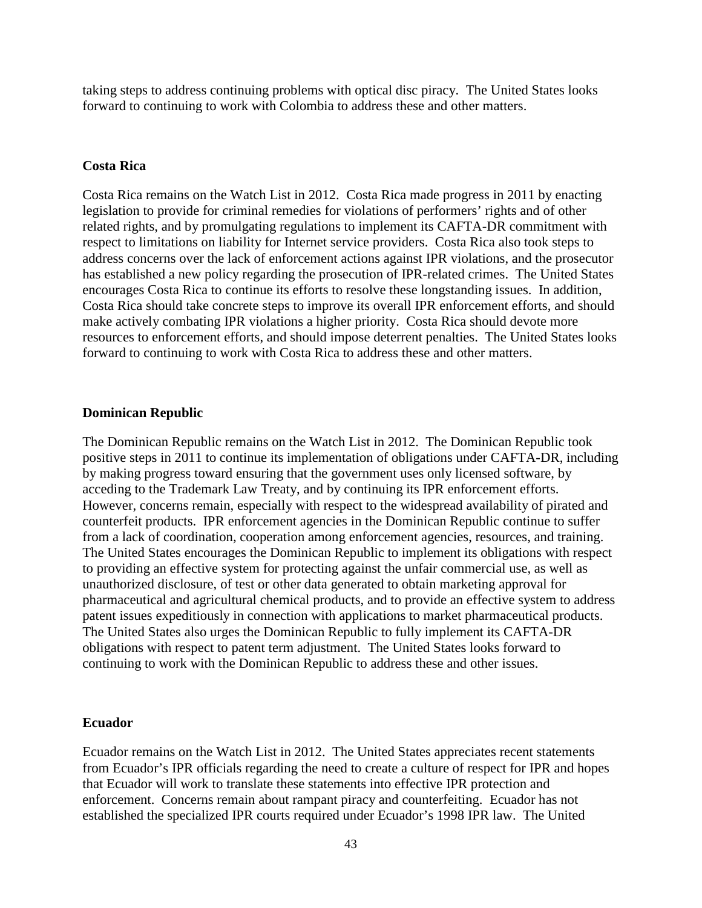taking steps to address continuing problems with optical disc piracy. The United States looks forward to continuing to work with Colombia to address these and other matters.

### Costa Rica

Costa Rica remains on the Watch List in 2012. Costa Rica made progress in 2011 by enacting legislation to provide for criminal remedies for violations of performers' rights and of other related rights, and by promulgating regulations to implement its CAFTA-DR commitment with respect to limitations on liability for Internet service providers. Costa Rica also took steps to address concerns over the lack of enforcement actions against IPR violations, and the prosecutor has established a new policy regarding the prosecution of IPR-related crimes. The United States encourages Costa Rica to continue its efforts to resolve these longstanding issues. In addition, Costa Rica should take concrete steps to improve its overall IPR enforcement efforts, and should make actively combating IPR violations a higher priority. Costa Rica should devote more resources to enforcement efforts, and should impose deterrent penalties. The United States looks forward to continuing to work with Costa Rica to address these and other matters.

### Dominican Republic

The Dominican Republic remains on the Watch List in 2012. The Dominican Republic took positive steps in 2011 to continue its implementation of obligations under CAFTA-DR, including by making progress toward ensuring that the government uses only licensed software, by acceding to the Trademark Law Treaty, and by continuing its IPR enforcement efforts. However, concerns remain, especially with respect to the widespread availability of pirated and counterfeit products. IPR enforcement agencies in the Dominican Republic continue to suffer from a lack of coordination, cooperation among enforcement agencies, resources, and training. The United States encourages the Dominican Republic to implement its obligations with respect to providing an effective system for protecting against the unfair commercial use, as well as unauthorized disclosure, of test or other data generated to obtain marketing approval for pharmaceutical and agricultural chemical products, and to provide an effective system to address patent issues expeditiously in connection with applications to market pharmaceutical products. The United States also urges the Dominican Republic to fully implement its CAFTA-DR obligations with respect to patent term adjustment. The United States looks forward to continuing to work with the Dominican Republic to address these and other issues.

### Ecuador

Ecuador remains on the Watch List in 2012. The United States appreciates recent statements from Ecuador's IPR officials regarding the need to create a culture of respect for IPR and hopes that Ecuador will work to translate these statements into effective IPR protection and enforcement. Concerns remain about rampant piracy and counterfeiting. Ecuador has not established the specialized IPR courts required under Ecuador's 1998 IPR law. The United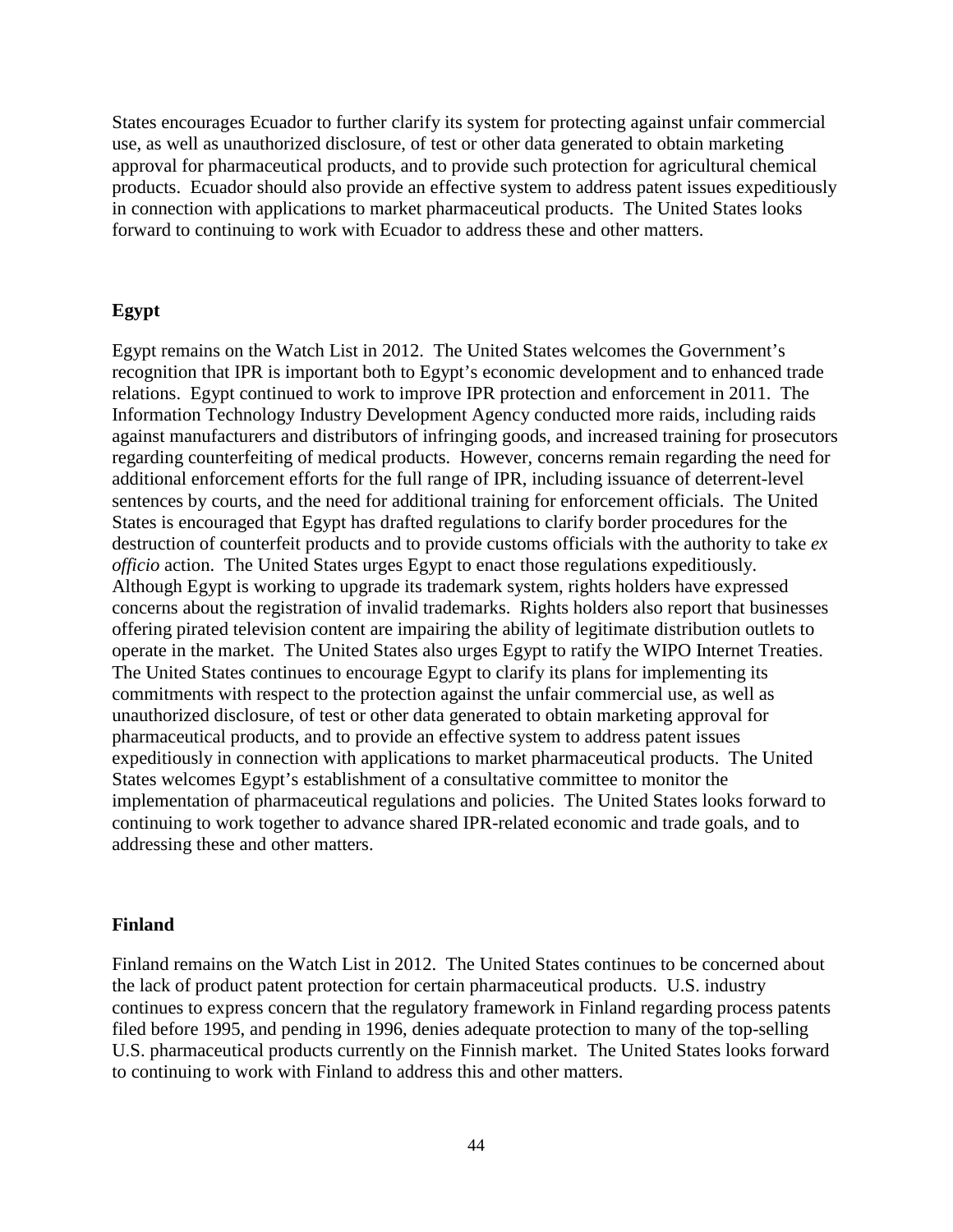States encourages Ecuador to further clarify its system for protecting against unfair commercial use, as well as unauthorized disclosure, of test or other data generated to obtain marketing approval for pharmaceutical products, and to provide such protection for agricultural chemical products. Ecuador should also provide an effective system to address patent issues expeditiously in connection with applications to market pharmaceutical products. The United States looks forward to continuing to work with Ecuador to address these and other matters.

**Egypt**

Egypt remains on the Watch List in 2012. The United States welcomes the Government's recognition that IPR is important both to Egypt's economic development and to enhanced trade relations. Egypt continued to work to improve IPR protection and enforcement in 2011. The Information Technology Industry Development Agency conducted more raids, including raids against manufacturers and distributors of infringing goods, and increased training for prosecutors regarding counterfeiting of medical products. However, concerns remain regarding the need for additional enforcement efforts for the full range of IPR, including issuance of deterrent-level sentences by courts, and the need for additional training for enforcement officials. The United States is encouraged that Egypt has drafted regulations to clarify border procedures for the destruction of counterfeit products and to provide customs officials with the authority to take *ex officio* action. The United States urges Egypt to enact those regulations expeditiously. Although Egypt is working to upgrade its trademark system, rights holders have expressed concerns about the registration of invalid trademarks. Rights holders also report that businesses offering pirated television content are impairing the ability of legitimate distribution outlets to operate in the market. The United States also urges Egypt to ratify the WIPO Internet Treaties. The United States continues to encourage Egypt to clarify its plans for implementing its commitments with respect to the protection against the unfair commercial use, as well as unauthorized disclosure, of test or other data generated to obtain marketing approval for pharmaceutical products, and to provide an effective system to address patent issues expeditiously in connection with applications to market pharmaceutical products. The United States welcomes Egypt's establishment of a consultative committee to monitor the implementation of pharmaceutical regulations and policies. The United States looks forward to continuing to work together to advance shared IPR-related economic and trade goals, and to addressing these and other matters.

**Finland**

Finland remains on the Watch List in 2012. The United States continues to be concerned about the lack of product patent protection for certain pharmaceutical products. U.S. industry continues to express concern that the regulatory framework in Finland regarding process patents filed before 1995, and pending in 1996, denies adequate protection to many of the top-selling U.S. pharmaceutical products currently on the Finnish market. The United States looks forward to continuing to work with Finland to address this and other matters.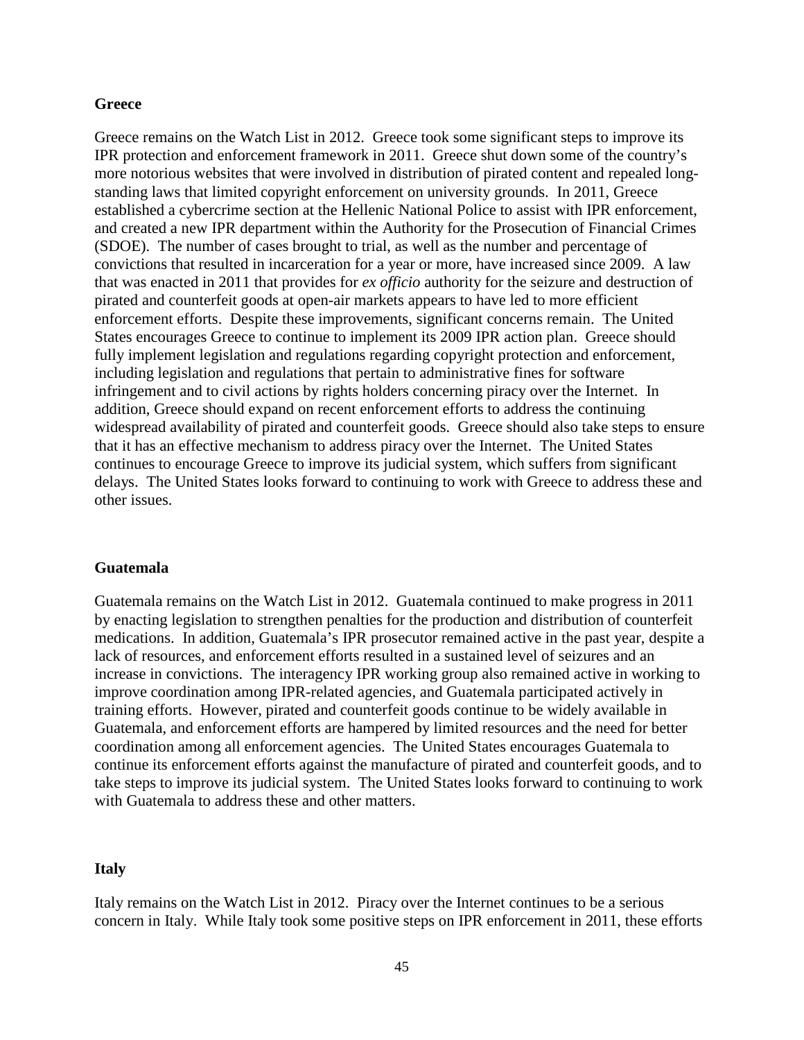**Greece**

Greece remains on the Watch List in 2012. Greece took some significant steps to improve its IPR protection and enforcement framework in 2011. Greece shut down some of the country's more notorious websites that were involved in distribution of pirated content and repealed long-standing laws that limited copyright enforcement on university grounds. In 2011, Greece established a cybercrime section at the Hellenic National Police to assist with IPR enforcement, and created a new IPR department within the Authority for the Prosecution of Financial Crimes (SDOE). The number of cases brought to trial, as well as the number and percentage of convictions that resulted in incarceration for a year or more, have increased since 2009. A law that was enacted in 2011 that provides for *ex officio* authority for the seizure and destruction of pirated and counterfeit goods at open-air markets appears to have led to more efficient enforcement efforts. Despite these improvements, significant concerns remain. The United States encourages Greece to continue to implement its 2009 IPR action plan. Greece should fully implement legislation and regulations regarding copyright protection and enforcement, including legislation and regulations that pertain to administrative fines for software infringement and to civil actions by rights holders concerning piracy over the Internet. In addition, Greece should expand on recent enforcement efforts to address the continuing widespread availability of pirated and counterfeit goods. Greece should also take steps to ensure that it has an effective mechanism to address piracy over the Internet. The United States continues to encourage Greece to improve its judicial system, which suffers from significant delays. The United States looks forward to continuing to work with Greece to address these and other issues.

**Guatemala**

Guatemala remains on the Watch List in 2012. Guatemala continued to make progress in 2011 by enacting legislation to strengthen penalties for the production and distribution of counterfeit medications. In addition, Guatemala's IPR prosecutor remained active in the past year, despite a lack of resources, and enforcement efforts resulted in a sustained level of seizures and an increase in convictions. The interagency IPR working group also remained active in working to improve coordination among IPR-related agencies, and Guatemala participated actively in training efforts. However, pirated and counterfeit goods continue to be widely available in Guatemala, and enforcement efforts are hampered by limited resources and the need for better coordination among all enforcement agencies. The United States encourages Guatemala to continue its enforcement efforts against the manufacture of pirated and counterfeit goods, and to take steps to improve its judicial system. The United States looks forward to continuing to work with Guatemala to address these and other matters.

**Italy**

Italy remains on the Watch List in 2012. Piracy over the Internet continues to be a serious concern in Italy. While Italy took some positive steps on IPR enforcement in 2011, these efforts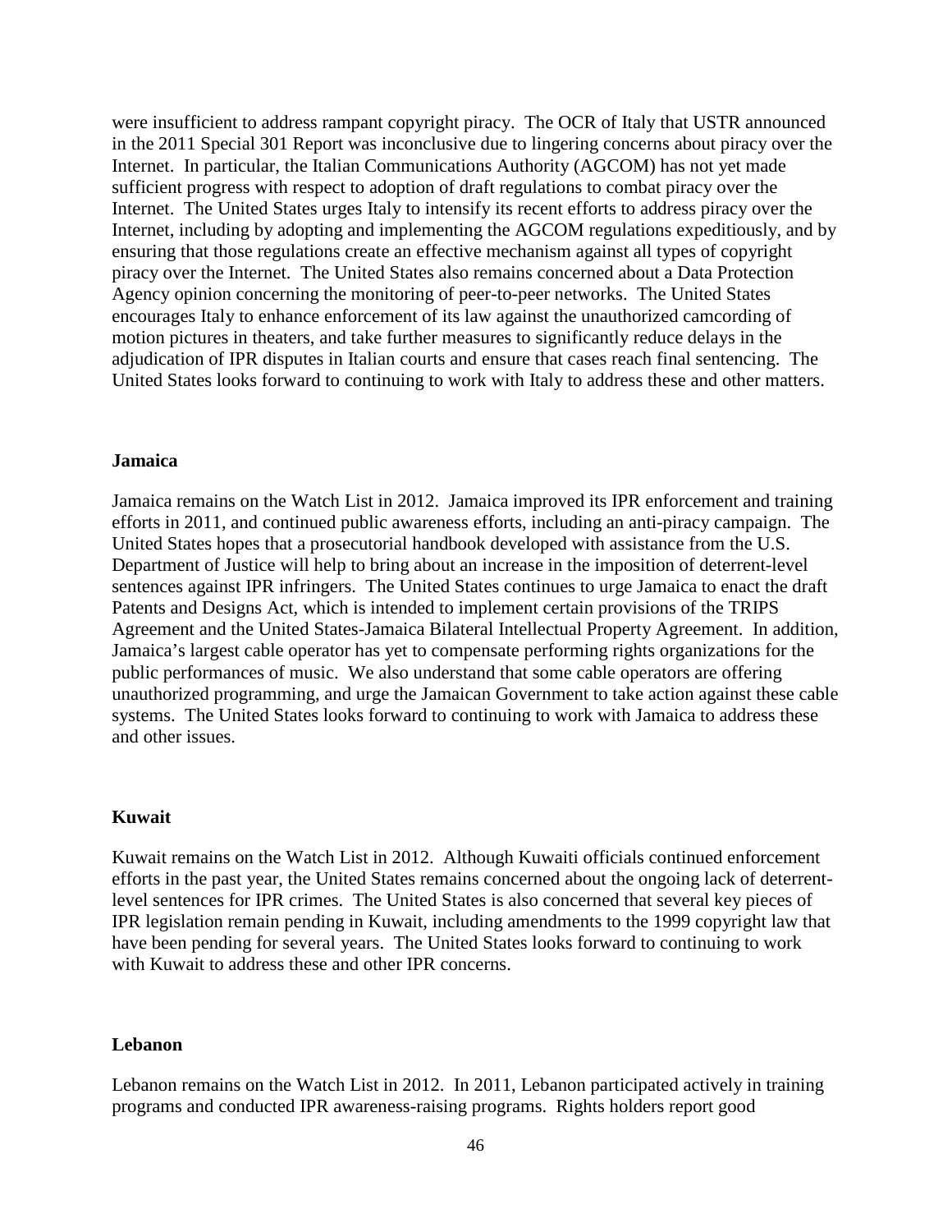were insufficient to address rampant copyright piracy. The OCR of Italy that USTR announced in the 2011 Special 301 Report was inconclusive due to lingering concerns about piracy over the Internet. In particular, the Italian Communications Authority (AGCOM) has not yet made sufficient progress with respect to adoption of draft regulations to combat piracy over the Internet. The United States urges Italy to intensify its recent efforts to address piracy over the Internet, including by adopting and implementing the AGCOM regulations expeditiously, and by ensuring that those regulations create an effective mechanism against all types of copyright piracy over the Internet. The United States also remains concerned about a Data Protection Agency opinion concerning the monitoring of peer-to-peer networks. The United States encourages Italy to enhance enforcement of its law against the unauthorized camcording of motion pictures in theaters, and take further measures to significantly reduce delays in the adjudication of IPR disputes in Italian courts and ensure that cases reach final sentencing. The United States looks forward to continuing to work with Italy to address these and other matters.

**Jamaica**

Jamaica remains on the Watch List in 2012. Jamaica improved its IPR enforcement and training efforts in 2011, and continued public awareness efforts, including an anti-piracy campaign. The United States hopes that a prosecutorial handbook developed with assistance from the U.S. Department of Justice will help to bring about an increase in the imposition of deterrent-level sentences against IPR infringers. The United States continues to urge Jamaica to enact the draft Patents and Designs Act, which is intended to implement certain provisions of the TRIPS Agreement and the United States-Jamaica Bilateral Intellectual Property Agreement. In addition, Jamaica's largest cable operator has yet to compensate performing rights organizations for the public performances of music. We also understand that some cable operators are offering unauthorized programming, and urge the Jamaican Government to take action against these cable systems. The United States looks forward to continuing to work with Jamaica to address these and other issues.

**Kuwait**

Kuwait remains on the Watch List in 2012. Although Kuwaiti officials continued enforcement efforts in the past year, the United States remains concerned about the ongoing lack of deterrent-level sentences for IPR crimes. The United States is also concerned that several key pieces of IPR legislation remain pending in Kuwait, including amendments to the 1999 copyright law that have been pending for several years. The United States looks forward to continuing to work with Kuwait to address these and other IPR concerns.

**Lebanon**

Lebanon remains on the Watch List in 2012. In 2011, Lebanon participated actively in training programs and conducted IPR awareness-raising programs. Rights holders report good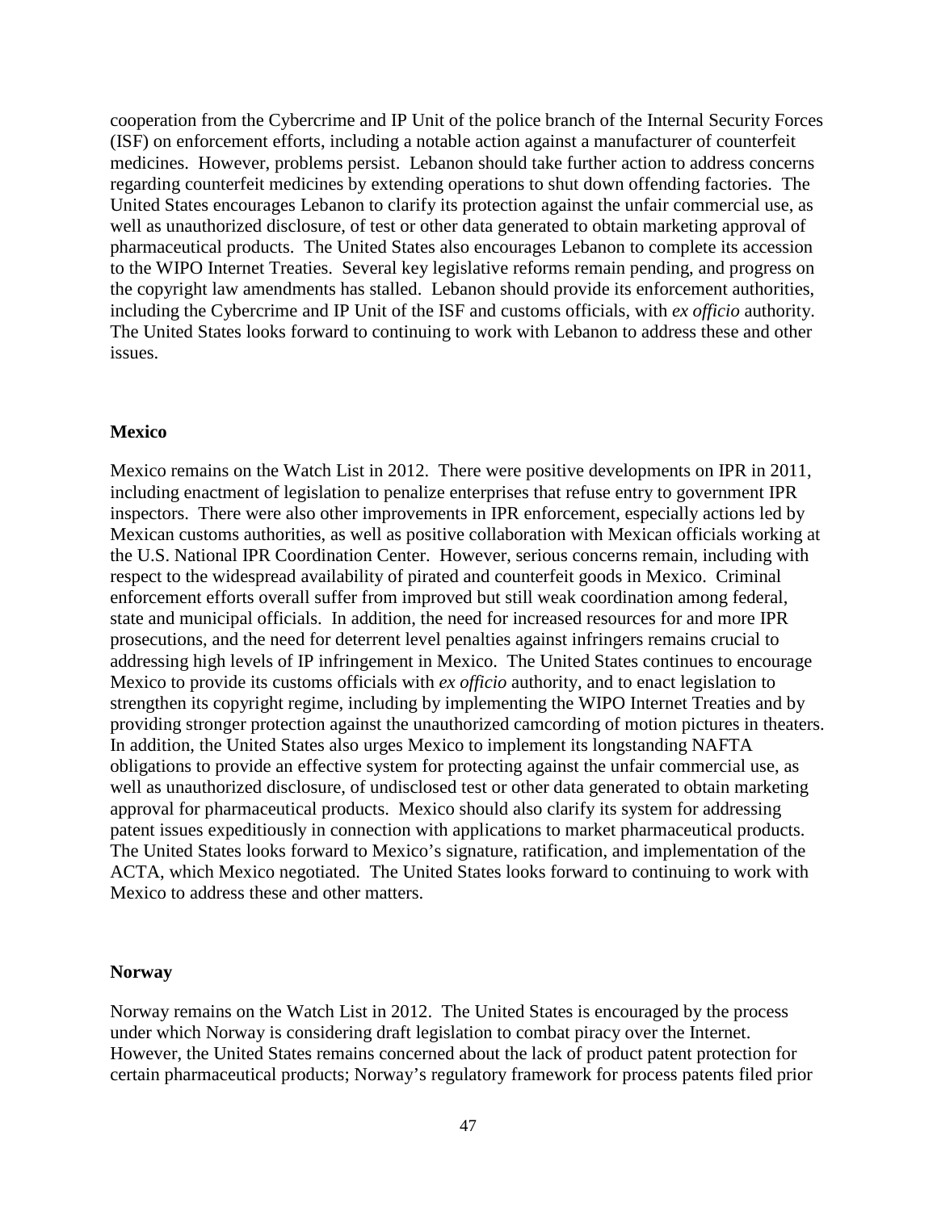cooperation from the Cybercrime and IP Unit of the police branch of the Internal Security Forces (ISF) on enforcement efforts, including a notable action against a manufacturer of counterfeit medicines. However, problems persist. Lebanon should take further action to address concerns regarding counterfeit medicines by extending operations to shut down offending factories. The United States encourages Lebanon to clarify its protection against the unfair commercial use, as well as unauthorized disclosure, of test or other data generated to obtain marketing approval of pharmaceutical products. The United States also encourages Lebanon to complete its accession to the WIPO Internet Treaties. Several key legislative reforms remain pending, and progress on the copyright law amendments has stalled. Lebanon should provide its enforcement authorities, including the Cybercrime and IP Unit of the ISF and customs officials, with *ex officio* authority. The United States looks forward to continuing to work with Lebanon to address these and other issues.

**Mexico**

Mexico remains on the Watch List in 2012. There were positive developments on IPR in 2011, including enactment of legislation to penalize enterprises that refuse entry to government IPR inspectors. There were also other improvements in IPR enforcement, especially actions led by Mexican customs authorities, as well as positive collaboration with Mexican officials working at the U.S. National IPR Coordination Center. However, serious concerns remain, including with respect to the widespread availability of pirated and counterfeit goods in Mexico. Criminal enforcement efforts overall suffer from improved but still weak coordination among federal, state and municipal officials. In addition, the need for increased resources for and more IPR prosecutions, and the need for deterrent level penalties against infringers remains crucial to addressing high levels of IP infringement in Mexico. The United States continues to encourage Mexico to provide its customs officials with *ex officio* authority, and to enact legislation to strengthen its copyright regime, including by implementing the WIPO Internet Treaties and by providing stronger protection against the unauthorized camcording of motion pictures in theaters. In addition, the United States also urges Mexico to implement its longstanding NAFTA obligations to provide an effective system for protecting against the unfair commercial use, as well as unauthorized disclosure, of undisclosed test or other data generated to obtain marketing approval for pharmaceutical products. Mexico should also clarify its system for addressing patent issues expeditiously in connection with applications to market pharmaceutical products. The United States looks forward to Mexico's signature, ratification, and implementation of the ACTA, which Mexico negotiated. The United States looks forward to continuing to work with Mexico to address these and other matters.

**Norway**

Norway remains on the Watch List in 2012. The United States is encouraged by the process under which Norway is considering draft legislation to combat piracy over the Internet. However, the United States remains concerned about the lack of product patent protection for certain pharmaceutical products; Norway's regulatory framework for process patents filed prior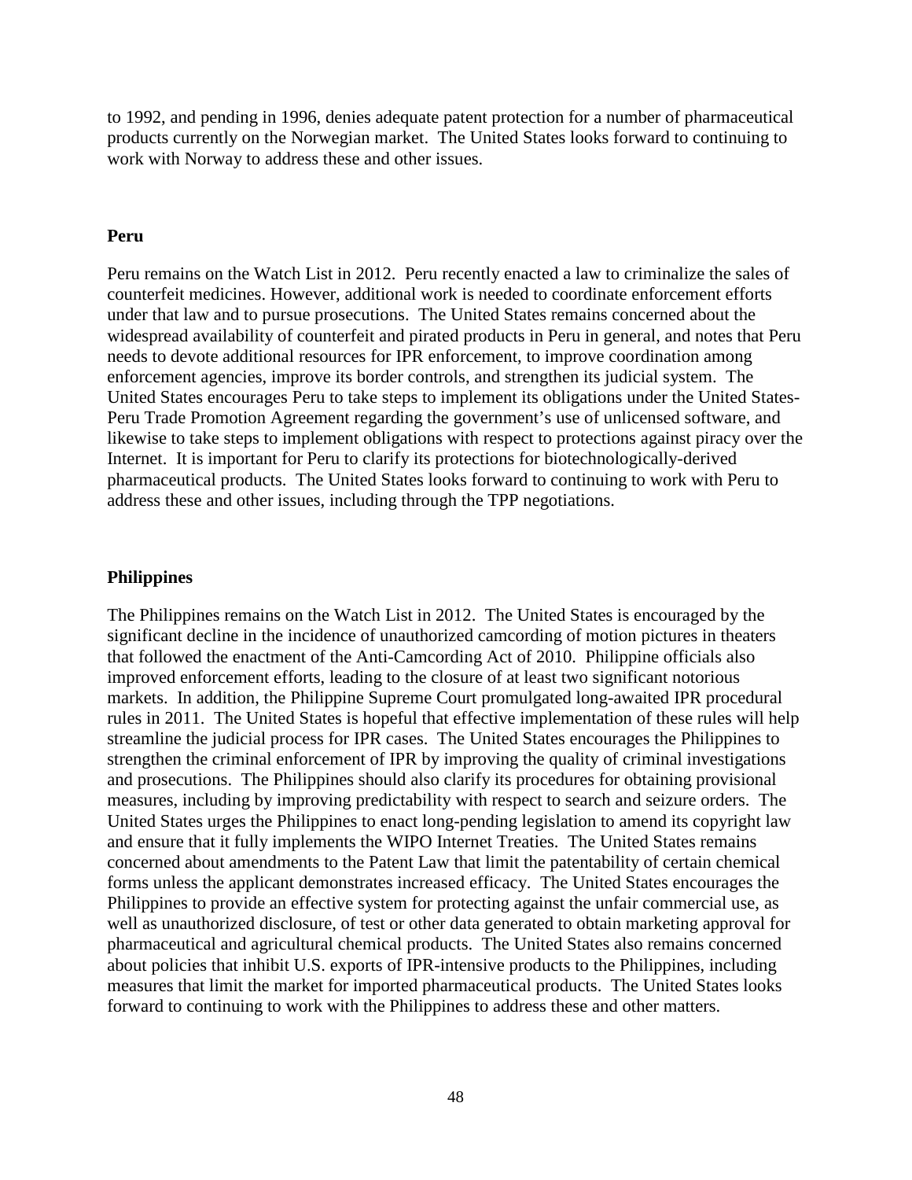to 1992, and pending in 1996, denies adequate patent protection for a number of pharmaceutical products currently on the Norwegian market. The United States looks forward to continuing to work with Norway to address these and other issues.

**Peru**

Peru remains on the Watch List in 2012. Peru recently enacted a law to criminalize the sales of counterfeit medicines. However, additional work is needed to coordinate enforcement efforts under that law and to pursue prosecutions. The United States remains concerned about the widespread availability of counterfeit and pirated products in Peru in general, and notes that Peru needs to devote additional resources for IPR enforcement, to improve coordination among enforcement agencies, improve its border controls, and strengthen its judicial system. The United States encourages Peru to take steps to implement its obligations under the United States-Peru Trade Promotion Agreement regarding the government's use of unlicensed software, and likewise to take steps to implement obligations with respect to protections against piracy over the Internet. It is important for Peru to clarify its protections for biotechnologically-derived pharmaceutical products. The United States looks forward to continuing to work with Peru to address these and other issues, including through the TPP negotiations.

**Philippines**

The Philippines remains on the Watch List in 2012. The United States is encouraged by the significant decline in the incidence of unauthorized camcording of motion pictures in theaters that followed the enactment of the Anti-Camcording Act of 2010. Philippine officials also improved enforcement efforts, leading to the closure of at least two significant notorious markets. In addition, the Philippine Supreme Court promulgated long-awaited IPR procedural rules in 2011. The United States is hopeful that effective implementation of these rules will help streamline the judicial process for IPR cases. The United States encourages the Philippines to strengthen the criminal enforcement of IPR by improving the quality of criminal investigations and prosecutions. The Philippines should also clarify its procedures for obtaining provisional measures, including by improving predictability with respect to search and seizure orders. The United States urges the Philippines to enact long-pending legislation to amend its copyright law and ensure that it fully implements the WIPO Internet Treaties. The United States remains concerned about amendments to the Patent Law that limit the patentability of certain chemical forms unless the applicant demonstrates increased efficacy. The United States encourages the Philippines to provide an effective system for protecting against the unfair commercial use, as well as unauthorized disclosure, of test or other data generated to obtain marketing approval for pharmaceutical and agricultural chemical products. The United States also remains concerned about policies that inhibit U.S. exports of IPR-intensive products to the Philippines, including measures that limit the market for imported pharmaceutical products. The United States looks forward to continuing to work with the Philippines to address these and other matters.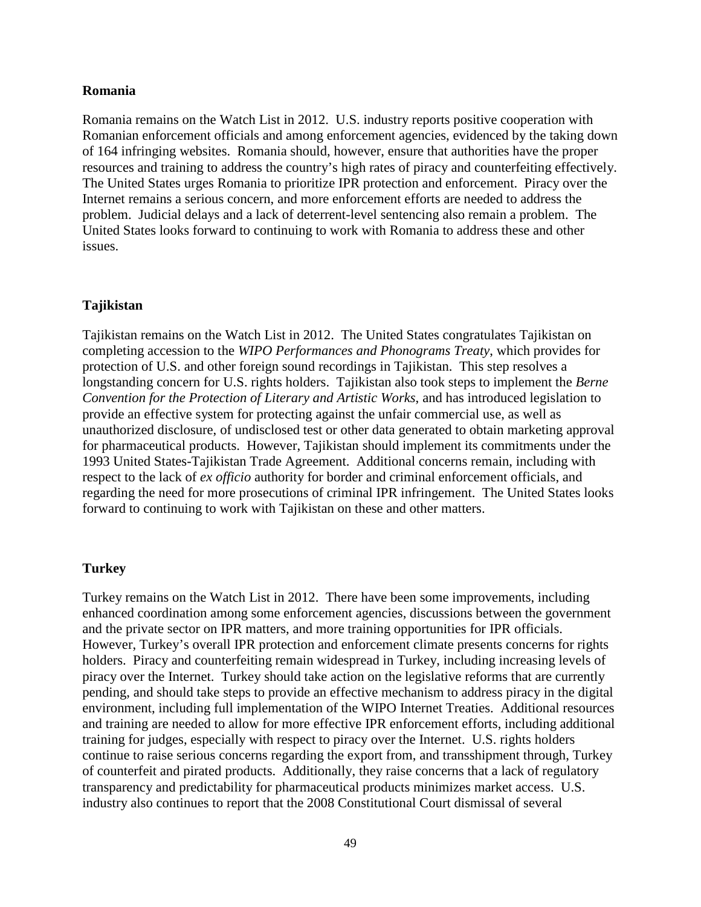**Romania**

Romania remains on the Watch List in 2012. U.S. industry reports positive cooperation with Romanian enforcement officials and among enforcement agencies, evidenced by the taking down of 164 infringing websites. Romania should, however, ensure that authorities have the proper resources and training to address the country's high rates of piracy and counterfeiting effectively. The United States urges Romania to prioritize IPR protection and enforcement. Piracy over the Internet remains a serious concern, and more enforcement efforts are needed to address the problem. Judicial delays and a lack of deterrent-level sentencing also remain a problem. The United States looks forward to continuing to work with Romania to address these and other issues.

**Tajikistan**

Tajikistan remains on the Watch List in 2012. The United States congratulates Tajikistan on completing accession to the *WIPO Performances and Phonograms Treaty*, which provides for protection of U.S. and other foreign sound recordings in Tajikistan. This step resolves a longstanding concern for U.S. rights holders. Tajikistan also took steps to implement the *Berne Convention for the Protection of Literary and Artistic Works*, and has introduced legislation to provide an effective system for protecting against the unfair commercial use, as well as unauthorized disclosure, of undisclosed test or other data generated to obtain marketing approval for pharmaceutical products. However, Tajikistan should implement its commitments under the 1993 United States-Tajikistan Trade Agreement. Additional concerns remain, including with respect to the lack of *ex officio* authority for border and criminal enforcement officials, and regarding the need for more prosecutions of criminal IPR infringement. The United States looks forward to continuing to work with Tajikistan on these and other matters.

**Turkey**

Turkey remains on the Watch List in 2012. There have been some improvements, including enhanced coordination among some enforcement agencies, discussions between the government and the private sector on IPR matters, and more training opportunities for IPR officials. However, Turkey's overall IPR protection and enforcement climate presents concerns for rights holders. Piracy and counterfeiting remain widespread in Turkey, including increasing levels of piracy over the Internet. Turkey should take action on the legislative reforms that are currently pending, and should take steps to provide an effective mechanism to address piracy in the digital environment, including full implementation of the WIPO Internet Treaties. Additional resources and training are needed to allow for more effective IPR enforcement efforts, including additional training for judges, especially with respect to piracy over the Internet. U.S. rights holders continue to raise serious concerns regarding the export from, and transshipment through, Turkey of counterfeit and pirated products. Additionally, they raise concerns that a lack of regulatory transparency and predictability for pharmaceutical products minimizes market access. U.S. industry also continues to report that the 2008 Constitutional Court dismissal of several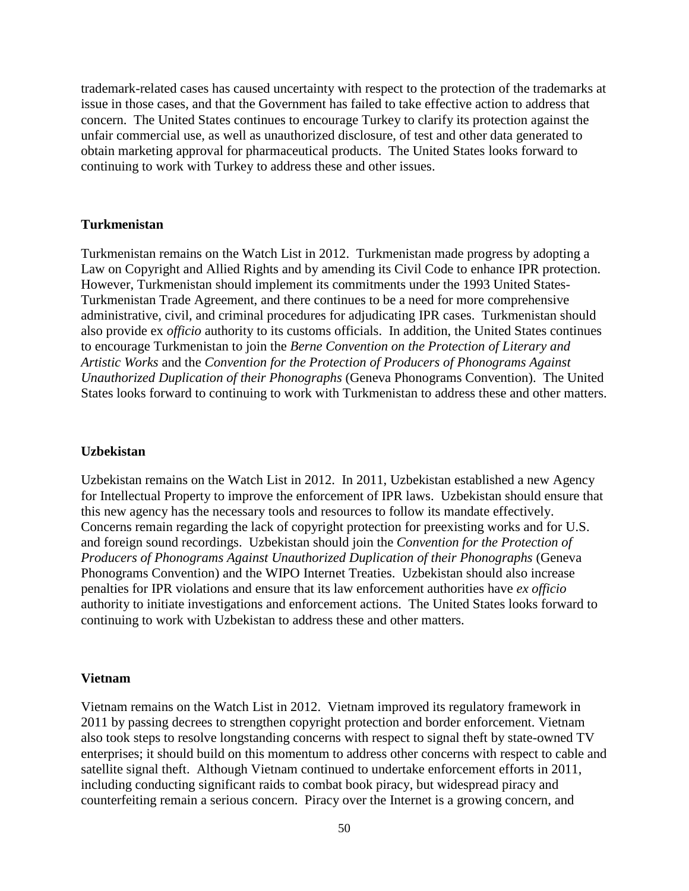trademark-related cases has caused uncertainty with respect to the protection of the trademarks at issue in those cases, and that the Government has failed to take effective action to address that concern. The United States continues to encourage Turkey to clarify its protection against the unfair commercial use, as well as unauthorized disclosure, of test and other data generated to obtain marketing approval for pharmaceutical products. The United States looks forward to continuing to work with Turkey to address these and other issues.

**Turkmenistan**

Turkmenistan remains on the Watch List in 2012. Turkmenistan made progress by adopting a Law on Copyright and Allied Rights and by amending its Civil Code to enhance IPR protection. However, Turkmenistan should implement its commitments under the 1993 United States-Turkmenistan Trade Agreement, and there continues to be a need for more comprehensive administrative, civil, and criminal procedures for adjudicating IPR cases. Turkmenistan should also provide ex *officio* authority to its customs officials. In addition, the United States continues to encourage Turkmenistan to join the *Berne Convention on the Protection of Literary and Artistic Works* and the *Convention for the Protection of Producers of Phonograms Against Unauthorized Duplication of their Phonographs* (Geneva Phonograms Convention). The United States looks forward to continuing to work with Turkmenistan to address these and other matters.

**Uzbekistan**

Uzbekistan remains on the Watch List in 2012. In 2011, Uzbekistan established a new Agency for Intellectual Property to improve the enforcement of IPR laws. Uzbekistan should ensure that this new agency has the necessary tools and resources to follow its mandate effectively. Concerns remain regarding the lack of copyright protection for preexisting works and for U.S. and foreign sound recordings. Uzbekistan should join the *Convention for the Protection of Producers of Phonograms Against Unauthorized Duplication of their Phonographs* (Geneva Phonograms Convention) and the WIPO Internet Treaties. Uzbekistan should also increase penalties for IPR violations and ensure that its law enforcement authorities have *ex officio* authority to initiate investigations and enforcement actions. The United States looks forward to continuing to work with Uzbekistan to address these and other matters.

**Vietnam**

Vietnam remains on the Watch List in 2012. Vietnam improved its regulatory framework in 2011 by passing decrees to strengthen copyright protection and border enforcement. Vietnam also took steps to resolve longstanding concerns with respect to signal theft by state-owned TV enterprises; it should build on this momentum to address other concerns with respect to cable and satellite signal theft. Although Vietnam continued to undertake enforcement efforts in 2011, including conducting significant raids to combat book piracy, but widespread piracy and counterfeiting remain a serious concern. Piracy over the Internet is a growing concern, and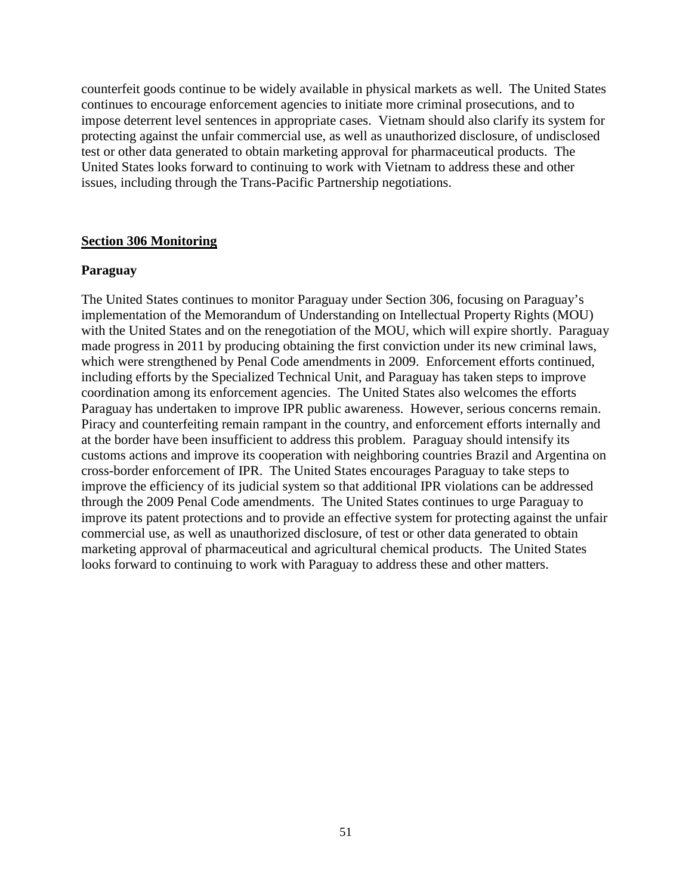counterfeit goods continue to be widely available in physical markets as well. The United States continues to encourage enforcement agencies to initiate more criminal prosecutions, and to impose deterrent level sentences in appropriate cases. Vietnam should also clarify its system for protecting against the unfair commercial use, as well as unauthorized disclosure, of undisclosed test or other data generated to obtain marketing approval for pharmaceutical products. The United States looks forward to continuing to work with Vietnam to address these and other issues, including through the Trans-Pacific Partnership negotiations.

## Section 306 Monitoring

### Paraguay

The United States continues to monitor Paraguay under Section 306, focusing on Paraguay's implementation of the Memorandum of Understanding on Intellectual Property Rights (MOU) with the United States and on the renegotiation of the MOU, which will expire shortly. Paraguay made progress in 2011 by producing obtaining the first conviction under its new criminal laws, which were strengthened by Penal Code amendments in 2009. Enforcement efforts continued, including efforts by the Specialized Technical Unit, and Paraguay has taken steps to improve coordination among its enforcement agencies. The United States also welcomes the efforts Paraguay has undertaken to improve IPR public awareness. However, serious concerns remain. Piracy and counterfeiting remain rampant in the country, and enforcement efforts internally and at the border have been insufficient to address this problem. Paraguay should intensify its customs actions and improve its cooperation with neighboring countries Brazil and Argentina on cross-border enforcement of IPR. The United States encourages Paraguay to take steps to improve the efficiency of its judicial system so that additional IPR violations can be addressed through the 2009 Penal Code amendments. The United States continues to urge Paraguay to improve its patent protections and to provide an effective system for protecting against the unfair commercial use, as well as unauthorized disclosure, of test or other data generated to obtain marketing approval of pharmaceutical and agricultural chemical products. The United States looks forward to continuing to work with Paraguay to address these and other matters.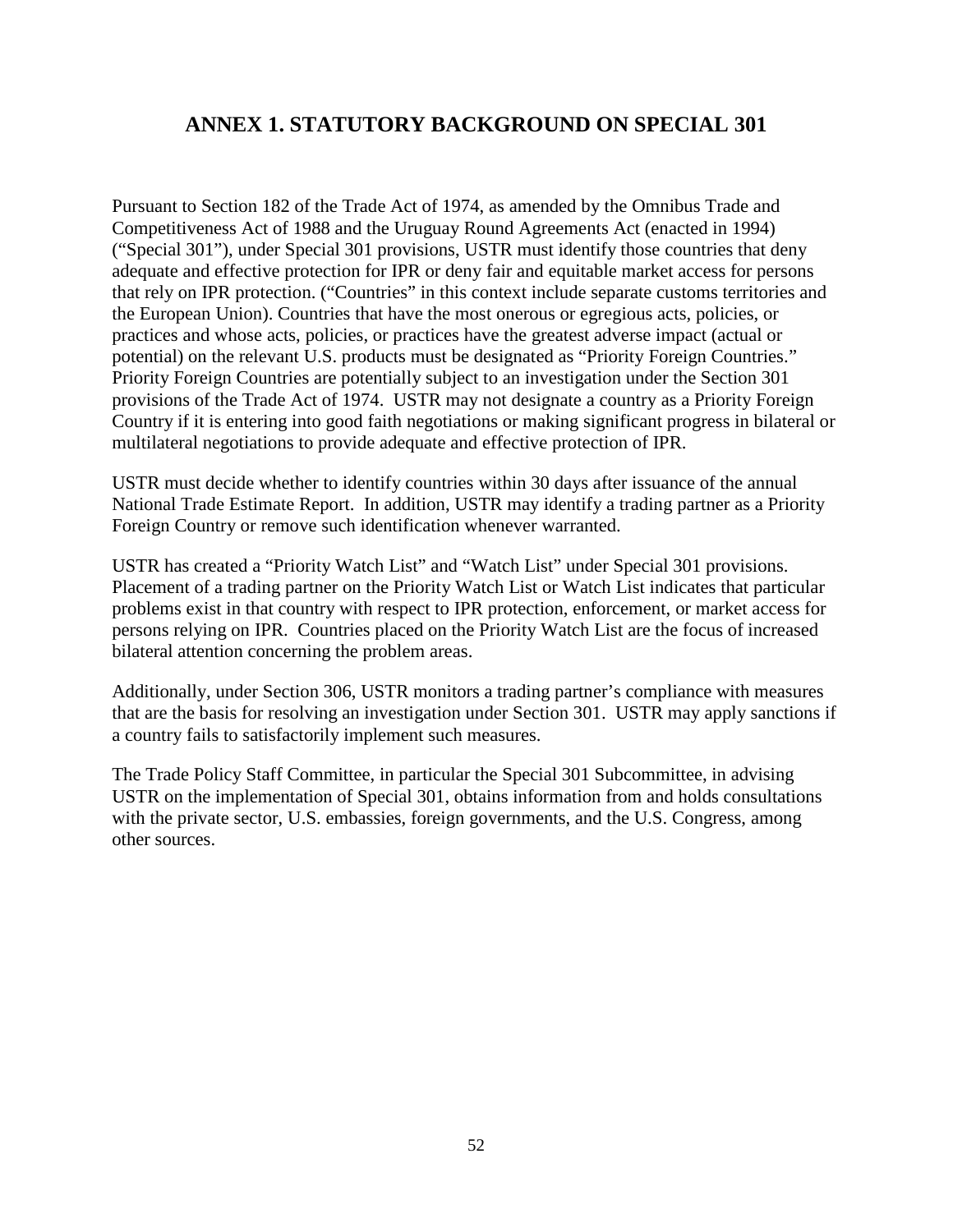# ANNEX 1. STATUTORY BACKGROUND ON SPECIAL 301

Pursuant to Section 182 of the Trade Act of 1974, as amended by the Omnibus Trade and Competitiveness Act of 1988 and the Uruguay Round Agreements Act (enacted in 1994) ("Special 301"), under Special 301 provisions, USTR must identify those countries that deny adequate and effective protection for IPR or deny fair and equitable market access for persons that rely on IPR protection. ("Countries" in this context include separate customs territories and the European Union). Countries that have the most onerous or egregious acts, policies, or practices and whose acts, policies, or practices have the greatest adverse impact (actual or potential) on the relevant U.S. products must be designated as "Priority Foreign Countries." Priority Foreign Countries are potentially subject to an investigation under the Section 301 provisions of the Trade Act of 1974. USTR may not designate a country as a Priority Foreign Country if it is entering into good faith negotiations or making significant progress in bilateral or multilateral negotiations to provide adequate and effective protection of IPR.

USTR must decide whether to identify countries within 30 days after issuance of the annual National Trade Estimate Report. In addition, USTR may identify a trading partner as a Priority Foreign Country or remove such identification whenever warranted.

USTR has created a "Priority Watch List" and "Watch List" under Special 301 provisions. Placement of a trading partner on the Priority Watch List or Watch List indicates that particular problems exist in that country with respect to IPR protection, enforcement, or market access for persons relying on IPR. Countries placed on the Priority Watch List are the focus of increased bilateral attention concerning the problem areas.

Additionally, under Section 306, USTR monitors a trading partner's compliance with measures that are the basis for resolving an investigation under Section 301. USTR may apply sanctions if a country fails to satisfactorily implement such measures.

The Trade Policy Staff Committee, in particular the Special 301 Subcommittee, in advising USTR on the implementation of Special 301, obtains information from and holds consultations with the private sector, U.S. embassies, foreign governments, and the U.S. Congress, among other sources.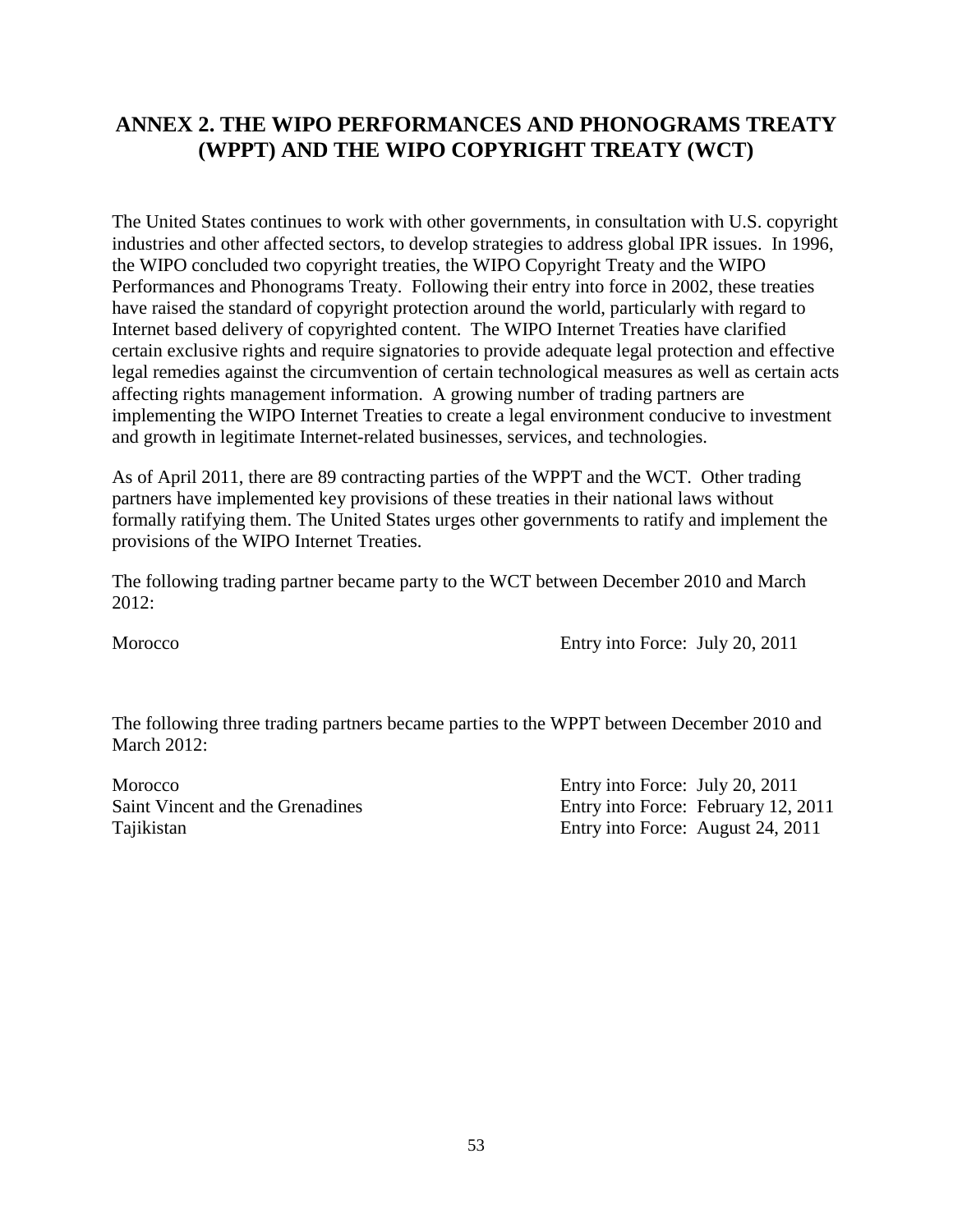# ANNEX 2. THE WIPO PERFORMANCES AND PHONOGRAMS TREATY (WPPT) AND THE WIPO COPYRIGHT TREATY (WCT)

The United States continues to work with other governments, in consultation with U.S. copyright industries and other affected sectors, to develop strategies to address global IPR issues. In 1996, the WIPO concluded two copyright treaties, the WIPO Copyright Treaty and the WIPO Performances and Phonograms Treaty. Following their entry into force in 2002, these treaties have raised the standard of copyright protection around the world, particularly with regard to Internet based delivery of copyrighted content. The WIPO Internet Treaties have clarified certain exclusive rights and require signatories to provide adequate legal protection and effective legal remedies against the circumvention of certain technological measures as well as certain acts affecting rights management information. A growing number of trading partners are implementing the WIPO Internet Treaties to create a legal environment conducive to investment and growth in legitimate Internet-related businesses, services, and technologies.

As of April 2011, there are 89 contracting parties of the WPPT and the WCT. Other trading partners have implemented key provisions of these treaties in their national laws without formally ratifying them. The United States urges other governments to ratify and implement the provisions of the WIPO Internet Treaties.

The following trading partner became party to the WCT between December 2010 and March 2012:

| | |
|---|---|
| Morocco | Entry into Force: July 20, 2011 |

The following three trading partners became parties to the WPPT between December 2010 and March 2012:

| | |
|---|---|
| Morocco | Entry into Force: July 20, 2011 |
| Saint Vincent and the Grenadines | Entry into Force: February 12, 2011 |
| Tajikistan | Entry into Force: August 24, 2011 |